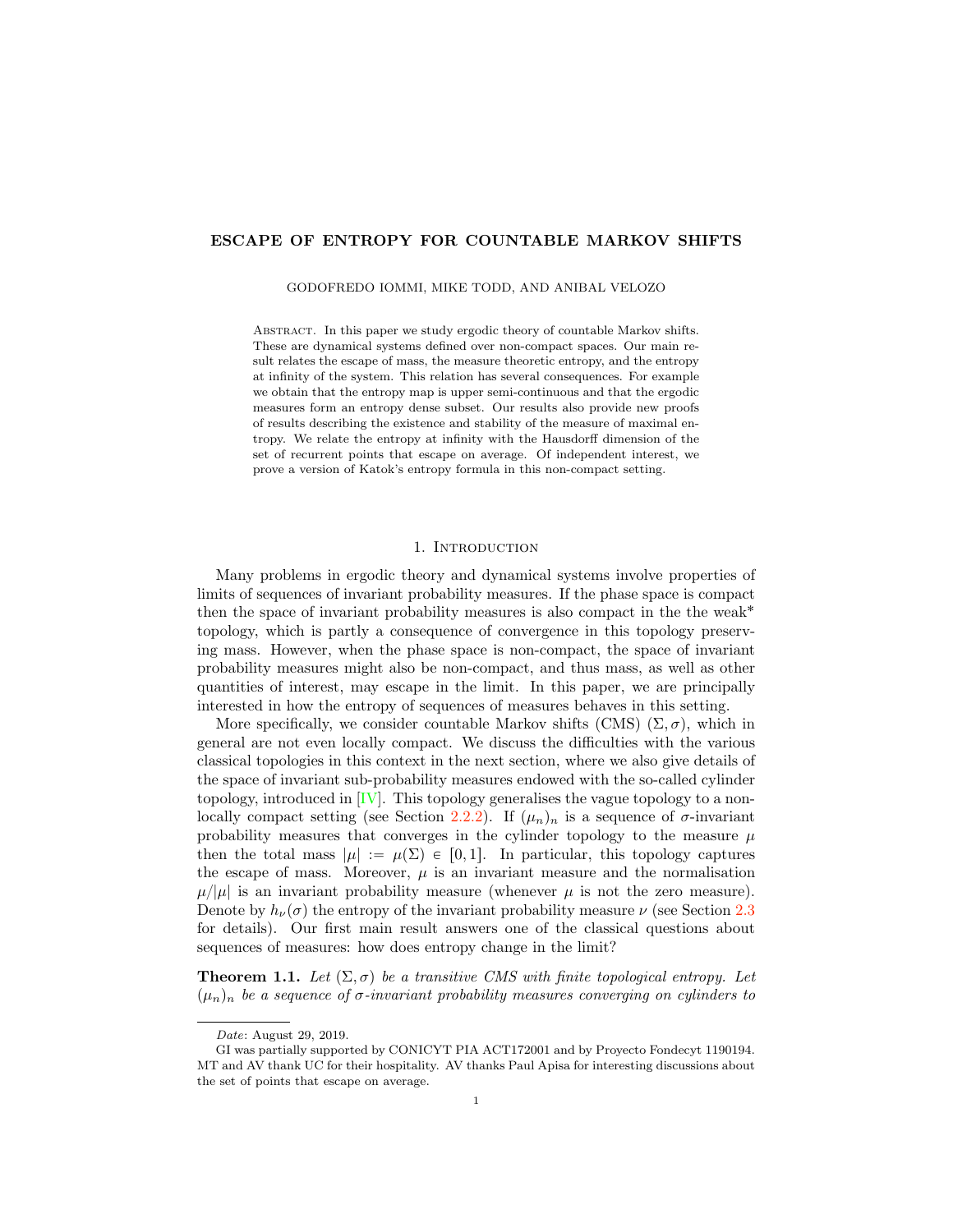# ESCAPE OF ENTROPY FOR COUNTABLE MARKOV SHIFTS

GODOFREDO IOMMI, MIKE TODD, AND ANIBAL VELOZO

Abstract. In this paper we study ergodic theory of countable Markov shifts. These are dynamical systems defined over non-compact spaces. Our main result relates the escape of mass, the measure theoretic entropy, and the entropy at infinity of the system. This relation has several consequences. For example we obtain that the entropy map is upper semi-continuous and that the ergodic measures form an entropy dense subset. Our results also provide new proofs of results describing the existence and stability of the measure of maximal entropy. We relate the entropy at infinity with the Hausdorff dimension of the set of recurrent points that escape on average. Of independent interest, we prove a version of Katok's entropy formula in this non-compact setting.

## 1. Introduction

Many problems in ergodic theory and dynamical systems involve properties of limits of sequences of invariant probability measures. If the phase space is compact then the space of invariant probability measures is also compact in the the weak* topology, which is partly a consequence of convergence in this topology preserving mass. However, when the phase space is non-compact, the space of invariant probability measures might also be non-compact, and thus mass, as well as other quantities of interest, may escape in the limit. In this paper, we are principally interested in how the entropy of sequences of measures behaves in this setting.

More specifically, we consider countable Markov shifts (CMS) $(\Sigma, \sigma)$, which in general are not even locally compact. We discuss the difficulties with the various classical topologies in this context in the next section, where we also give details of the space of invariant sub-probability measures endowed with the so-called cylinder topology, introduced in [IV]. This topology generalises the vague topology to a non-locally compact setting (see Section 2.2.2). If $(\mu_n)_n$ is a sequence of $\sigma$-invariant probability measures that converges in the cylinder topology to the measure $\mu$ then the total mass $|\mu| := \mu(\Sigma) \in [0, 1]$. In particular, this topology captures the escape of mass. Moreover, $\mu$ is an invariant measure and the normalisation $\mu/|\mu|$ is an invariant probability measure (whenever $\mu$ is not the zero measure). Denote by $h_\nu(\sigma)$ the entropy of the invariant probability measure $\nu$ (see Section 2.3 for details). Our first main result answers one of the classical questions about sequences of measures: how does entropy change in the limit?

**Theorem 1.1.** *Let $(\Sigma, \sigma)$ be a transitive CMS with finite topological entropy. Let $(\mu_n)_n$ be a sequence of $\sigma$-invariant probability measures converging on cylinders to*

---

*Date*: August 29, 2019.

GI was partially supported by CONICYT PIA ACT172001 and by Proyecto Fondecyt 1190194. MT and AV thank UC for their hospitality. AV thanks Paul Apisa for interesting discussions about the set of points that escape on average.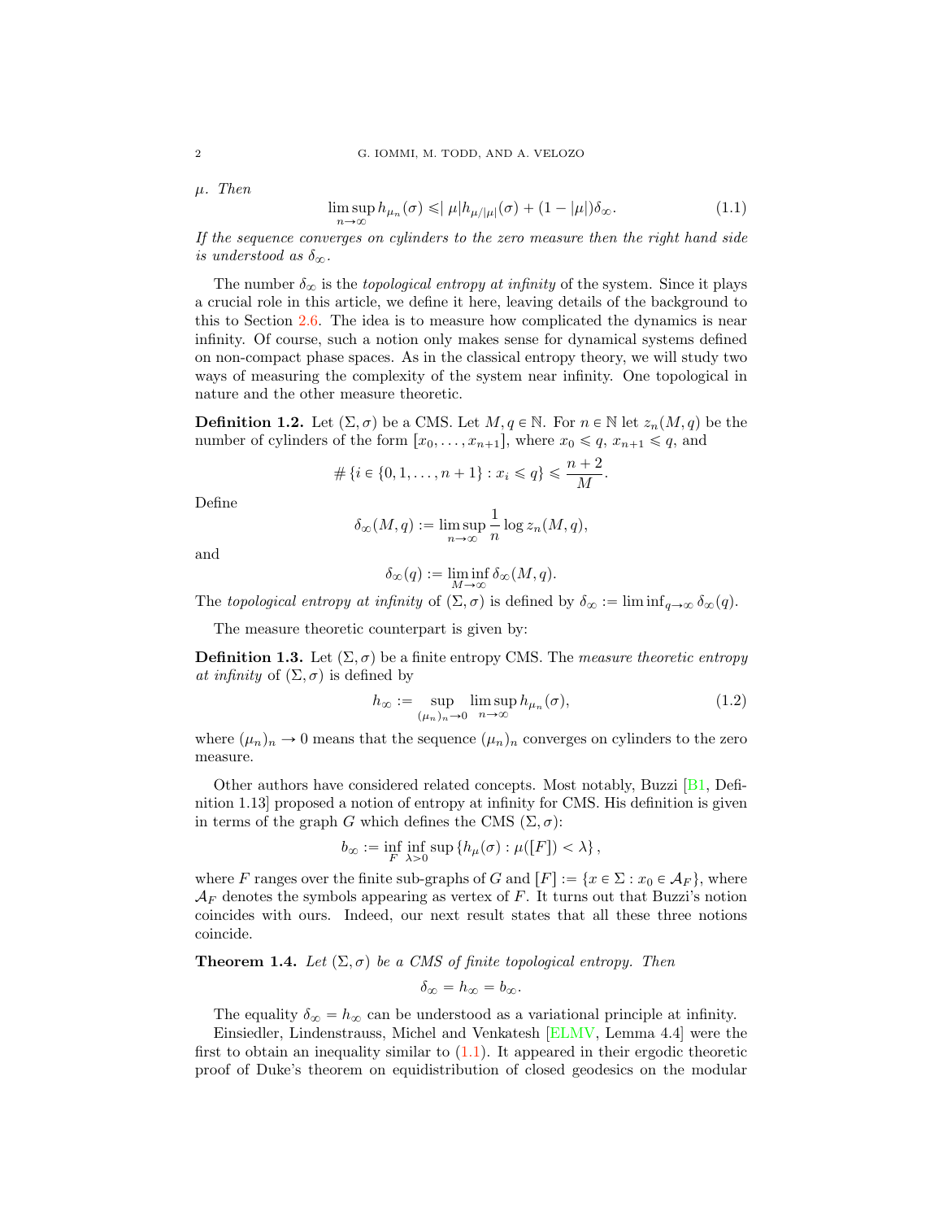*$\mu$. Then*

$$\limsup_{n\to\infty} h_{\mu_n}(\sigma) \leqslant |\mu| h_{\mu/|\mu|}(\sigma) + (1-|\mu|)\delta_\infty. \tag{1.1}$$

*If the sequence converges on cylinders to the zero measure then the right hand side is understood as $\delta_\infty$.*

The number $\delta_\infty$ is the *topological entropy at infinity* of the system. Since it plays a crucial role in this article, we define it here, leaving details of the background to this to Section 2.6. The idea is to measure how complicated the dynamics is near infinity. Of course, such a notion only makes sense for dynamical systems defined on non-compact phase spaces. As in the classical entropy theory, we will study two ways of measuring the complexity of the system near infinity. One topological in nature and the other measure theoretic.

**Definition 1.2.** Let $(\Sigma, \sigma)$ be a CMS. Let $M, q \in \mathbb{N}$. For $n \in \mathbb{N}$ let $z_n(M,q)$ be the number of cylinders of the form $[x_0, \ldots, x_{n+1}]$, where $x_0 \leqslant q$, $x_{n+1} \leqslant q$, and

$$\#\{i \in \{0,1,\ldots,n+1\} : x_i \leqslant q\} \leqslant \frac{n+2}{M}.$$

Define

$$\delta_\infty(M,q) := \limsup_{n\to\infty} \frac{1}{n} \log z_n(M,q),$$

and

$$\delta_\infty(q) := \liminf_{M\to\infty} \delta_\infty(M,q).$$

The *topological entropy at infinity* of $(\Sigma,\sigma)$ is defined by $\delta_\infty := \liminf_{q\to\infty} \delta_\infty(q)$.

The measure theoretic counterpart is given by:

**Definition 1.3.** Let $(\Sigma, \sigma)$ be a finite entropy CMS. The *measure theoretic entropy at infinity* of $(\Sigma,\sigma)$ is defined by

$$h_\infty := \sup_{(\mu_n)_n \to 0} \limsup_{n\to\infty} h_{\mu_n}(\sigma), \tag{1.2}$$

where $(\mu_n)_n \to 0$ means that the sequence $(\mu_n)_n$ converges on cylinders to the zero measure.

Other authors have considered related concepts. Most notably, Buzzi [B1, Definition 1.13] proposed a notion of entropy at infinity for CMS. His definition is given in terms of the graph $G$ which defines the CMS $(\Sigma,\sigma)$:

$$b_\infty := \inf_F \inf_{\lambda>0} \sup \{h_\mu(\sigma) : \mu([F]) < \lambda\},$$

where $F$ ranges over the finite sub-graphs of $G$ and $[F] := \{x \in \Sigma : x_0 \in \mathcal{A}_F\}$, where $\mathcal{A}_F$ denotes the symbols appearing as vertex of $F$. It turns out that Buzzi's notion coincides with ours. Indeed, our next result states that all these three notions coincide.

**Theorem 1.4.** *Let $(\Sigma,\sigma)$ be a CMS of finite topological entropy. Then*

$$\delta_\infty = h_\infty = b_\infty.$$

The equality $\delta_\infty = h_\infty$ can be understood as a variational principle at infinity.

Einsiedler, Lindenstrauss, Michel and Venkatesh [ELMV, Lemma 4.4] were the first to obtain an inequality similar to (1.1). It appeared in their ergodic theoretic proof of Duke's theorem on equidistribution of closed geodesics on the modular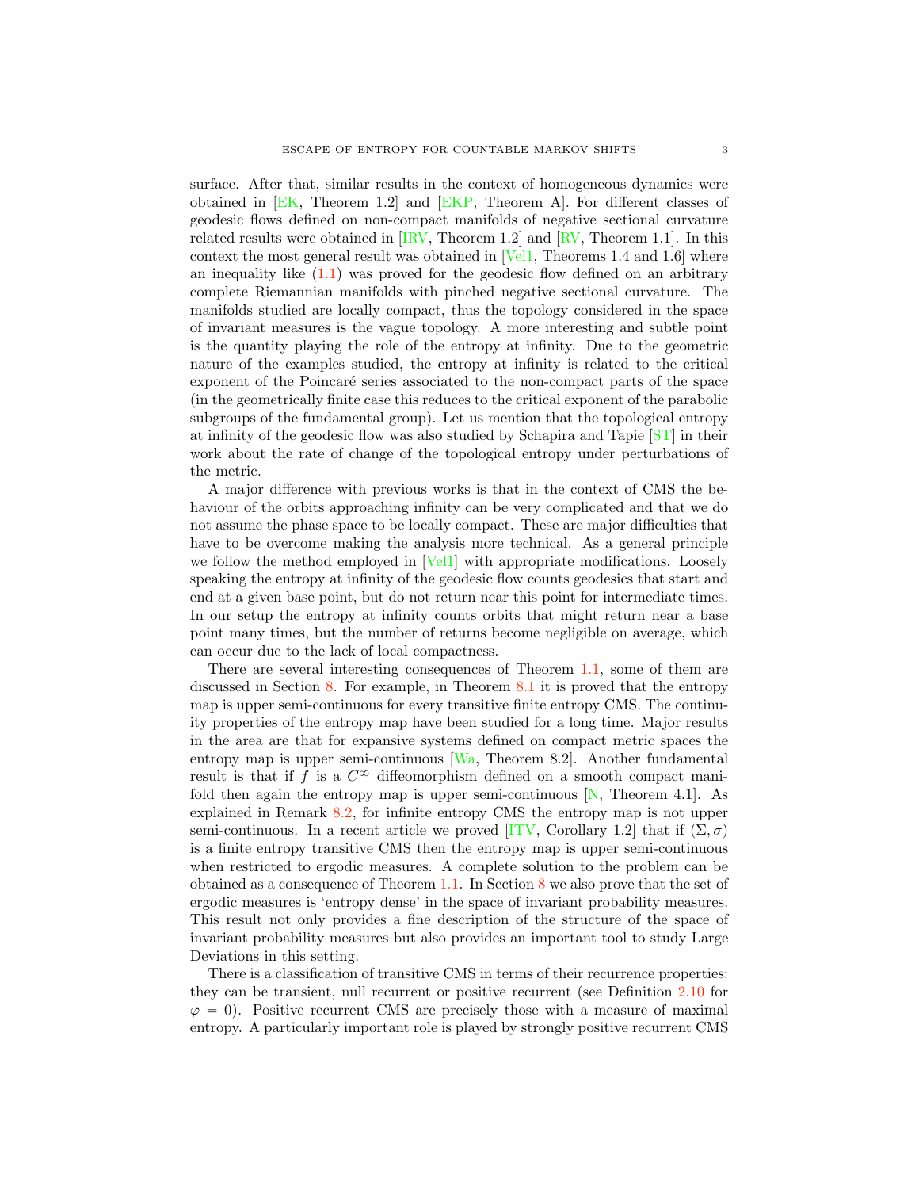surface. After that, similar results in the context of homogeneous dynamics were obtained in [EK, Theorem 1.2] and [EKP, Theorem A]. For different classes of geodesic flows defined on non-compact manifolds of negative sectional curvature related results were obtained in [IRV, Theorem 1.2] and [RV, Theorem 1.1]. In this context the most general result was obtained in [Vel1, Theorems 1.4 and 1.6] where an inequality like (1.1) was proved for the geodesic flow defined on an arbitrary complete Riemannian manifolds with pinched negative sectional curvature. The manifolds studied are locally compact, thus the topology considered in the space of invariant measures is the vague topology. A more interesting and subtle point is the quantity playing the role of the entropy at infinity. Due to the geometric nature of the examples studied, the entropy at infinity is related to the critical exponent of the Poincaré series associated to the non-compact parts of the space (in the geometrically finite case this reduces to the critical exponent of the parabolic subgroups of the fundamental group). Let us mention that the topological entropy at infinity of the geodesic flow was also studied by Schapira and Tapie [ST] in their work about the rate of change of the topological entropy under perturbations of the metric.

A major difference with previous works is that in the context of CMS the behaviour of the orbits approaching infinity can be very complicated and that we do not assume the phase space to be locally compact. These are major difficulties that have to be overcome making the analysis more technical. As a general principle we follow the method employed in [Vel1] with appropriate modifications. Loosely speaking the entropy at infinity of the geodesic flow counts geodesics that start and end at a given base point, but do not return near this point for intermediate times. In our setup the entropy at infinity counts orbits that might return near a base point many times, but the number of returns become negligible on average, which can occur due to the lack of local compactness.

There are several interesting consequences of Theorem 1.1, some of them are discussed in Section 8. For example, in Theorem 8.1 it is proved that the entropy map is upper semi-continuous for every transitive finite entropy CMS. The continuity properties of the entropy map have been studied for a long time. Major results in the area are that for expansive systems defined on compact metric spaces the entropy map is upper semi-continuous [Wa, Theorem 8.2]. Another fundamental result is that if $f$ is a $C^\infty$ diffeomorphism defined on a smooth compact manifold then again the entropy map is upper semi-continuous [N, Theorem 4.1]. As explained in Remark 8.2, for infinite entropy CMS the entropy map is not upper semi-continuous. In a recent article we proved [ITV, Corollary 1.2] that if $(\Sigma, \sigma)$ is a finite entropy transitive CMS then the entropy map is upper semi-continuous when restricted to ergodic measures. A complete solution to the problem can be obtained as a consequence of Theorem 1.1. In Section 8 we also prove that the set of ergodic measures is 'entropy dense' in the space of invariant probability measures. This result not only provides a fine description of the structure of the space of invariant probability measures but also provides an important tool to study Large Deviations in this setting.

There is a classification of transitive CMS in terms of their recurrence properties: they can be transient, null recurrent or positive recurrent (see Definition 2.10 for $\varphi = 0$). Positive recurrent CMS are precisely those with a measure of maximal entropy. A particularly important role is played by strongly positive recurrent CMS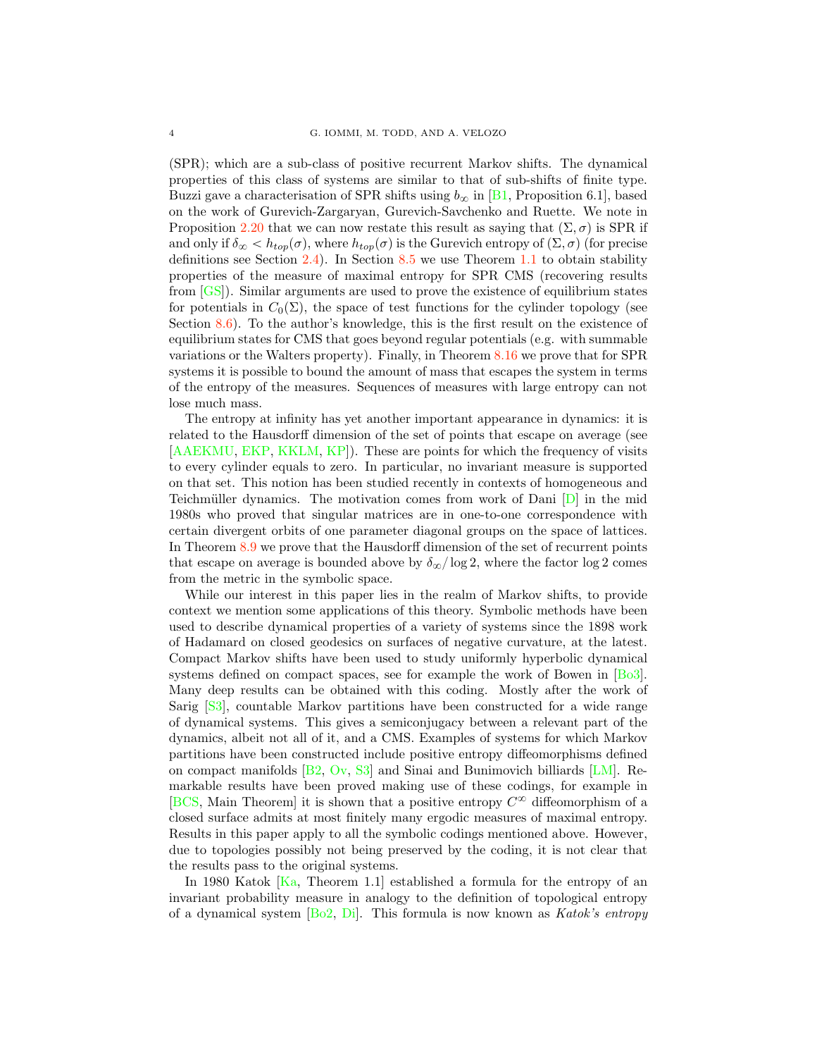(SPR); which are a sub-class of positive recurrent Markov shifts. The dynamical properties of this class of systems are similar to that of sub-shifts of finite type. Buzzi gave a characterisation of SPR shifts using $b_\infty$ in [B1, Proposition 6.1], based on the work of Gurevich-Zargaryan, Gurevich-Savchenko and Ruette. We note in Proposition 2.20 that we can now restate this result as saying that $(\Sigma, \sigma)$ is SPR if and only if $\delta_\infty < h_{top}(\sigma)$, where $h_{top}(\sigma)$ is the Gurevich entropy of $(\Sigma, \sigma)$ (for precise definitions see Section 2.4). In Section 8.5 we use Theorem 1.1 to obtain stability properties of the measure of maximal entropy for SPR CMS (recovering results from [GS]). Similar arguments are used to prove the existence of equilibrium states for potentials in $C_0(\Sigma)$, the space of test functions for the cylinder topology (see Section 8.6). To the author's knowledge, this is the first result on the existence of equilibrium states for CMS that goes beyond regular potentials (e.g. with summable variations or the Walters property). Finally, in Theorem 8.16 we prove that for SPR systems it is possible to bound the amount of mass that escapes the system in terms of the entropy of the measures. Sequences of measures with large entropy can not lose much mass.

The entropy at infinity has yet another important appearance in dynamics: it is related to the Hausdorff dimension of the set of points that escape on average (see [AAEKMU, EKP, KKLM, KP]). These are points for which the frequency of visits to every cylinder equals to zero. In particular, no invariant measure is supported on that set. This notion has been studied recently in contexts of homogeneous and Teichmüller dynamics. The motivation comes from work of Dani [D] in the mid 1980s who proved that singular matrices are in one-to-one correspondence with certain divergent orbits of one parameter diagonal groups on the space of lattices. In Theorem 8.9 we prove that the Hausdorff dimension of the set of recurrent points that escape on average is bounded above by $\delta_\infty / \log 2$, where the factor $\log 2$ comes from the metric in the symbolic space.

While our interest in this paper lies in the realm of Markov shifts, to provide context we mention some applications of this theory. Symbolic methods have been used to describe dynamical properties of a variety of systems since the 1898 work of Hadamard on closed geodesics on surfaces of negative curvature, at the latest. Compact Markov shifts have been used to study uniformly hyperbolic dynamical systems defined on compact spaces, see for example the work of Bowen in [Bo3]. Many deep results can be obtained with this coding. Mostly after the work of Sarig [S3], countable Markov partitions have been constructed for a wide range of dynamical systems. This gives a semiconjugacy between a relevant part of the dynamics, albeit not all of it, and a CMS. Examples of systems for which Markov partitions have been constructed include positive entropy diffeomorphisms defined on compact manifolds [B2, Ov, S3] and Sinai and Bunimovich billiards [LM]. Remarkable results have been proved making use of these codings, for example in [BCS, Main Theorem] it is shown that a positive entropy $C^\infty$ diffeomorphism of a closed surface admits at most finitely many ergodic measures of maximal entropy. Results in this paper apply to all the symbolic codings mentioned above. However, due to topologies possibly not being preserved by the coding, it is not clear that the results pass to the original systems.

In 1980 Katok [Ka, Theorem 1.1] established a formula for the entropy of an invariant probability measure in analogy to the definition of topological entropy of a dynamical system [Bo2, Di]. This formula is now known as *Katok's entropy*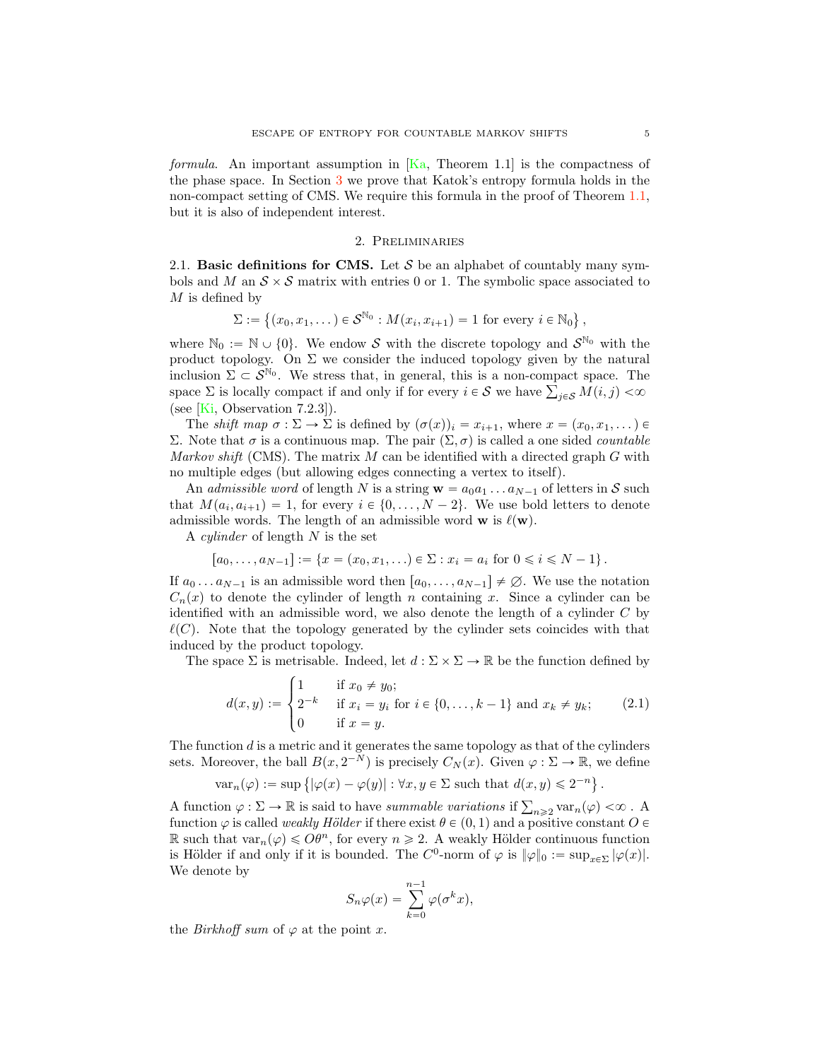*formula*. An important assumption in [Ka, Theorem 1.1] is the compactness of the phase space. In Section 3 we prove that Katok's entropy formula holds in the non-compact setting of CMS. We require this formula in the proof of Theorem 1.1, but it is also of independent interest.

## 2. Preliminaries

2.1. **Basic definitions for CMS.** Let $\mathcal{S}$ be an alphabet of countably many symbols and $M$ an $\mathcal{S} \times \mathcal{S}$ matrix with entries 0 or 1. The symbolic space associated to $M$ is defined by

$$\Sigma := \left\{(x_0, x_1, \dots) \in \mathcal{S}^{\mathbb{N}_0} : M(x_i, x_{i+1}) = 1 \text{ for every } i \in \mathbb{N}_0\right\},$$

where $\mathbb{N}_0 := \mathbb{N} \cup \{0\}$. We endow $\mathcal{S}$ with the discrete topology and $\mathcal{S}^{\mathbb{N}_0}$ with the product topology. On $\Sigma$ we consider the induced topology given by the natural inclusion $\Sigma \subset \mathcal{S}^{\mathbb{N}_0}$. We stress that, in general, this is a non-compact space. The space $\Sigma$ is locally compact if and only if for every $i \in \mathcal{S}$ we have $\sum_{j \in \mathcal{S}} M(i,j) < \infty$ (see [Ki, Observation 7.2.3]).

The *shift map* $\sigma : \Sigma \to \Sigma$ is defined by $(\sigma(x))_i = x_{i+1}$, where $x = (x_0, x_1, \dots) \in \Sigma$. Note that $\sigma$ is a continuous map. The pair $(\Sigma, \sigma)$ is called a one sided *countable Markov shift* (CMS). The matrix $M$ can be identified with a directed graph $G$ with no multiple edges (but allowing edges connecting a vertex to itself).

An *admissible word* of length $N$ is a string $\mathbf{w} = a_0 a_1 \dots a_{N-1}$ of letters in $\mathcal{S}$ such that $M(a_i, a_{i+1}) = 1$, for every $i \in \{0, \dots, N-2\}$. We use bold letters to denote admissible words. The length of an admissible word $\mathbf{w}$ is $\ell(\mathbf{w})$.

A *cylinder* of length $N$ is the set

$$[a_0, \dots, a_{N-1}] := \{x = (x_0, x_1, \dots) \in \Sigma : x_i = a_i \text{ for } 0 \leqslant i \leqslant N-1\}.$$

If $a_0 \dots a_{N-1}$ is an admissible word then $[a_0, \dots, a_{N-1}] \neq \emptyset$. We use the notation $C_n(x)$ to denote the cylinder of length $n$ containing $x$. Since a cylinder can be identified with an admissible word, we also denote the length of a cylinder $C$ by $\ell(C)$. Note that the topology generated by the cylinder sets coincides with that induced by the product topology.

The space $\Sigma$ is metrisable. Indeed, let $d : \Sigma \times \Sigma \to \mathbb{R}$ be the function defined by

$$d(x,y) := \begin{cases} 1 & \text{if } x_0 \neq y_0; \\ 2^{-k} & \text{if } x_i = y_i \text{ for } i \in \{0, \dots, k-1\} \text{ and } x_k \neq y_k; \\ 0 & \text{if } x = y. \end{cases} \tag{2.1}$$

The function $d$ is a metric and it generates the same topology as that of the cylinders sets. Moreover, the ball $B(x, 2^{-N})$ is precisely $C_N(x)$. Given $\varphi : \Sigma \to \mathbb{R}$, we define

$$\operatorname{var}_n(\varphi) := \sup\left\{|\varphi(x) - \varphi(y)| : \forall x, y \in \Sigma \text{ such that } d(x,y) \leqslant 2^{-n}\right\}.$$

A function $\varphi : \Sigma \to \mathbb{R}$ is said to have *summable variations* if $\sum_{n \geqslant 2} \operatorname{var}_n(\varphi) < \infty$ . A function $\varphi$ is called *weakly Hölder* if there exist $\theta \in (0,1)$ and a positive constant $O \in \mathbb{R}$ such that $\operatorname{var}_n(\varphi) \leqslant O\theta^n$, for every $n \geqslant 2$. A weakly Hölder continuous function is Hölder if and only if it is bounded. The $C^0$-norm of $\varphi$ is $\|\varphi\|_0 := \sup_{x \in \Sigma} |\varphi(x)|$. We denote by

$$S_n\varphi(x) = \sum_{k=0}^{n-1} \varphi(\sigma^k x),$$

the *Birkhoff sum* of $\varphi$ at the point $x$.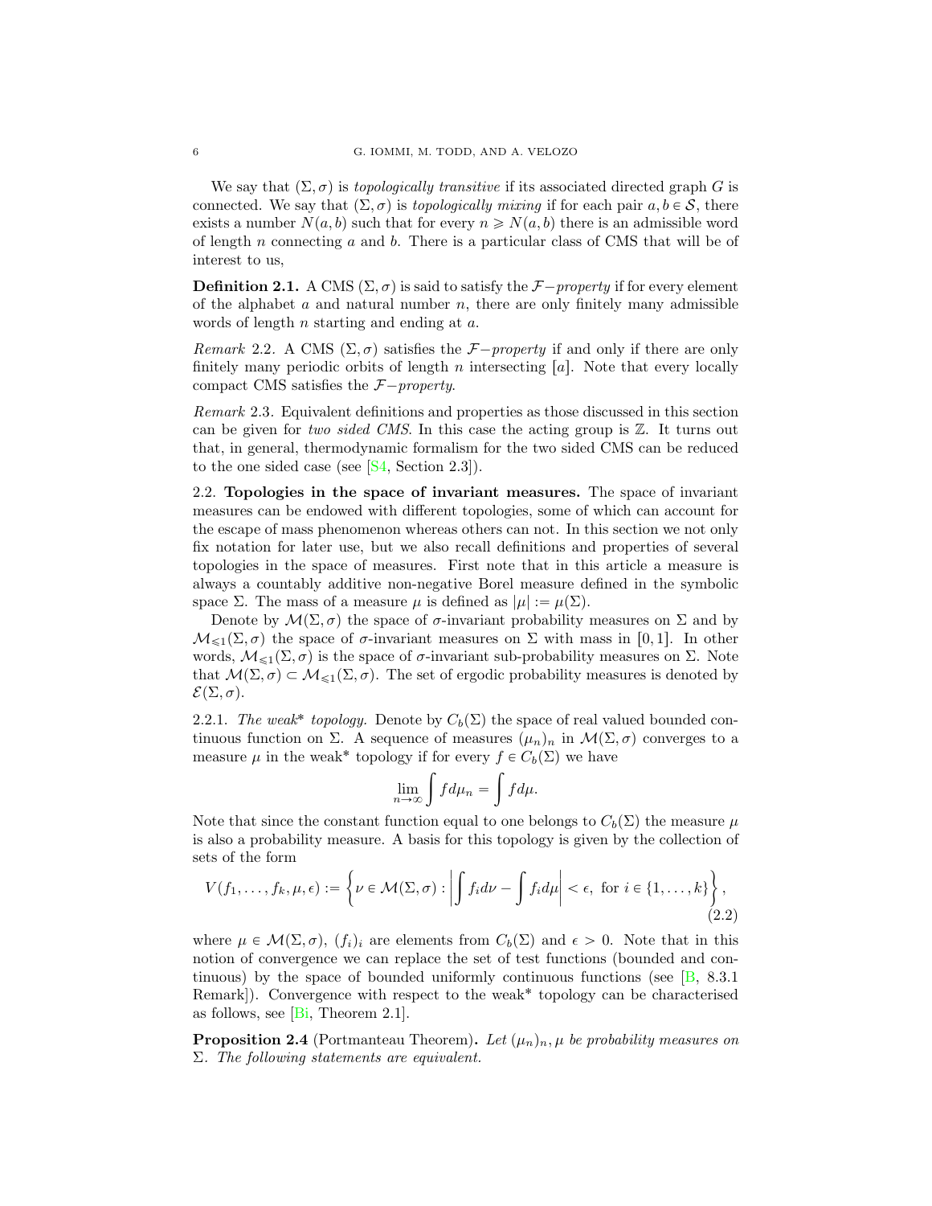We say that $(\Sigma, \sigma)$ is *topologically transitive* if its associated directed graph $G$ is connected. We say that $(\Sigma, \sigma)$ is *topologically mixing* if for each pair $a, b \in \mathcal{S}$, there exists a number $N(a, b)$ such that for every $n \geqslant N(a, b)$ there is an admissible word of length $n$ connecting $a$ and $b$. There is a particular class of CMS that will be of interest to us,

**Definition 2.1.** A CMS $(\Sigma, \sigma)$ is said to satisfy the $\mathcal{F}-$*property* if for every element of the alphabet $a$ and natural number $n$, there are only finitely many admissible words of length $n$ starting and ending at $a$.

*Remark* 2.2. A CMS $(\Sigma, \sigma)$ satisfies the $\mathcal{F}-$*property* if and only if there are only finitely many periodic orbits of length $n$ intersecting $[a]$. Note that every locally compact CMS satisfies the $\mathcal{F}-$*property*.

*Remark* 2.3. Equivalent definitions and properties as those discussed in this section can be given for *two sided CMS*. In this case the acting group is $\mathbb{Z}$. It turns out that, in general, thermodynamic formalism for the two sided CMS can be reduced to the one sided case (see [S4, Section 2.3]).

2.2. **Topologies in the space of invariant measures.** The space of invariant measures can be endowed with different topologies, some of which can account for the escape of mass phenomenon whereas others can not. In this section we not only fix notation for later use, but we also recall definitions and properties of several topologies in the space of measures. First note that in this article a measure is always a countably additive non-negative Borel measure defined in the symbolic space $\Sigma$. The mass of a measure $\mu$ is defined as $|\mu| := \mu(\Sigma)$.

Denote by $\mathcal{M}(\Sigma, \sigma)$ the space of $\sigma$-invariant probability measures on $\Sigma$ and by $\mathcal{M}_{\leqslant 1}(\Sigma, \sigma)$ the space of $\sigma$-invariant measures on $\Sigma$ with mass in $[0, 1]$. In other words, $\mathcal{M}_{\leqslant 1}(\Sigma, \sigma)$ is the space of $\sigma$-invariant sub-probability measures on $\Sigma$. Note that $\mathcal{M}(\Sigma, \sigma) \subset \mathcal{M}_{\leqslant 1}(\Sigma, \sigma)$. The set of ergodic probability measures is denoted by $\mathcal{E}(\Sigma, \sigma)$.

2.2.1. *The weak\* topology.* Denote by $C_b(\Sigma)$ the space of real valued bounded continuous function on $\Sigma$. A sequence of measures $(\mu_n)_n$ in $\mathcal{M}(\Sigma, \sigma)$ converges to a measure $\mu$ in the weak* topology if for every $f \in C_b(\Sigma)$ we have

$$\lim_{n \to \infty} \int f d\mu_n = \int f d\mu.$$

Note that since the constant function equal to one belongs to $C_b(\Sigma)$ the measure $\mu$ is also a probability measure. A basis for this topology is given by the collection of sets of the form

$$V(f_1, \ldots, f_k, \mu, \epsilon) := \left\{ \nu \in \mathcal{M}(\Sigma, \sigma) : \left| \int f_i d\nu - \int f_i d\mu \right| < \epsilon, \text{ for } i \in \{1, \ldots, k\} \right\}, \tag{2.2}$$

where $\mu \in \mathcal{M}(\Sigma, \sigma)$, $(f_i)_i$ are elements from $C_b(\Sigma)$ and $\epsilon > 0$. Note that in this notion of convergence we can replace the set of test functions (bounded and continuous) by the space of bounded uniformly continuous functions (see [B, 8.3.1 Remark]). Convergence with respect to the weak* topology can be characterised as follows, see [Bi, Theorem 2.1].

**Proposition 2.4** (Portmanteau Theorem)**.** *Let $(\mu_n)_n, \mu$ be probability measures on $\Sigma$. The following statements are equivalent.*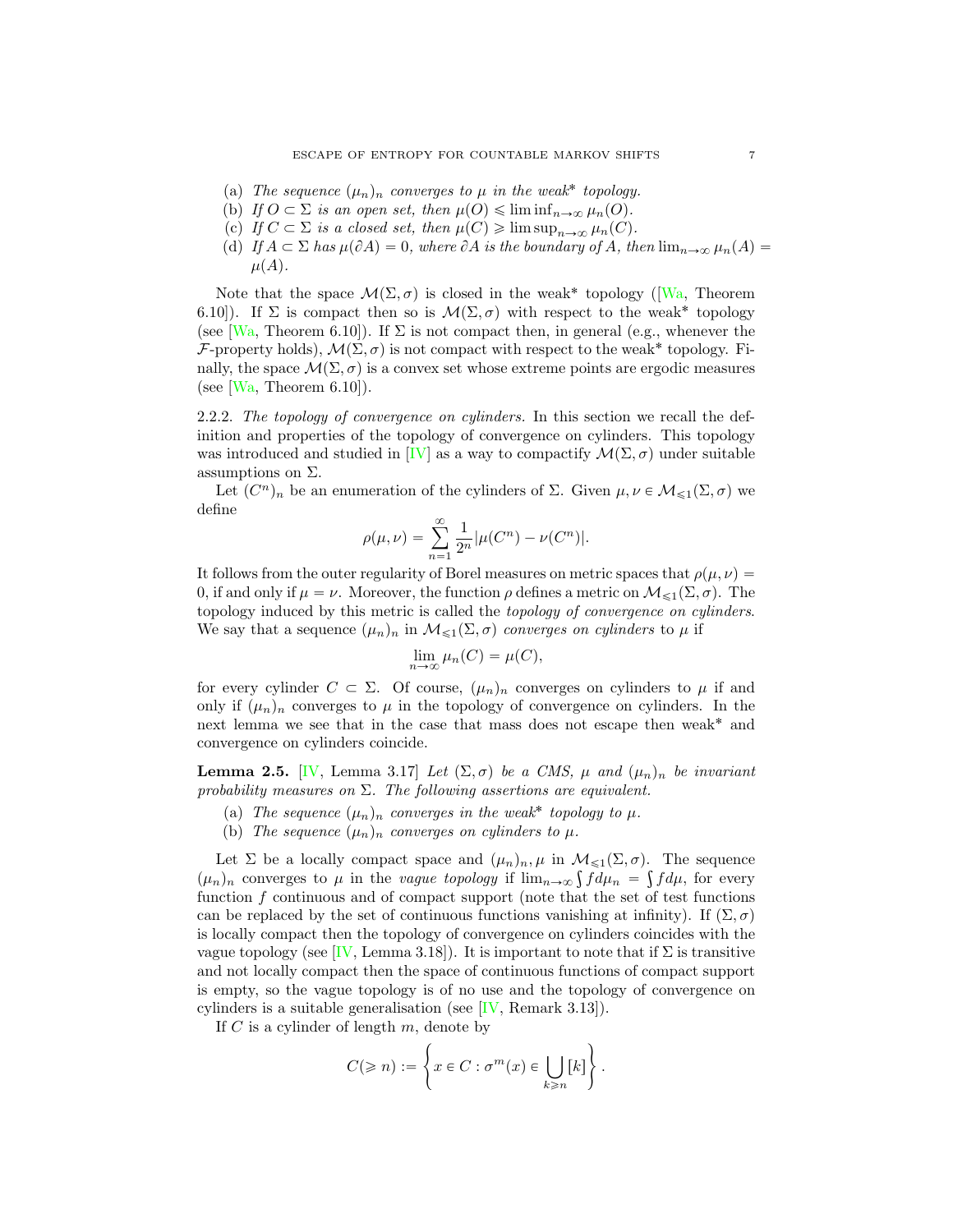(a) *The sequence $(\mu_n)_n$ converges to $\mu$ in the weak\* topology.*
(b) *If $O \subset \Sigma$ is an open set, then $\mu(O) \leqslant \liminf_{n\to\infty} \mu_n(O)$.*
(c) *If $C \subset \Sigma$ is a closed set, then $\mu(C) \geqslant \limsup_{n\to\infty} \mu_n(C)$.*
(d) *If $A \subset \Sigma$ has $\mu(\partial A) = 0$, where $\partial A$ is the boundary of $A$, then $\lim_{n\to\infty} \mu_n(A) = \mu(A)$.*

Note that the space $\mathcal{M}(\Sigma, \sigma)$ is closed in the weak* topology ([Wa, Theorem 6.10]). If $\Sigma$ is compact then so is $\mathcal{M}(\Sigma, \sigma)$ with respect to the weak* topology (see [Wa, Theorem 6.10]). If $\Sigma$ is not compact then, in general (e.g., whenever the $\mathcal{F}$-property holds), $\mathcal{M}(\Sigma, \sigma)$ is not compact with respect to the weak* topology. Finally, the space $\mathcal{M}(\Sigma, \sigma)$ is a convex set whose extreme points are ergodic measures (see [Wa, Theorem 6.10]).

2.2.2. *The topology of convergence on cylinders.* In this section we recall the definition and properties of the topology of convergence on cylinders. This topology was introduced and studied in [IV] as a way to compactify $\mathcal{M}(\Sigma, \sigma)$ under suitable assumptions on $\Sigma$.

Let $(C^n)_n$ be an enumeration of the cylinders of $\Sigma$. Given $\mu, \nu \in \mathcal{M}_{\leqslant 1}(\Sigma, \sigma)$ we define

$$\rho(\mu, \nu) = \sum_{n=1}^{\infty} \frac{1}{2^n} |\mu(C^n) - \nu(C^n)|.$$

It follows from the outer regularity of Borel measures on metric spaces that $\rho(\mu, \nu) = 0$, if and only if $\mu = \nu$. Moreover, the function $\rho$ defines a metric on $\mathcal{M}_{\leqslant 1}(\Sigma, \sigma)$. The topology induced by this metric is called the *topology of convergence on cylinders*. We say that a sequence $(\mu_n)_n$ in $\mathcal{M}_{\leqslant 1}(\Sigma, \sigma)$ *converges on cylinders* to $\mu$ if

$$\lim_{n\to\infty} \mu_n(C) = \mu(C),$$

for every cylinder $C \subset \Sigma$. Of course, $(\mu_n)_n$ converges on cylinders to $\mu$ if and only if $(\mu_n)_n$ converges to $\mu$ in the topology of convergence on cylinders. In the next lemma we see that in the case that mass does not escape then weak* and convergence on cylinders coincide.

**Lemma 2.5.** [IV, Lemma 3.17] *Let $(\Sigma, \sigma)$ be a CMS, $\mu$ and $(\mu_n)_n$ be invariant probability measures on $\Sigma$. The following assertions are equivalent.*

(a) *The sequence $(\mu_n)_n$ converges in the weak\* topology to $\mu$.*
(b) *The sequence $(\mu_n)_n$ converges on cylinders to $\mu$.*

Let $\Sigma$ be a locally compact space and $(\mu_n)_n, \mu$ in $\mathcal{M}_{\leqslant 1}(\Sigma, \sigma)$. The sequence $(\mu_n)_n$ converges to $\mu$ in the *vague topology* if $\lim_{n\to\infty} \int f d\mu_n = \int f d\mu$, for every function $f$ continuous and of compact support (note that the set of test functions can be replaced by the set of continuous functions vanishing at infinity). If $(\Sigma, \sigma)$ is locally compact then the topology of convergence on cylinders coincides with the vague topology (see [IV, Lemma 3.18]). It is important to note that if $\Sigma$ is transitive and not locally compact then the space of continuous functions of compact support is empty, so the vague topology is of no use and the topology of convergence on cylinders is a suitable generalisation (see [IV, Remark 3.13]).

If $C$ is a cylinder of length $m$, denote by

$$C(\geqslant n) := \left\{ x \in C : \sigma^m(x) \in \bigcup_{k \geqslant n} [k] \right\}.$$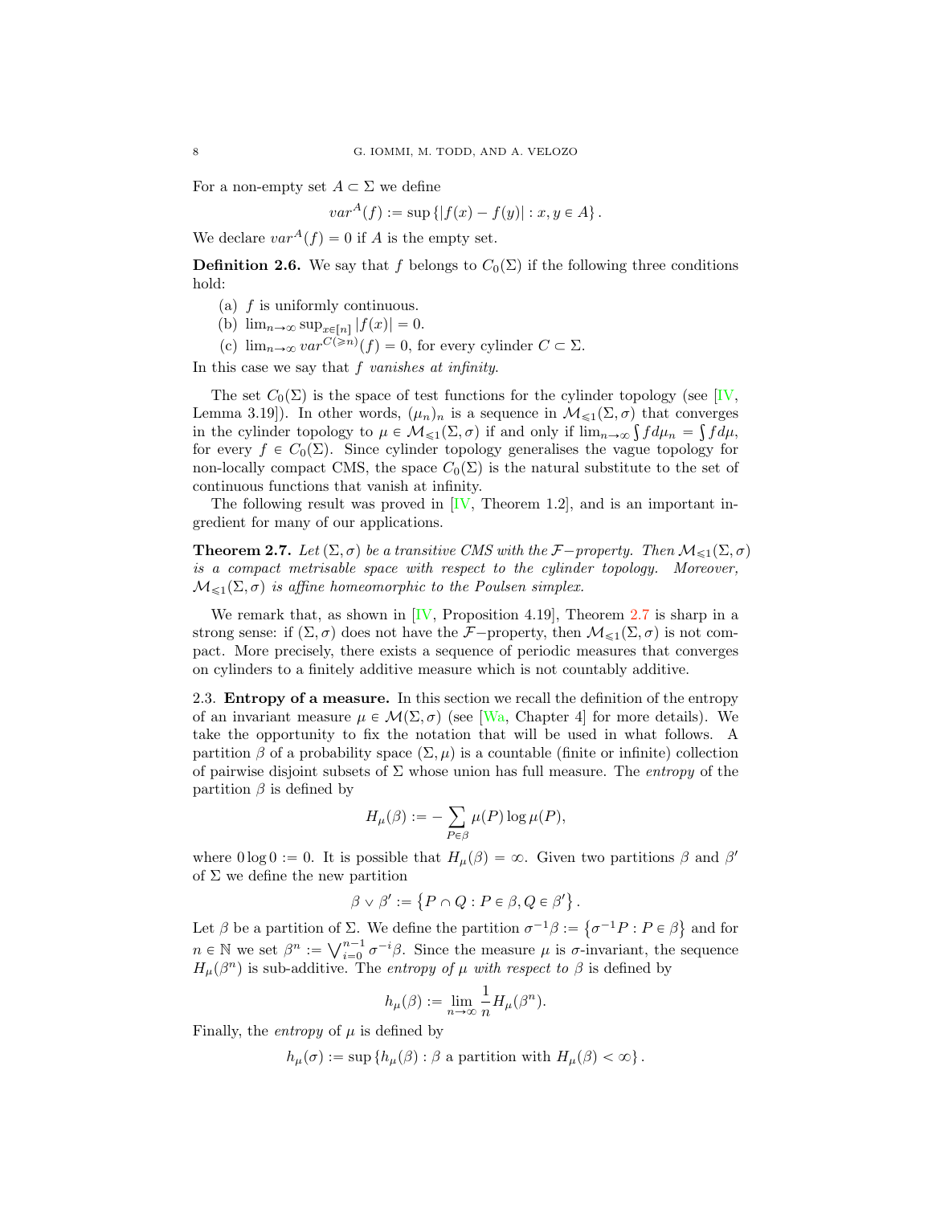For a non-empty set $A \subset \Sigma$ we define

$$var^A(f) := \sup \{|f(x) - f(y)| : x, y \in A\}.$$

We declare $var^A(f) = 0$ if $A$ is the empty set.

**Definition 2.6.** We say that $f$ belongs to $C_0(\Sigma)$ if the following three conditions hold:

(a) $f$ is uniformly continuous.

(b) $\lim_{n\to\infty} \sup_{x \in [n]} |f(x)| = 0$.

(c) $\lim_{n\to\infty} var^{C(\geqslant n)}(f) = 0$, for every cylinder $C \subset \Sigma$.

In this case we say that $f$ *vanishes at infinity*.

The set $C_0(\Sigma)$ is the space of test functions for the cylinder topology (see [IV, Lemma 3.19]). In other words, $(\mu_n)_n$ is a sequence in $\mathcal{M}_{\leqslant 1}(\Sigma, \sigma)$ that converges in the cylinder topology to $\mu \in \mathcal{M}_{\leqslant 1}(\Sigma, \sigma)$ if and only if $\lim_{n\to\infty} \int f d\mu_n = \int f d\mu$, for every $f \in C_0(\Sigma)$. Since cylinder topology generalises the vague topology for non-locally compact CMS, the space $C_0(\Sigma)$ is the natural substitute to the set of continuous functions that vanish at infinity.

The following result was proved in [IV, Theorem 1.2], and is an important ingredient for many of our applications.

**Theorem 2.7.** *Let $(\Sigma, \sigma)$ be a transitive CMS with the $\mathcal{F}-$property. Then $\mathcal{M}_{\leqslant 1}(\Sigma, \sigma)$ is a compact metrisable space with respect to the cylinder topology. Moreover, $\mathcal{M}_{\leqslant 1}(\Sigma, \sigma)$ is affine homeomorphic to the Poulsen simplex.*

We remark that, as shown in [IV, Proposition 4.19], Theorem 2.7 is sharp in a strong sense: if $(\Sigma, \sigma)$ does not have the $\mathcal{F}-$property, then $\mathcal{M}_{\leqslant 1}(\Sigma, \sigma)$ is not compact. More precisely, there exists a sequence of periodic measures that converges on cylinders to a finitely additive measure which is not countably additive.

2.3. **Entropy of a measure.** In this section we recall the definition of the entropy of an invariant measure $\mu \in \mathcal{M}(\Sigma, \sigma)$ (see [Wa, Chapter 4] for more details). We take the opportunity to fix the notation that will be used in what follows. A partition $\beta$ of a probability space $(\Sigma, \mu)$ is a countable (finite or infinite) collection of pairwise disjoint subsets of $\Sigma$ whose union has full measure. The *entropy* of the partition $\beta$ is defined by

$$H_\mu(\beta) := -\sum_{P \in \beta} \mu(P) \log \mu(P),$$

where $0 \log 0 := 0$. It is possible that $H_\mu(\beta) = \infty$. Given two partitions $\beta$ and $\beta'$ of $\Sigma$ we define the new partition

$$\beta \vee \beta' := \left\{ P \cap Q : P \in \beta, Q \in \beta' \right\}.$$

Let $\beta$ be a partition of $\Sigma$. We define the partition $\sigma^{-1}\beta := \left\{\sigma^{-1}P : P \in \beta\right\}$ and for $n \in \mathbb{N}$ we set $\beta^n := \bigvee_{i=0}^{n-1} \sigma^{-i}\beta$. Since the measure $\mu$ is $\sigma$-invariant, the sequence $H_\mu(\beta^n)$ is sub-additive. The *entropy of $\mu$ with respect to $\beta$* is defined by

$$h_\mu(\beta) := \lim_{n\to\infty} \frac{1}{n} H_\mu(\beta^n).$$

Finally, the *entropy* of $\mu$ is defined by

$$h_\mu(\sigma) := \sup \left\{ h_\mu(\beta) : \beta \text{ a partition with } H_\mu(\beta) < \infty \right\}.$$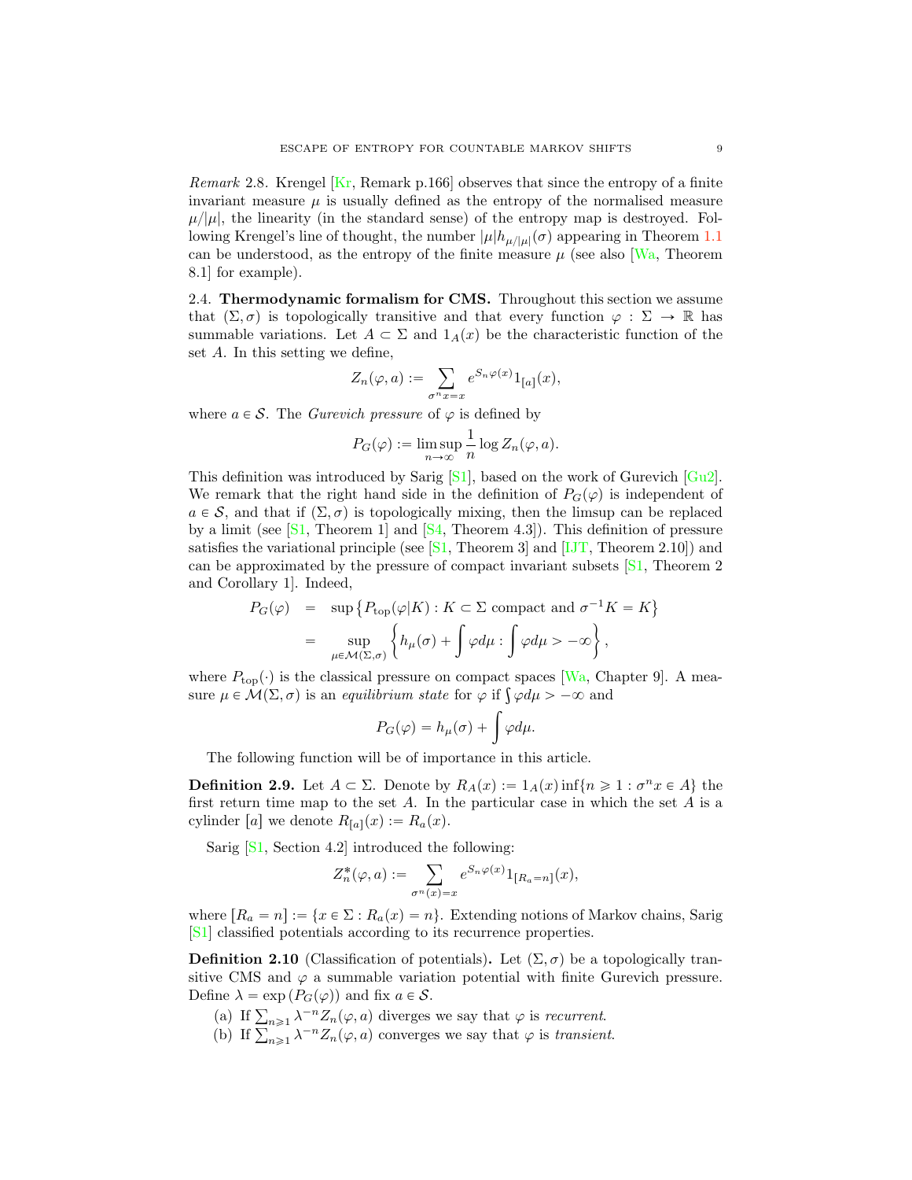*Remark* 2.8. Krengel [Kr, Remark p.166] observes that since the entropy of a finite invariant measure $\mu$ is usually defined as the entropy of the normalised measure $\mu/|\mu|$, the linearity (in the standard sense) of the entropy map is destroyed. Following Krengel's line of thought, the number $|\mu|h_{\mu/|\mu|}(\sigma)$ appearing in Theorem 1.1 can be understood, as the entropy of the finite measure $\mu$ (see also [Wa, Theorem 8.1] for example).

**2.4. Thermodynamic formalism for CMS.** Throughout this section we assume that $(\Sigma, \sigma)$ is topologically transitive and that every function $\varphi : \Sigma \to \mathbb{R}$ has summable variations. Let $A \subset \Sigma$ and $1_A(x)$ be the characteristic function of the set $A$. In this setting we define,

$$Z_n(\varphi, a) := \sum_{\sigma^n x = x} e^{S_n\varphi(x)} 1_{[a]}(x),$$

where $a \in \mathcal{S}$. The *Gurevich pressure* of $\varphi$ is defined by

$$P_G(\varphi) := \limsup_{n\to\infty} \frac{1}{n} \log Z_n(\varphi, a).$$

This definition was introduced by Sarig [S1], based on the work of Gurevich [Gu2]. We remark that the right hand side in the definition of $P_G(\varphi)$ is independent of $a \in \mathcal{S}$, and that if $(\Sigma, \sigma)$ is topologically mixing, then the limsup can be replaced by a limit (see [S1, Theorem 1] and [S4, Theorem 4.3]). This definition of pressure satisfies the variational principle (see [S1, Theorem 3] and [IJT, Theorem 2.10]) and can be approximated by the pressure of compact invariant subsets [S1, Theorem 2 and Corollary 1]. Indeed,

$$\begin{aligned} P_G(\varphi) &= \sup\left\{P_{\mathrm{top}}(\varphi|K) : K \subset \Sigma \text{ compact and } \sigma^{-1}K = K\right\} \\ &= \sup_{\mu \in \mathcal{M}(\Sigma,\sigma)} \left\{ h_\mu(\sigma) + \int \varphi d\mu : \int \varphi d\mu > -\infty \right\}, \end{aligned}$$

where $P_{\mathrm{top}}(\cdot)$ is the classical pressure on compact spaces [Wa, Chapter 9]. A measure $\mu \in \mathcal{M}(\Sigma, \sigma)$ is an *equilibrium state* for $\varphi$ if $\int \varphi d\mu > -\infty$ and

$$P_G(\varphi) = h_\mu(\sigma) + \int \varphi d\mu.$$

The following function will be of importance in this article.

**Definition 2.9.** Let $A \subset \Sigma$. Denote by $R_A(x) := 1_A(x) \inf\{n \geqslant 1 : \sigma^n x \in A\}$ the first return time map to the set $A$. In the particular case in which the set $A$ is a cylinder $[a]$ we denote $R_{[a]}(x) := R_a(x)$.

Sarig [S1, Section 4.2] introduced the following:

$$Z_n^*(\varphi, a) := \sum_{\sigma^n(x) = x} e^{S_n\varphi(x)} 1_{[R_a = n]}(x),$$

where $[R_a = n] := \{x \in \Sigma : R_a(x) = n\}$. Extending notions of Markov chains, Sarig [S1] classified potentials according to its recurrence properties.

**Definition 2.10** (Classification of potentials)**.** Let $(\Sigma, \sigma)$ be a topologically transitive CMS and $\varphi$ a summable variation potential with finite Gurevich pressure. Define $\lambda = \exp(P_G(\varphi))$ and fix $a \in \mathcal{S}$.

(a) If $\sum_{n\geqslant 1} \lambda^{-n} Z_n(\varphi, a)$ diverges we say that $\varphi$ is *recurrent*.

(b) If $\sum_{n\geqslant 1} \lambda^{-n} Z_n(\varphi, a)$ converges we say that $\varphi$ is *transient*.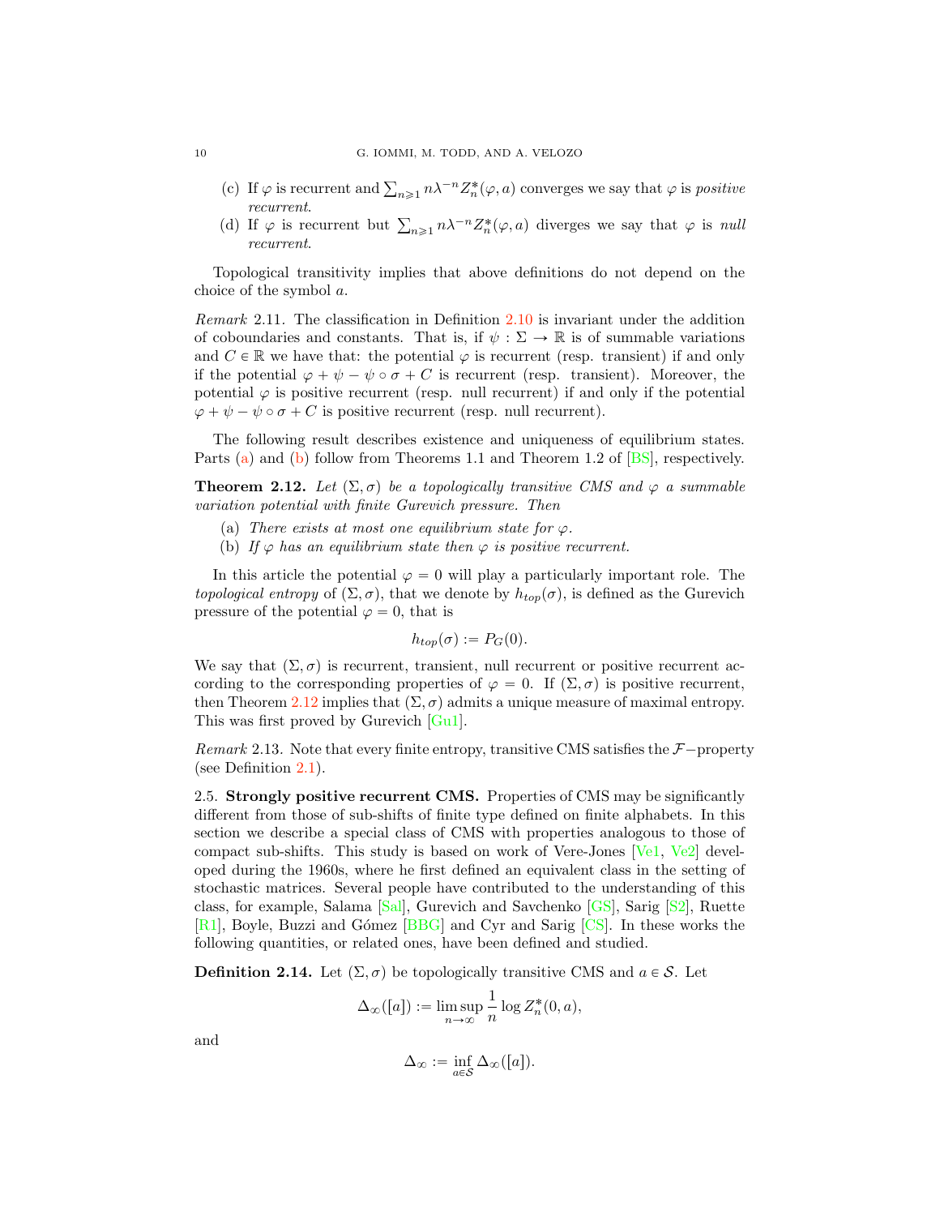(c) If $\varphi$ is recurrent and $\sum_{n \geqslant 1} n\lambda^{-n} Z_n^*(\varphi, a)$ converges we say that $\varphi$ is *positive recurrent*.
(d) If $\varphi$ is recurrent but $\sum_{n \geqslant 1} n\lambda^{-n} Z_n^*(\varphi, a)$ diverges we say that $\varphi$ is *null recurrent*.

Topological transitivity implies that above definitions do not depend on the choice of the symbol $a$.

*Remark* 2.11. The classification in Definition 2.10 is invariant under the addition of coboundaries and constants. That is, if $\psi : \Sigma \to \mathbb{R}$ is of summable variations and $C \in \mathbb{R}$ we have that: the potential $\varphi$ is recurrent (resp. transient) if and only if the potential $\varphi + \psi - \psi \circ \sigma + C$ is recurrent (resp. transient). Moreover, the potential $\varphi$ is positive recurrent (resp. null recurrent) if and only if the potential $\varphi + \psi - \psi \circ \sigma + C$ is positive recurrent (resp. null recurrent).

The following result describes existence and uniqueness of equilibrium states. Parts (a) and (b) follow from Theorems 1.1 and Theorem 1.2 of [BS], respectively.

**Theorem 2.12.** *Let $(\Sigma, \sigma)$ be a topologically transitive CMS and $\varphi$ a summable variation potential with finite Gurevich pressure. Then*

(a) *There exists at most one equilibrium state for $\varphi$.*
(b) *If $\varphi$ has an equilibrium state then $\varphi$ is positive recurrent.*

In this article the potential $\varphi = 0$ will play a particularly important role. The *topological entropy* of $(\Sigma, \sigma)$, that we denote by $h_{top}(\sigma)$, is defined as the Gurevich pressure of the potential $\varphi = 0$, that is

$$h_{top}(\sigma) := P_G(0).$$

We say that $(\Sigma, \sigma)$ is recurrent, transient, null recurrent or positive recurrent according to the corresponding properties of $\varphi = 0$. If $(\Sigma, \sigma)$ is positive recurrent, then Theorem 2.12 implies that $(\Sigma, \sigma)$ admits a unique measure of maximal entropy. This was first proved by Gurevich [Gu1].

*Remark* 2.13. Note that every finite entropy, transitive CMS satisfies the $\mathcal{F}-$property (see Definition 2.1).

2.5. **Strongly positive recurrent CMS.** Properties of CMS may be significantly different from those of sub-shifts of finite type defined on finite alphabets. In this section we describe a special class of CMS with properties analogous to those of compact sub-shifts. This study is based on work of Vere-Jones [Ve1, Ve2] developed during the 1960s, where he first defined an equivalent class in the setting of stochastic matrices. Several people have contributed to the understanding of this class, for example, Salama [Sal], Gurevich and Savchenko [GS], Sarig [S2], Ruette [R1], Boyle, Buzzi and Gómez [BBG] and Cyr and Sarig [CS]. In these works the following quantities, or related ones, have been defined and studied.

**Definition 2.14.** Let $(\Sigma, \sigma)$ be topologically transitive CMS and $a \in \mathcal{S}$. Let

$$\Delta_\infty([a]) := \limsup_{n \to \infty} \frac{1}{n} \log Z_n^*(0, a),$$

and

$$\Delta_\infty := \inf_{a \in \mathcal{S}} \Delta_\infty([a]).$$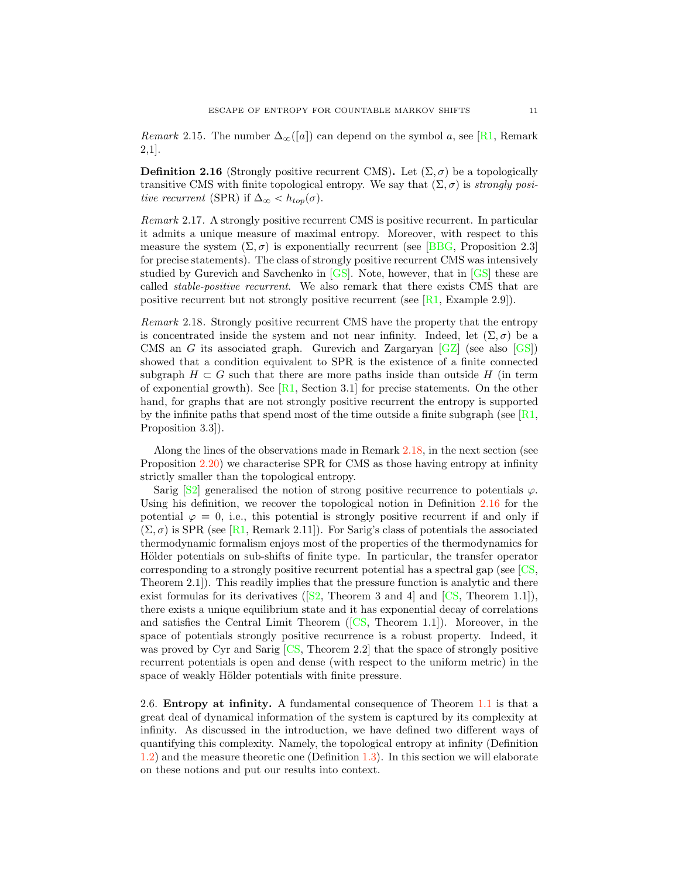*Remark* 2.15. The number $\Delta_\infty([a])$ can depend on the symbol $a$, see [R1, Remark 2,1].

**Definition 2.16** (Strongly positive recurrent CMS)**.** Let $(\Sigma, \sigma)$ be a topologically transitive CMS with finite topological entropy. We say that $(\Sigma, \sigma)$ is *strongly positive recurrent* (SPR) if $\Delta_\infty < h_{top}(\sigma)$.

*Remark* 2.17. A strongly positive recurrent CMS is positive recurrent. In particular it admits a unique measure of maximal entropy. Moreover, with respect to this measure the system $(\Sigma, \sigma)$ is exponentially recurrent (see [BBG, Proposition 2.3] for precise statements). The class of strongly positive recurrent CMS was intensively studied by Gurevich and Savchenko in [GS]. Note, however, that in [GS] these are called *stable-positive recurrent*. We also remark that there exists CMS that are positive recurrent but not strongly positive recurrent (see [R1, Example 2.9]).

*Remark* 2.18. Strongly positive recurrent CMS have the property that the entropy is concentrated inside the system and not near infinity. Indeed, let $(\Sigma, \sigma)$ be a CMS an $G$ its associated graph. Gurevich and Zargaryan [GZ] (see also [GS]) showed that a condition equivalent to SPR is the existence of a finite connected subgraph $H \subset G$ such that there are more paths inside than outside $H$ (in term of exponential growth). See [R1, Section 3.1] for precise statements. On the other hand, for graphs that are not strongly positive recurrent the entropy is supported by the infinite paths that spend most of the time outside a finite subgraph (see [R1, Proposition 3.3]).

Along the lines of the observations made in Remark 2.18, in the next section (see Proposition 2.20) we characterise SPR for CMS as those having entropy at infinity strictly smaller than the topological entropy.

Sarig [S2] generalised the notion of strong positive recurrence to potentials $\varphi$. Using his definition, we recover the topological notion in Definition 2.16 for the potential $\varphi \equiv 0$, i.e., this potential is strongly positive recurrent if and only if $(\Sigma, \sigma)$ is SPR (see [R1, Remark 2.11]). For Sarig's class of potentials the associated thermodynamic formalism enjoys most of the properties of the thermodynamics for Hölder potentials on sub-shifts of finite type. In particular, the transfer operator corresponding to a strongly positive recurrent potential has a spectral gap (see [CS, Theorem 2.1]). This readily implies that the pressure function is analytic and there exist formulas for its derivatives ([S2, Theorem 3 and 4] and [CS, Theorem 1.1]), there exists a unique equilibrium state and it has exponential decay of correlations and satisfies the Central Limit Theorem ([CS, Theorem 1.1]). Moreover, in the space of potentials strongly positive recurrence is a robust property. Indeed, it was proved by Cyr and Sarig [CS, Theorem 2.2] that the space of strongly positive recurrent potentials is open and dense (with respect to the uniform metric) in the space of weakly Hölder potentials with finite pressure.

2.6. **Entropy at infinity.** A fundamental consequence of Theorem 1.1 is that a great deal of dynamical information of the system is captured by its complexity at infinity. As discussed in the introduction, we have defined two different ways of quantifying this complexity. Namely, the topological entropy at infinity (Definition 1.2) and the measure theoretic one (Definition 1.3). In this section we will elaborate on these notions and put our results into context.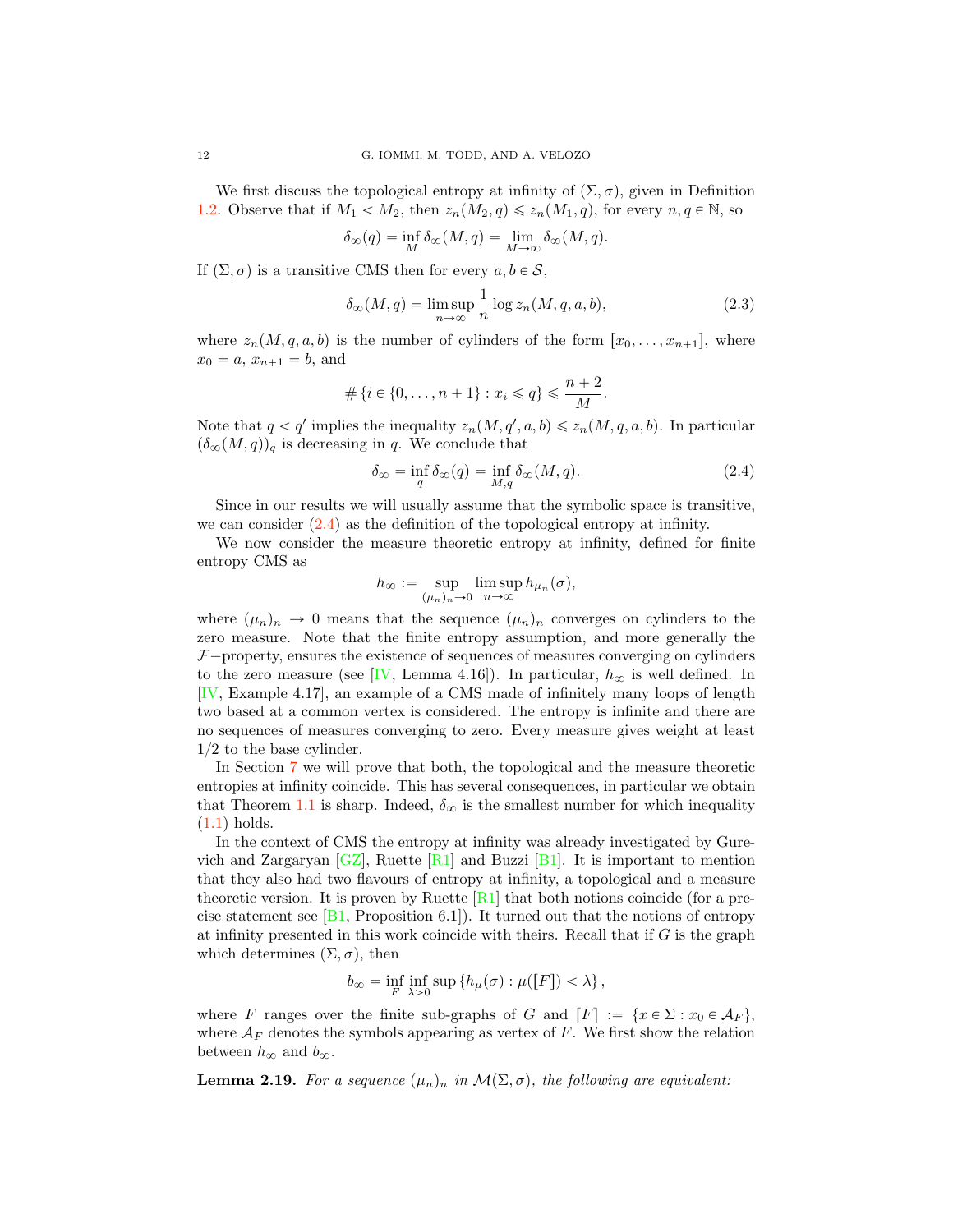We first discuss the topological entropy at infinity of $(\Sigma, \sigma)$, given in Definition 1.2. Observe that if $M_1 < M_2$, then $z_n(M_2, q) \leqslant z_n(M_1, q)$, for every $n, q \in \mathbb{N}$, so

$$\delta_\infty(q) = \inf_M \delta_\infty(M, q) = \lim_{M \to \infty} \delta_\infty(M, q).$$

If $(\Sigma, \sigma)$ is a transitive CMS then for every $a, b \in \mathcal{S}$,

$$\delta_\infty(M, q) = \limsup_{n \to \infty} \frac{1}{n} \log z_n(M, q, a, b), \tag{2.3}$$

where $z_n(M, q, a, b)$ is the number of cylinders of the form $[x_0, \ldots, x_{n+1}]$, where $x_0 = a$, $x_{n+1} = b$, and

$$\# \{i \in \{0, \ldots, n+1\} : x_i \leqslant q\} \leqslant \frac{n+2}{M}.$$

Note that $q < q'$ implies the inequality $z_n(M, q', a, b) \leqslant z_n(M, q, a, b)$. In particular $(\delta_\infty(M, q))_q$ is decreasing in $q$. We conclude that

$$\delta_\infty = \inf_q \delta_\infty(q) = \inf_{M, q} \delta_\infty(M, q). \tag{2.4}$$

Since in our results we will usually assume that the symbolic space is transitive, we can consider (2.4) as the definition of the topological entropy at infinity.

We now consider the measure theoretic entropy at infinity, defined for finite entropy CMS as

$$h_\infty := \sup_{(\mu_n)_n \to 0} \limsup_{n \to \infty} h_{\mu_n}(\sigma),$$

where $(\mu_n)_n \to 0$ means that the sequence $(\mu_n)_n$ converges on cylinders to the zero measure. Note that the finite entropy assumption, and more generally the $\mathcal{F}-$property, ensures the existence of sequences of measures converging on cylinders to the zero measure (see [IV, Lemma 4.16]). In particular, $h_\infty$ is well defined. In [IV, Example 4.17], an example of a CMS made of infinitely many loops of length two based at a common vertex is considered. The entropy is infinite and there are no sequences of measures converging to zero. Every measure gives weight at least 1/2 to the base cylinder.

In Section 7 we will prove that both, the topological and the measure theoretic entropies at infinity coincide. This has several consequences, in particular we obtain that Theorem 1.1 is sharp. Indeed, $\delta_\infty$ is the smallest number for which inequality (1.1) holds.

In the context of CMS the entropy at infinity was already investigated by Gurevich and Zargaryan [GZ], Ruette [R1] and Buzzi [B1]. It is important to mention that they also had two flavours of entropy at infinity, a topological and a measure theoretic version. It is proven by Ruette [R1] that both notions coincide (for a precise statement see [B1, Proposition 6.1]). It turned out that the notions of entropy at infinity presented in this work coincide with theirs. Recall that if $G$ is the graph which determines $(\Sigma, \sigma)$, then

$$b_\infty = \inf_F \inf_{\lambda > 0} \sup \{h_\mu(\sigma) : \mu([F]) < \lambda\},$$

where $F$ ranges over the finite sub-graphs of $G$ and $[F] := \{x \in \Sigma : x_0 \in \mathcal{A}_F\}$, where $\mathcal{A}_F$ denotes the symbols appearing as vertex of $F$. We first show the relation between $h_\infty$ and $b_\infty$.

**Lemma 2.19.** *For a sequence $(\mu_n)_n$ in $\mathcal{M}(\Sigma, \sigma)$, the following are equivalent:*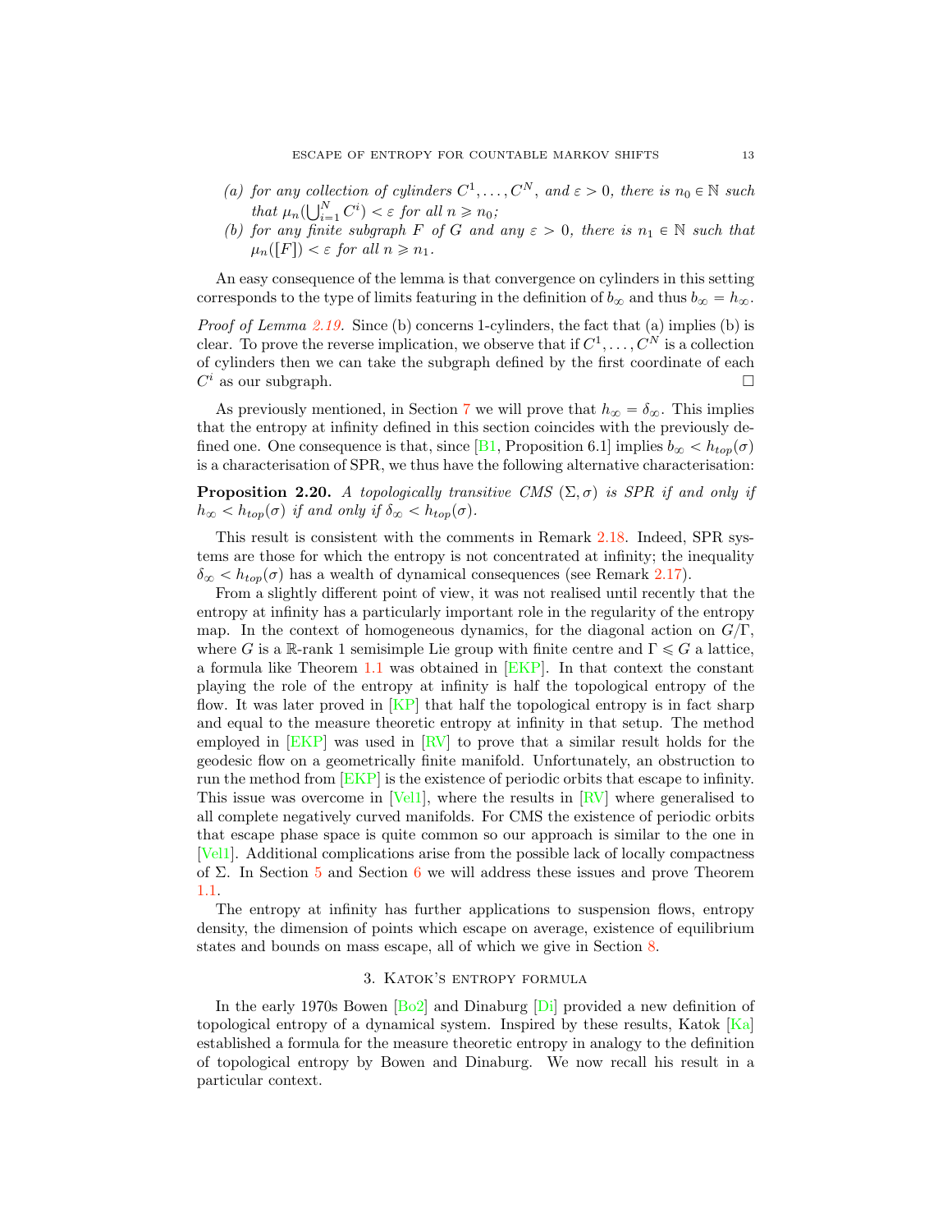*(a) for any collection of cylinders $C^1, \ldots, C^N$, and $\varepsilon > 0$, there is $n_0 \in \mathbb{N}$ such that $\mu_n(\bigcup_{i=1}^N C^i) < \varepsilon$ for all $n \geqslant n_0$;*

*(b) for any finite subgraph $F$ of $G$ and any $\varepsilon > 0$, there is $n_1 \in \mathbb{N}$ such that $\mu_n([F]) < \varepsilon$ for all $n \geqslant n_1$.*

An easy consequence of the lemma is that convergence on cylinders in this setting corresponds to the type of limits featuring in the definition of $b_\infty$ and thus $b_\infty = h_\infty$.

*Proof of Lemma 2.19.* Since (b) concerns 1-cylinders, the fact that (a) implies (b) is clear. To prove the reverse implication, we observe that if $C^1, \ldots, C^N$ is a collection of cylinders then we can take the subgraph defined by the first coordinate of each $C^i$ as our subgraph. □

As previously mentioned, in Section 7 we will prove that $h_\infty = \delta_\infty$. This implies that the entropy at infinity defined in this section coincides with the previously defined one. One consequence is that, since [B1, Proposition 6.1] implies $b_\infty < h_{top}(\sigma)$ is a characterisation of SPR, we thus have the following alternative characterisation:

**Proposition 2.20.** *A topologically transitive CMS $(\Sigma, \sigma)$ is SPR if and only if $h_\infty < h_{top}(\sigma)$ if and only if $\delta_\infty < h_{top}(\sigma)$.*

This result is consistent with the comments in Remark 2.18. Indeed, SPR systems are those for which the entropy is not concentrated at infinity; the inequality $\delta_\infty < h_{top}(\sigma)$ has a wealth of dynamical consequences (see Remark 2.17).

From a slightly different point of view, it was not realised until recently that the entropy at infinity has a particularly important role in the regularity of the entropy map. In the context of homogeneous dynamics, for the diagonal action on $G/\Gamma$, where $G$ is a $\mathbb{R}$-rank 1 semisimple Lie group with finite centre and $\Gamma \leqslant G$ a lattice, a formula like Theorem 1.1 was obtained in [EKP]. In that context the constant playing the role of the entropy at infinity is half the topological entropy of the flow. It was later proved in [KP] that half the topological entropy is in fact sharp and equal to the measure theoretic entropy at infinity in that setup. The method employed in [EKP] was used in [RV] to prove that a similar result holds for the geodesic flow on a geometrically finite manifold. Unfortunately, an obstruction to run the method from [EKP] is the existence of periodic orbits that escape to infinity. This issue was overcome in [Vel1], where the results in [RV] where generalised to all complete negatively curved manifolds. For CMS the existence of periodic orbits that escape phase space is quite common so our approach is similar to the one in [Vel1]. Additional complications arise from the possible lack of locally compactness of $\Sigma$. In Section 5 and Section 6 we will address these issues and prove Theorem 1.1.

The entropy at infinity has further applications to suspension flows, entropy density, the dimension of points which escape on average, existence of equilibrium states and bounds on mass escape, all of which we give in Section 8.

## 3. Katok's entropy formula

In the early 1970s Bowen [Bo2] and Dinaburg [Di] provided a new definition of topological entropy of a dynamical system. Inspired by these results, Katok [Ka] established a formula for the measure theoretic entropy in analogy to the definition of topological entropy by Bowen and Dinaburg. We now recall his result in a particular context.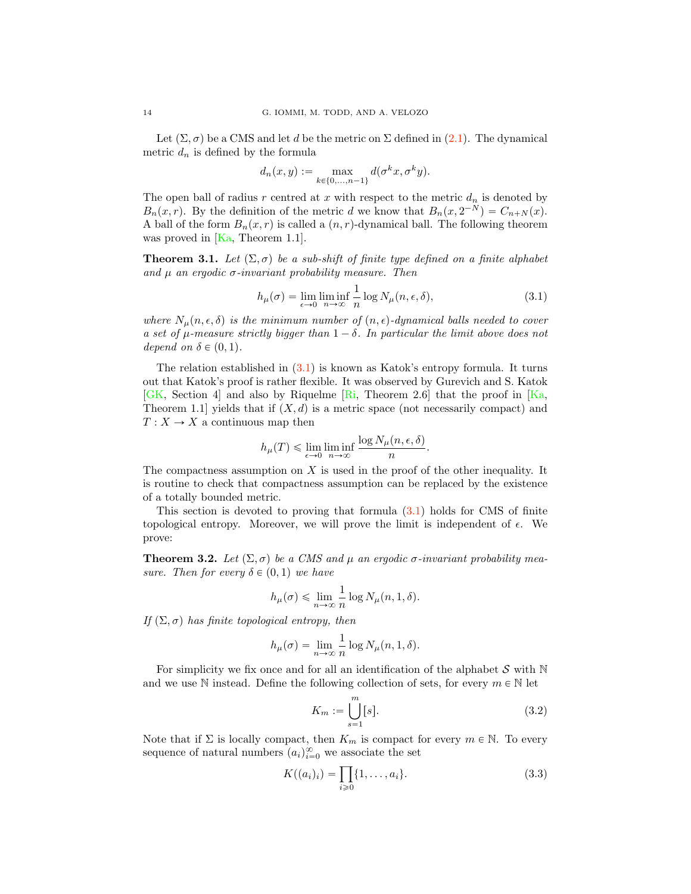Let $(\Sigma, \sigma)$ be a CMS and let $d$ be the metric on $\Sigma$ defined in (2.1). The dynamical metric $d_n$ is defined by the formula

$$d_n(x, y) := \max_{k \in \{0, \ldots, n-1\}} d(\sigma^k x, \sigma^k y).$$

The open ball of radius $r$ centred at $x$ with respect to the metric $d_n$ is denoted by $B_n(x, r)$. By the definition of the metric $d$ we know that $B_n(x, 2^{-N}) = C_{n+N}(x)$. A ball of the form $B_n(x, r)$ is called a $(n, r)$-dynamical ball. The following theorem was proved in [Ka, Theorem 1.1].

**Theorem 3.1.** *Let $(\Sigma, \sigma)$ be a sub-shift of finite type defined on a finite alphabet and $\mu$ an ergodic $\sigma$-invariant probability measure. Then*

$$h_\mu(\sigma) = \lim_{\epsilon \to 0} \liminf_{n \to \infty} \frac{1}{n} \log N_\mu(n, \epsilon, \delta), \tag{3.1}$$

*where $N_\mu(n, \epsilon, \delta)$ is the minimum number of $(n, \epsilon)$-dynamical balls needed to cover a set of $\mu$-measure strictly bigger than $1 - \delta$. In particular the limit above does not depend on $\delta \in (0, 1)$.*

The relation established in (3.1) is known as Katok's entropy formula. It turns out that Katok's proof is rather flexible. It was observed by Gurevich and S. Katok [GK, Section 4] and also by Riquelme [Ri, Theorem 2.6] that the proof in [Ka, Theorem 1.1] yields that if $(X, d)$ is a metric space (not necessarily compact) and $T : X \to X$ a continuous map then

$$h_\mu(T) \leqslant \lim_{\epsilon \to 0} \liminf_{n \to \infty} \frac{\log N_\mu(n, \epsilon, \delta)}{n}.$$

The compactness assumption on $X$ is used in the proof of the other inequality. It is routine to check that compactness assumption can be replaced by the existence of a totally bounded metric.

This section is devoted to proving that formula (3.1) holds for CMS of finite topological entropy. Moreover, we will prove the limit is independent of $\epsilon$. We prove:

**Theorem 3.2.** *Let $(\Sigma, \sigma)$ be a CMS and $\mu$ an ergodic $\sigma$-invariant probability measure. Then for every $\delta \in (0, 1)$ we have*

$$h_\mu(\sigma) \leqslant \lim_{n \to \infty} \frac{1}{n} \log N_\mu(n, 1, \delta).$$

*If $(\Sigma, \sigma)$ has finite topological entropy, then*

$$h_\mu(\sigma) = \lim_{n \to \infty} \frac{1}{n} \log N_\mu(n, 1, \delta).$$

For simplicity we fix once and for all an identification of the alphabet $\mathcal{S}$ with $\mathbb{N}$ and we use $\mathbb{N}$ instead. Define the following collection of sets, for every $m \in \mathbb{N}$ let

$$K_m := \bigcup_{s=1}^{m} [s]. \tag{3.2}$$

Note that if $\Sigma$ is locally compact, then $K_m$ is compact for every $m \in \mathbb{N}$. To every sequence of natural numbers $(a_i)_{i=0}^\infty$ we associate the set

$$K((a_i)_i) = \prod_{i \geqslant 0} \{1, \ldots, a_i\}. \tag{3.3}$$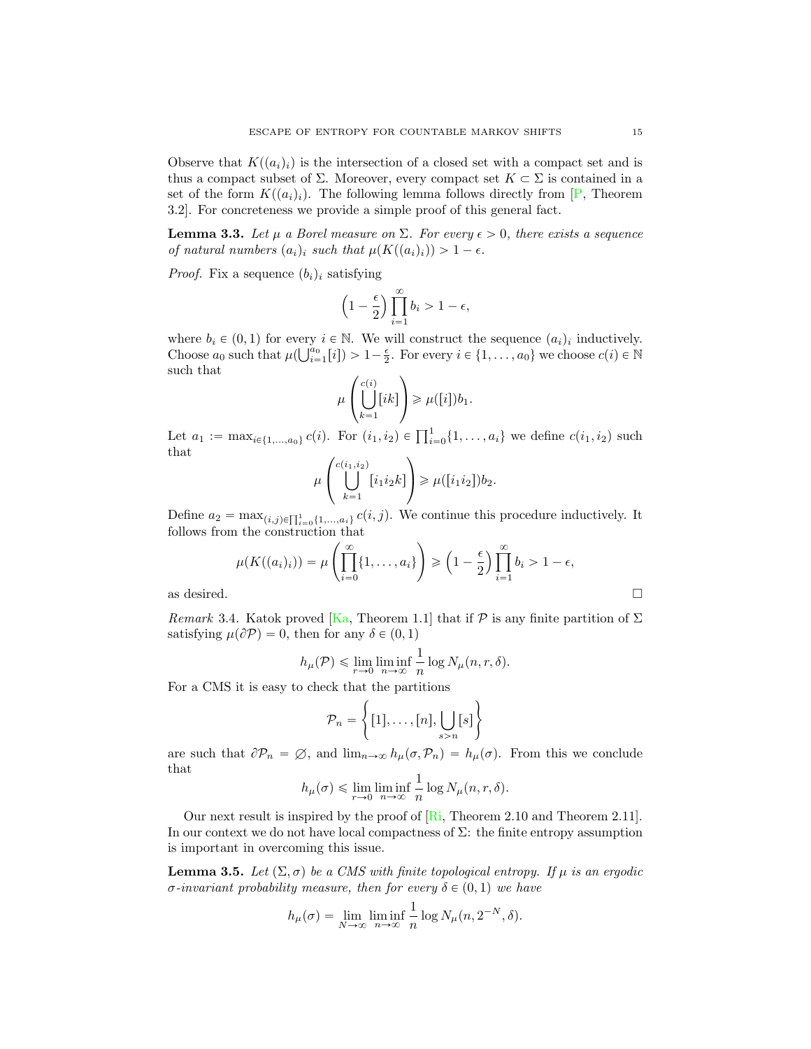Observe that $K((a_i)_i)$ is the intersection of a closed set with a compact set and is thus a compact subset of $\Sigma$. Moreover, every compact set $K \subset \Sigma$ is contained in a set of the form $K((a_i)_i)$. The following lemma follows directly from [P, Theorem 3.2]. For concreteness we provide a simple proof of this general fact.

**Lemma 3.3.** *Let $\mu$ a Borel measure on $\Sigma$. For every $\epsilon > 0$, there exists a sequence of natural numbers $(a_i)_i$ such that $\mu(K((a_i)_i)) > 1 - \epsilon$.*

*Proof.* Fix a sequence $(b_i)_i$ satisfying

$$\left(1 - \frac{\epsilon}{2}\right) \prod_{i=1}^{\infty} b_i > 1 - \epsilon,$$

where $b_i \in (0,1)$ for every $i \in \mathbb{N}$. We will construct the sequence $(a_i)_i$ inductively. Choose $a_0$ such that $\mu(\bigcup_{i=1}^{a_0}[i]) > 1 - \frac{\epsilon}{2}$. For every $i \in \{1, \ldots, a_0\}$ we choose $c(i) \in \mathbb{N}$ such that

$$\mu\left(\bigcup_{k=1}^{c(i)}[ik]\right) \geqslant \mu([i])b_1.$$

Let $a_1 := \max_{i \in \{1,\ldots,a_0\}} c(i)$. For $(i_1, i_2) \in \prod_{i=0}^{1}\{1, \ldots, a_i\}$ we define $c(i_1, i_2)$ such that

$$\mu\left(\bigcup_{k=1}^{c(i_1,i_2)}[i_1 i_2 k]\right) \geqslant \mu([i_1 i_2])b_2.$$

Define $a_2 = \max_{(i,j) \in \prod_{i=0}^{1}\{1,\ldots,a_i\}} c(i,j)$. We continue this procedure inductively. It follows from the construction that

$$\mu(K((a_i)_i)) = \mu\left(\prod_{i=0}^{\infty}\{1, \ldots, a_i\}\right) \geqslant \left(1 - \frac{\epsilon}{2}\right)\prod_{i=1}^{\infty} b_i > 1 - \epsilon,$$

as desired. $\square$

*Remark* 3.4. Katok proved [Ka, Theorem 1.1] that if $\mathcal{P}$ is any finite partition of $\Sigma$ satisfying $\mu(\partial\mathcal{P}) = 0$, then for any $\delta \in (0,1)$

$$h_\mu(\mathcal{P}) \leqslant \lim_{r \to 0} \liminf_{n \to \infty} \frac{1}{n} \log N_\mu(n, r, \delta).$$

For a CMS it is easy to check that the partitions

$$\mathcal{P}_n = \left\{[1], \ldots, [n], \bigcup_{s > n}[s]\right\}$$

are such that $\partial\mathcal{P}_n = \varnothing$, and $\lim_{n\to\infty} h_\mu(\sigma, \mathcal{P}_n) = h_\mu(\sigma)$. From this we conclude that

$$h_\mu(\sigma) \leqslant \lim_{r \to 0} \liminf_{n \to \infty} \frac{1}{n} \log N_\mu(n, r, \delta).$$

Our next result is inspired by the proof of [Ri, Theorem 2.10 and Theorem 2.11]. In our context we do not have local compactness of $\Sigma$: the finite entropy assumption is important in overcoming this issue.

**Lemma 3.5.** *Let $(\Sigma, \sigma)$ be a CMS with finite topological entropy. If $\mu$ is an ergodic $\sigma$-invariant probability measure, then for every $\delta \in (0,1)$ we have*

$$h_\mu(\sigma) = \lim_{N \to \infty} \liminf_{n \to \infty} \frac{1}{n} \log N_\mu(n, 2^{-N}, \delta).$$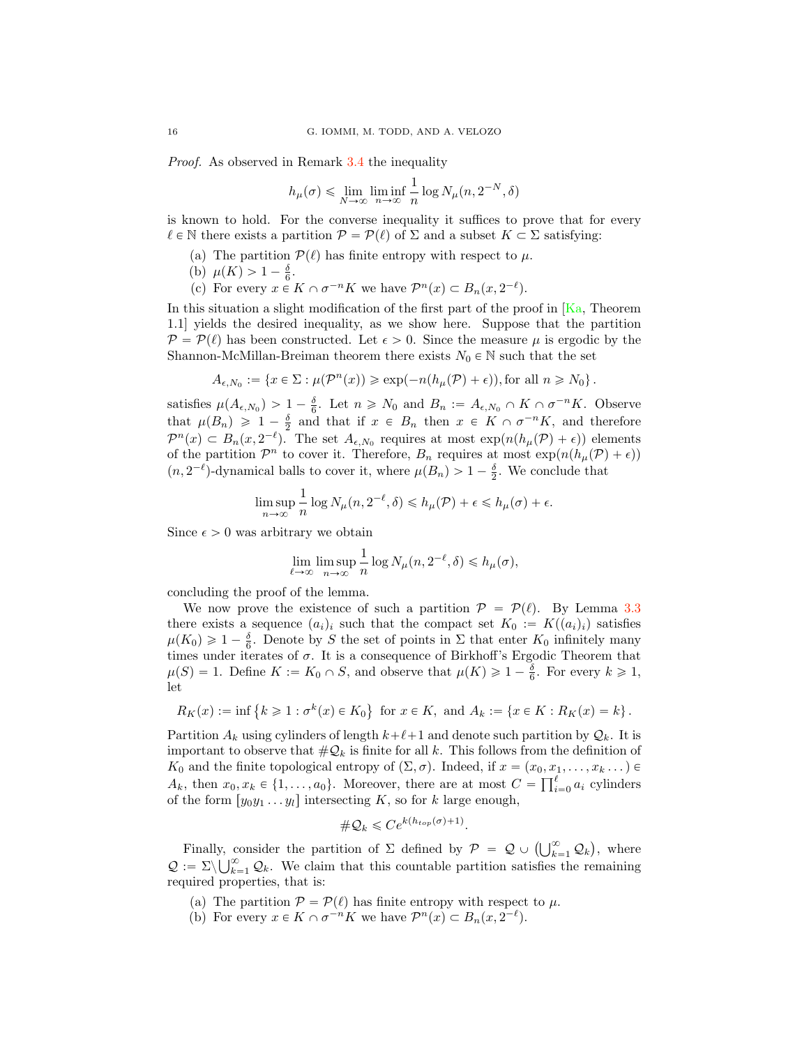*Proof.* As observed in Remark 3.4 the inequality

$$h_\mu(\sigma) \leqslant \lim_{N\to\infty} \liminf_{n\to\infty} \frac{1}{n} \log N_\mu(n, 2^{-N}, \delta)$$

is known to hold. For the converse inequality it suffices to prove that for every $\ell \in \mathbb{N}$ there exists a partition $\mathcal{P} = \mathcal{P}(\ell)$ of $\Sigma$ and a subset $K \subset \Sigma$ satisfying:

(a) The partition $\mathcal{P}(\ell)$ has finite entropy with respect to $\mu$.
(b) $\mu(K) > 1 - \frac{\delta}{6}$.
(c) For every $x \in K \cap \sigma^{-n}K$ we have $\mathcal{P}^n(x) \subset B_n(x, 2^{-\ell})$.

In this situation a slight modification of the first part of the proof in [Ka, Theorem 1.1] yields the desired inequality, as we show here. Suppose that the partition $\mathcal{P} = \mathcal{P}(\ell)$ has been constructed. Let $\epsilon > 0$. Since the measure $\mu$ is ergodic by the Shannon-McMillan-Breiman theorem there exists $N_0 \in \mathbb{N}$ such that the set

$$A_{\epsilon,N_0} := \{x \in \Sigma : \mu(\mathcal{P}^n(x)) \geqslant \exp(-n(h_\mu(\mathcal{P}) + \epsilon)), \text{for all } n \geqslant N_0\}.$$

satisfies $\mu(A_{\epsilon,N_0}) > 1 - \frac{\delta}{6}$. Let $n \geqslant N_0$ and $B_n := A_{\epsilon,N_0} \cap K \cap \sigma^{-n}K$. Observe that $\mu(B_n) \geqslant 1 - \frac{\delta}{2}$ and that if $x \in B_n$ then $x \in K \cap \sigma^{-n}K$, and therefore $\mathcal{P}^n(x) \subset B_n(x, 2^{-\ell})$. The set $A_{\epsilon,N_0}$ requires at most $\exp(n(h_\mu(\mathcal{P}) + \epsilon))$ elements of the partition $\mathcal{P}^n$ to cover it. Therefore, $B_n$ requires at most $\exp(n(h_\mu(\mathcal{P}) + \epsilon))$ $(n, 2^{-\ell})$-dynamical balls to cover it, where $\mu(B_n) > 1 - \frac{\delta}{2}$. We conclude that

$$\limsup_{n\to\infty} \frac{1}{n} \log N_\mu(n, 2^{-\ell}, \delta) \leqslant h_\mu(\mathcal{P}) + \epsilon \leqslant h_\mu(\sigma) + \epsilon.$$

Since $\epsilon > 0$ was arbitrary we obtain

$$\lim_{\ell\to\infty} \limsup_{n\to\infty} \frac{1}{n} \log N_\mu(n, 2^{-\ell}, \delta) \leqslant h_\mu(\sigma),$$

concluding the proof of the lemma.

We now prove the existence of such a partition $\mathcal{P} = \mathcal{P}(\ell)$. By Lemma 3.3 there exists a sequence $(a_i)_i$ such that the compact set $K_0 := K((a_i)_i)$ satisfies $\mu(K_0) \geqslant 1 - \frac{\delta}{6}$. Denote by $S$ the set of points in $\Sigma$ that enter $K_0$ infinitely many times under iterates of $\sigma$. It is a consequence of Birkhoff's Ergodic Theorem that $\mu(S) = 1$. Define $K := K_0 \cap S$, and observe that $\mu(K) \geqslant 1 - \frac{\delta}{6}$. For every $k \geqslant 1$, let

$$R_K(x) := \inf\left\{k \geqslant 1 : \sigma^k(x) \in K_0\right\} \text{ for } x \in K, \text{ and } A_k := \{x \in K : R_K(x) = k\}.$$

Partition $A_k$ using cylinders of length $k+\ell+1$ and denote such partition by $\mathcal{Q}_k$. It is important to observe that $\#\mathcal{Q}_k$ is finite for all $k$. This follows from the definition of $K_0$ and the finite topological entropy of $(\Sigma, \sigma)$. Indeed, if $x = (x_0, x_1, \ldots, x_k \ldots) \in A_k$, then $x_0, x_k \in \{1, \ldots, a_0\}$. Moreover, there are at most $C = \prod_{i=0}^{\ell} a_i$ cylinders of the form $[y_0 y_1 \ldots y_l]$ intersecting $K$, so for $k$ large enough,

$$\#\mathcal{Q}_k \leqslant C e^{k(h_{top}(\sigma)+1)}.$$

Finally, consider the partition of $\Sigma$ defined by $\mathcal{P} = \mathcal{Q} \cup \left(\bigcup_{k=1}^{\infty} \mathcal{Q}_k\right)$, where $\mathcal{Q} := \Sigma \setminus \bigcup_{k=1}^{\infty} \mathcal{Q}_k$. We claim that this countable partition satisfies the remaining required properties, that is:

(a) The partition $\mathcal{P} = \mathcal{P}(\ell)$ has finite entropy with respect to $\mu$.
(b) For every $x \in K \cap \sigma^{-n}K$ we have $\mathcal{P}^n(x) \subset B_n(x, 2^{-\ell})$.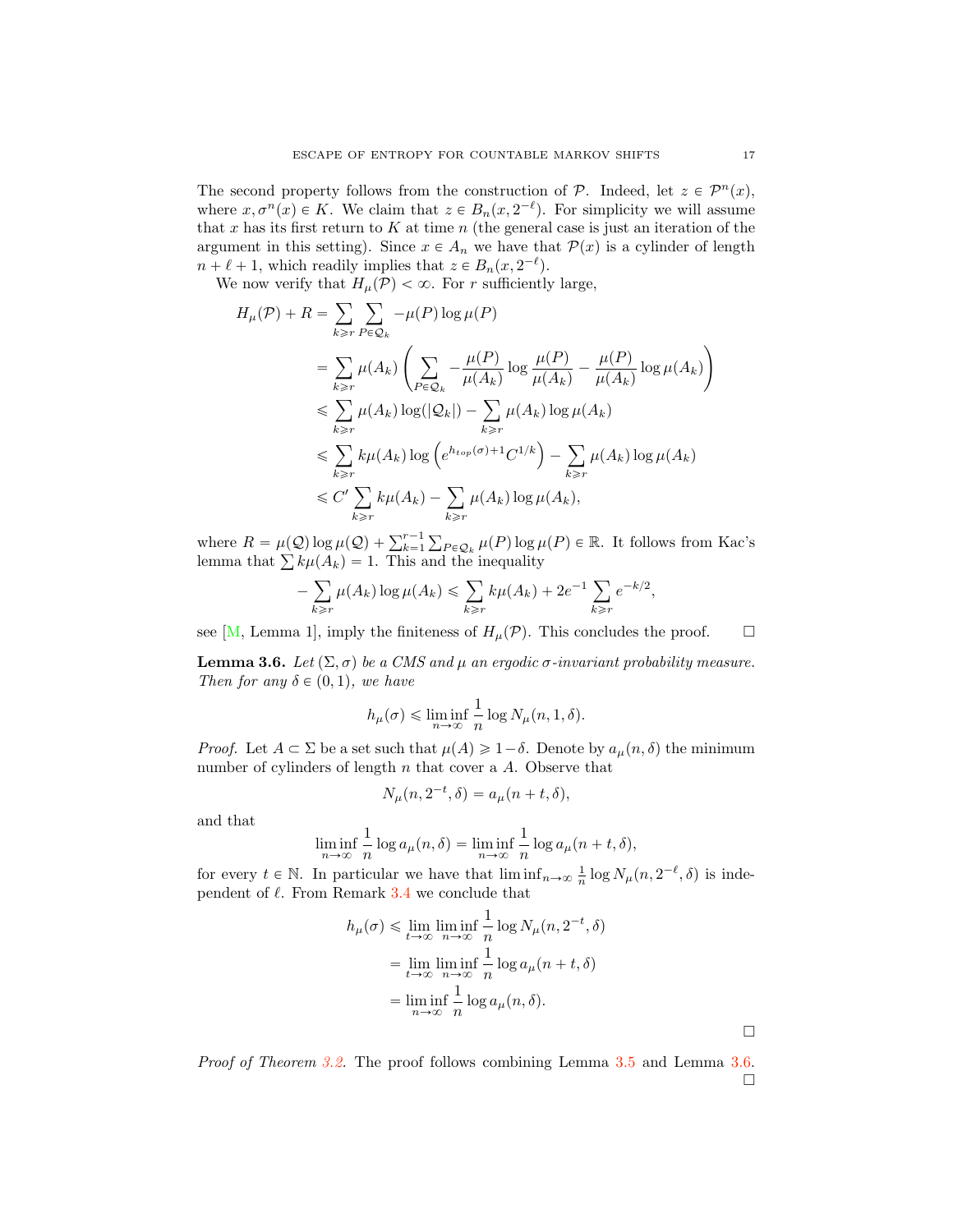The second property follows from the construction of $\mathcal{P}$. Indeed, let $z \in \mathcal{P}^n(x)$, where $x, \sigma^n(x) \in K$. We claim that $z \in B_n(x, 2^{-\ell})$. For simplicity we will assume that $x$ has its first return to $K$ at time $n$ (the general case is just an iteration of the argument in this setting). Since $x \in A_n$ we have that $\mathcal{P}(x)$ is a cylinder of length $n + \ell + 1$, which readily implies that $z \in B_n(x, 2^{-\ell})$.

We now verify that $H_\mu(\mathcal{P}) < \infty$. For $r$ sufficiently large,

$$
\begin{aligned}
H_\mu(\mathcal{P}) + R &= \sum_{k \geqslant r} \sum_{P \in \mathcal{Q}_k} -\mu(P) \log \mu(P) \\
&= \sum_{k \geqslant r} \mu(A_k) \left( \sum_{P \in \mathcal{Q}_k} -\frac{\mu(P)}{\mu(A_k)} \log \frac{\mu(P)}{\mu(A_k)} - \frac{\mu(P)}{\mu(A_k)} \log \mu(A_k) \right) \\
&\leqslant \sum_{k \geqslant r} \mu(A_k) \log(|\mathcal{Q}_k|) - \sum_{k \geqslant r} \mu(A_k) \log \mu(A_k) \\
&\leqslant \sum_{k \geqslant r} k\mu(A_k) \log \left( e^{h_{top}(\sigma)+1} C^{1/k} \right) - \sum_{k \geqslant r} \mu(A_k) \log \mu(A_k) \\
&\leqslant C' \sum_{k \geqslant r} k\mu(A_k) - \sum_{k \geqslant r} \mu(A_k) \log \mu(A_k),
\end{aligned}
$$

where $R = \mu(\mathcal{Q}) \log \mu(\mathcal{Q}) + \sum_{k=1}^{r-1} \sum_{P \in \mathcal{Q}_k} \mu(P) \log \mu(P) \in \mathbb{R}$. It follows from Kac's lemma that $\sum k\mu(A_k) = 1$. This and the inequality

$$
-\sum_{k \geqslant r} \mu(A_k) \log \mu(A_k) \leqslant \sum_{k \geqslant r} k\mu(A_k) + 2e^{-1} \sum_{k \geqslant r} e^{-k/2},
$$

see [M, Lemma 1], imply the finiteness of $H_\mu(\mathcal{P})$. This concludes the proof. $\square$

**Lemma 3.6.** *Let $(\Sigma, \sigma)$ be a CMS and $\mu$ an ergodic $\sigma$-invariant probability measure. Then for any $\delta \in (0, 1)$, we have*

$$
h_\mu(\sigma) \leqslant \liminf_{n \to \infty} \frac{1}{n} \log N_\mu(n, 1, \delta).
$$

*Proof.* Let $A \subset \Sigma$ be a set such that $\mu(A) \geqslant 1 - \delta$. Denote by $a_\mu(n, \delta)$ the minimum number of cylinders of length $n$ that cover a $A$. Observe that

$$
N_\mu(n, 2^{-t}, \delta) = a_\mu(n + t, \delta),
$$

and that

$$
\liminf_{n \to \infty} \frac{1}{n} \log a_\mu(n, \delta) = \liminf_{n \to \infty} \frac{1}{n} \log a_\mu(n + t, \delta),
$$

for every $t \in \mathbb{N}$. In particular we have that $\liminf_{n \to \infty} \frac{1}{n} \log N_\mu(n, 2^{-\ell}, \delta)$ is independent of $\ell$. From Remark 3.4 we conclude that

$$
\begin{aligned}
h_\mu(\sigma) &\leqslant \lim_{t \to \infty} \liminf_{n \to \infty} \frac{1}{n} \log N_\mu(n, 2^{-t}, \delta) \\
&= \lim_{t \to \infty} \liminf_{n \to \infty} \frac{1}{n} \log a_\mu(n + t, \delta) \\
&= \liminf_{n \to \infty} \frac{1}{n} \log a_\mu(n, \delta).
\end{aligned}
$$

$\square$

*Proof of Theorem 3.2.* The proof follows combining Lemma 3.5 and Lemma 3.6. $\square$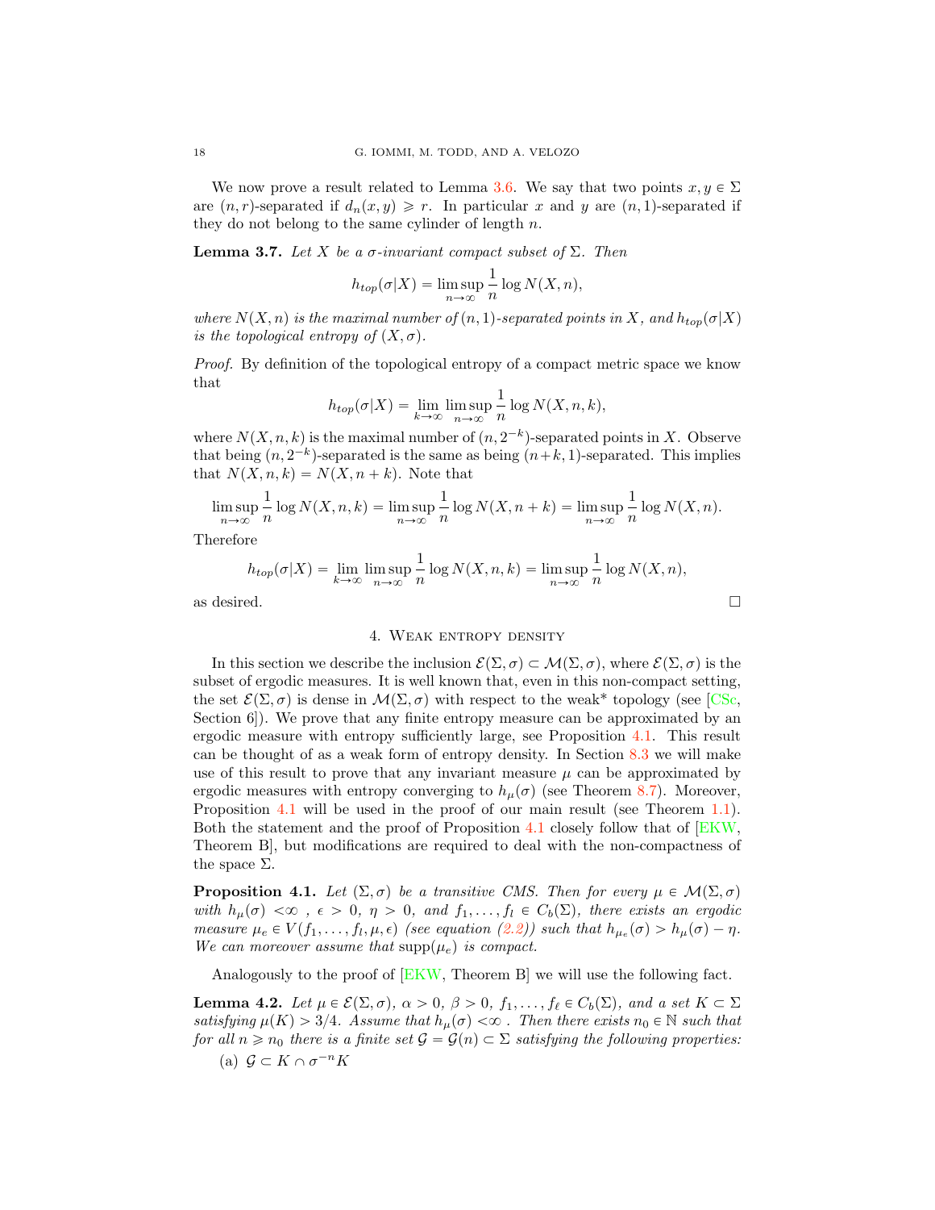We now prove a result related to Lemma 3.6. We say that two points $x, y \in \Sigma$ are $(n,r)$-separated if $d_n(x,y) \geqslant r$. In particular $x$ and $y$ are $(n,1)$-separated if they do not belong to the same cylinder of length $n$.

**Lemma 3.7.** *Let $X$ be a $\sigma$-invariant compact subset of $\Sigma$. Then*

$$h_{top}(\sigma|X) = \limsup_{n\to\infty} \frac{1}{n} \log N(X,n),$$

*where $N(X,n)$ is the maximal number of $(n,1)$-separated points in $X$, and $h_{top}(\sigma|X)$ is the topological entropy of $(X,\sigma)$.*

*Proof.* By definition of the topological entropy of a compact metric space we know that

$$h_{top}(\sigma|X) = \lim_{k\to\infty} \limsup_{n\to\infty} \frac{1}{n} \log N(X,n,k),$$

where $N(X,n,k)$ is the maximal number of $(n,2^{-k})$-separated points in $X$. Observe that being $(n,2^{-k})$-separated is the same as being $(n+k,1)$-separated. This implies that $N(X,n,k) = N(X,n+k)$. Note that

$$\limsup_{n\to\infty} \frac{1}{n} \log N(X,n,k) = \limsup_{n\to\infty} \frac{1}{n} \log N(X,n+k) = \limsup_{n\to\infty} \frac{1}{n} \log N(X,n).$$

Therefore

$$h_{top}(\sigma|X) = \lim_{k\to\infty} \limsup_{n\to\infty} \frac{1}{n} \log N(X,n,k) = \limsup_{n\to\infty} \frac{1}{n} \log N(X,n),$$

as desired. $\square$

## 4. Weak entropy density

In this section we describe the inclusion $\mathcal{E}(\Sigma,\sigma) \subset \mathcal{M}(\Sigma,\sigma)$, where $\mathcal{E}(\Sigma,\sigma)$ is the subset of ergodic measures. It is well known that, even in this non-compact setting, the set $\mathcal{E}(\Sigma,\sigma)$ is dense in $\mathcal{M}(\Sigma,\sigma)$ with respect to the weak* topology (see [CSc, Section 6]). We prove that any finite entropy measure can be approximated by an ergodic measure with entropy sufficiently large, see Proposition 4.1. This result can be thought of as a weak form of entropy density. In Section 8.3 we will make use of this result to prove that any invariant measure $\mu$ can be approximated by ergodic measures with entropy converging to $h_\mu(\sigma)$ (see Theorem 8.7). Moreover, Proposition 4.1 will be used in the proof of our main result (see Theorem 1.1). Both the statement and the proof of Proposition 4.1 closely follow that of [EKW, Theorem B], but modifications are required to deal with the non-compactness of the space $\Sigma$.

**Proposition 4.1.** *Let $(\Sigma,\sigma)$ be a transitive CMS. Then for every $\mu \in \mathcal{M}(\Sigma,\sigma)$ with $h_\mu(\sigma) < \infty$ , $\epsilon > 0$, $\eta > 0$, and $f_1,\ldots,f_l \in C_b(\Sigma)$, there exists an ergodic measure $\mu_e \in V(f_1,\ldots,f_l,\mu,\epsilon)$ (see equation (2.2)) such that $h_{\mu_e}(\sigma) > h_\mu(\sigma) - \eta$. We can moreover assume that $\mathrm{supp}(\mu_e)$ is compact.*

Analogously to the proof of [EKW, Theorem B] we will use the following fact.

**Lemma 4.2.** *Let $\mu \in \mathcal{E}(\Sigma,\sigma)$, $\alpha > 0$, $\beta > 0$, $f_1,\ldots,f_\ell \in C_b(\Sigma)$, and a set $K \subset \Sigma$ satisfying $\mu(K) > 3/4$. Assume that $h_\mu(\sigma) < \infty$ . Then there exists $n_0 \in \mathbb{N}$ such that for all $n \geqslant n_0$ there is a finite set $\mathcal{G} = \mathcal{G}(n) \subset \Sigma$ satisfying the following properties:*

(a) $\mathcal{G} \subset K \cap \sigma^{-n} K$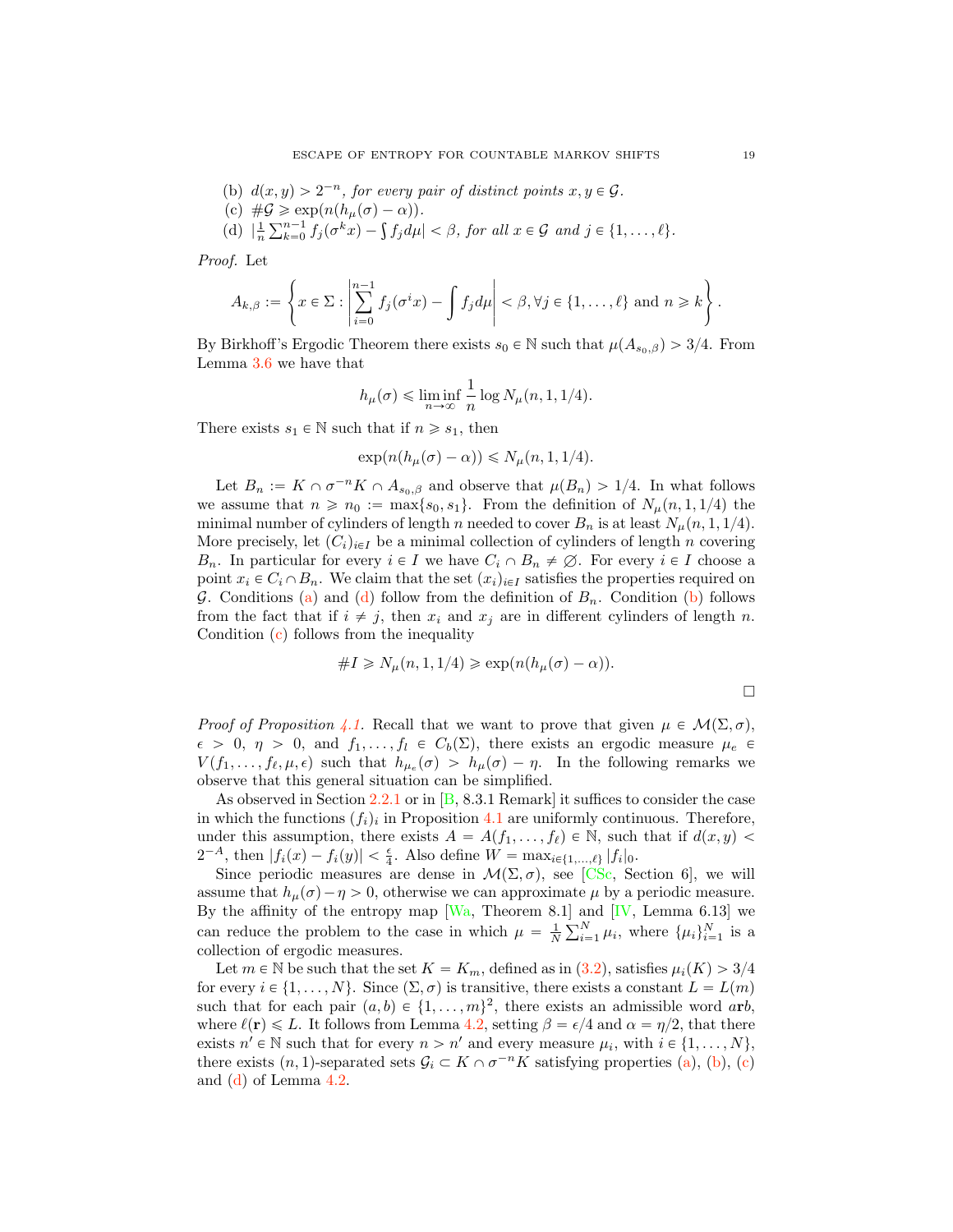(b) $d(x,y) > 2^{-n}$, *for every pair of distinct points* $x, y \in \mathcal{G}$.

(c) $\#\mathcal{G} \geqslant \exp(n(h_\mu(\sigma) - \alpha))$.

(d) $|\frac{1}{n}\sum_{k=0}^{n-1} f_j(\sigma^k x) - \int f_j d\mu| < \beta$, *for all* $x \in \mathcal{G}$ *and* $j \in \{1, \ldots, \ell\}$.

*Proof.* Let

$$A_{k,\beta} := \left\{ x \in \Sigma : \left| \sum_{i=0}^{n-1} f_j(\sigma^i x) - \int f_j d\mu \right| < \beta, \forall j \in \{1, \ldots, \ell\} \text{ and } n \geqslant k \right\}.$$

By Birkhoff's Ergodic Theorem there exists $s_0 \in \mathbb{N}$ such that $\mu(A_{s_0,\beta}) > 3/4$. From Lemma 3.6 we have that

$$h_\mu(\sigma) \leqslant \liminf_{n \to \infty} \frac{1}{n} \log N_\mu(n, 1, 1/4).$$

There exists $s_1 \in \mathbb{N}$ such that if $n \geqslant s_1$, then

$$\exp(n(h_\mu(\sigma) - \alpha)) \leqslant N_\mu(n, 1, 1/4).$$

Let $B_n := K \cap \sigma^{-n} K \cap A_{s_0,\beta}$ and observe that $\mu(B_n) > 1/4$. In what follows we assume that $n \geqslant n_0 := \max\{s_0, s_1\}$. From the definition of $N_\mu(n, 1, 1/4)$ the minimal number of cylinders of length $n$ needed to cover $B_n$ is at least $N_\mu(n, 1, 1/4)$. More precisely, let $(C_i)_{i \in I}$ be a minimal collection of cylinders of length $n$ covering $B_n$. In particular for every $i \in I$ we have $C_i \cap B_n \neq \emptyset$. For every $i \in I$ choose a point $x_i \in C_i \cap B_n$. We claim that the set $(x_i)_{i \in I}$ satisfies the properties required on $\mathcal{G}$. Conditions (a) and (d) follow from the definition of $B_n$. Condition (b) follows from the fact that if $i \neq j$, then $x_i$ and $x_j$ are in different cylinders of length $n$. Condition (c) follows from the inequality

$$\#I \geqslant N_\mu(n, 1, 1/4) \geqslant \exp(n(h_\mu(\sigma) - \alpha)).$$

□

*Proof of Proposition 4.1.* Recall that we want to prove that given $\mu \in \mathcal{M}(\Sigma, \sigma)$, $\epsilon > 0$, $\eta > 0$, and $f_1, \ldots, f_l \in C_b(\Sigma)$, there exists an ergodic measure $\mu_e \in V(f_1, \ldots, f_\ell, \mu, \epsilon)$ such that $h_{\mu_e}(\sigma) > h_\mu(\sigma) - \eta$. In the following remarks we observe that this general situation can be simplified.

As observed in Section 2.2.1 or in [B, 8.3.1 Remark] it suffices to consider the case in which the functions $(f_i)_i$ in Proposition 4.1 are uniformly continuous. Therefore, under this assumption, there exists $A = A(f_1, \ldots, f_\ell) \in \mathbb{N}$, such that if $d(x,y) < 2^{-A}$, then $|f_i(x) - f_i(y)| < \frac{\epsilon}{4}$. Also define $W = \max_{i \in \{1, \ldots, \ell\}} |f_i|_0$.

Since periodic measures are dense in $\mathcal{M}(\Sigma, \sigma)$, see [CSc, Section 6], we will assume that $h_\mu(\sigma) - \eta > 0$, otherwise we can approximate $\mu$ by a periodic measure. By the affinity of the entropy map [Wa, Theorem 8.1] and [IV, Lemma 6.13] we can reduce the problem to the case in which $\mu = \frac{1}{N}\sum_{i=1}^N \mu_i$, where $\{\mu_i\}_{i=1}^N$ is a collection of ergodic measures.

Let $m \in \mathbb{N}$ be such that the set $K = K_m$, defined as in (3.2), satisfies $\mu_i(K) > 3/4$ for every $i \in \{1, \ldots, N\}$. Since $(\Sigma, \sigma)$ is transitive, there exists a constant $L = L(m)$ such that for each pair $(a,b) \in \{1, \ldots, m\}^2$, there exists an admissible word $a\mathbf{r}b$, where $\ell(\mathbf{r}) \leqslant L$. It follows from Lemma 4.2, setting $\beta = \epsilon/4$ and $\alpha = \eta/2$, that there exists $n' \in \mathbb{N}$ such that for every $n > n'$ and every measure $\mu_i$, with $i \in \{1, \ldots, N\}$, there exists $(n,1)$-separated sets $\mathcal{G}_i \subset K \cap \sigma^{-n} K$ satisfying properties (a), (b), (c) and (d) of Lemma 4.2.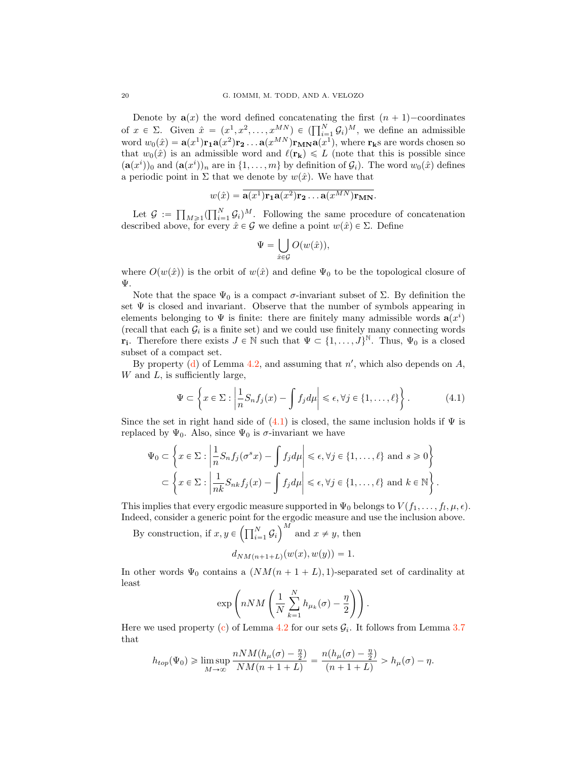Denote by $\mathbf{a}(x)$ the word defined concatenating the first $(n+1)-$coordinates of $x \in \Sigma$. Given $\hat{x} = (x^1, x^2, \ldots, x^{MN}) \in (\prod_{i=1}^N \mathcal{G}_i)^M$, we define an admissible word $w_0(\hat{x}) = \mathbf{a}(x^1)\mathbf{r_1}\mathbf{a}(x^2)\mathbf{r_2}\ldots\mathbf{a}(x^{MN})\mathbf{r_{MN}}\mathbf{a}(x^1)$, where $\mathbf{r_k}$s are words chosen so that $w_0(\hat{x})$ is an admissible word and $\ell(\mathbf{r_k}) \leqslant L$ (note that this is possible since $(\mathbf{a}(x^i))_0$ and $(\mathbf{a}(x^i))_n$ are in $\{1, \ldots, m\}$ by definition of $\mathcal{G}_i$). The word $w_0(\hat{x})$ defines a periodic point in $\Sigma$ that we denote by $w(\hat{x})$. We have that

$$w(\hat{x}) = \overline{\mathbf{a}(x^1)\mathbf{r_1}\mathbf{a}(x^2)\mathbf{r_2}\ldots\mathbf{a}(x^{MN})\mathbf{r_{MN}}}.$$

Let $\mathcal{G} := \prod_{M \geqslant 1}(\prod_{i=1}^N \mathcal{G}_i)^M$. Following the same procedure of concatenation described above, for every $\hat{x} \in \mathcal{G}$ we define a point $w(\hat{x}) \in \Sigma$. Define

$$\Psi = \bigcup_{\hat{x} \in \mathcal{G}} O(w(\hat{x})),$$

where $O(w(\hat{x}))$ is the orbit of $w(\hat{x})$ and define $\Psi_0$ to be the topological closure of $\Psi$.

Note that the space $\Psi_0$ is a compact $\sigma$-invariant subset of $\Sigma$. By definition the set $\Psi$ is closed and invariant. Observe that the number of symbols appearing in elements belonging to $\Psi$ is finite: there are finitely many admissible words $\mathbf{a}(x^i)$ (recall that each $\mathcal{G}_i$ is a finite set) and we could use finitely many connecting words $\mathbf{r_i}$. Therefore there exists $J \in \mathbb{N}$ such that $\Psi \subset \{1, \ldots, J\}^{\mathbb{N}}$. Thus, $\Psi_0$ is a closed subset of a compact set.

By property (d) of Lemma 4.2, and assuming that $n'$, which also depends on $A$, $W$ and $L$, is sufficiently large,

$$\Psi \subset \left\{ x \in \Sigma : \left| \frac{1}{n} S_n f_j(x) - \int f_j d\mu \right| \leqslant \epsilon, \forall j \in \{1, \ldots, \ell\} \right\}. \tag{4.1}$$

Since the set in right hand side of (4.1) is closed, the same inclusion holds if $\Psi$ is replaced by $\Psi_0$. Also, since $\Psi_0$ is $\sigma$-invariant we have

$$\begin{aligned}
\Psi_0 &\subset \left\{ x \in \Sigma : \left| \frac{1}{n} S_n f_j(\sigma^s x) - \int f_j d\mu \right| \leqslant \epsilon, \forall j \in \{1, \ldots, \ell\} \text{ and } s \geqslant 0 \right\} \\
&\subset \left\{ x \in \Sigma : \left| \frac{1}{nk} S_{nk} f_j(x) - \int f_j d\mu \right| \leqslant \epsilon, \forall j \in \{1, \ldots, \ell\} \text{ and } k \in \mathbb{N} \right\}.
\end{aligned}$$

This implies that every ergodic measure supported in $\Psi_0$ belongs to $V(f_1, \ldots, f_l, \mu, \epsilon)$. Indeed, consider a generic point for the ergodic measure and use the inclusion above.

By construction, if $x, y \in \left(\prod_{i=1}^N \mathcal{G}_i\right)^M$ and $x \neq y$, then

$$d_{NM(n+1+L)}(w(x), w(y)) = 1.$$

In other words $\Psi_0$ contains a $(NM(n+1+L), 1)$-separated set of cardinality at least

$$\exp\left( nNM \left( \frac{1}{N} \sum_{k=1}^N h_{\mu_k}(\sigma) - \frac{\eta}{2} \right) \right).$$

Here we used property (c) of Lemma 4.2 for our sets $\mathcal{G}_i$. It follows from Lemma 3.7 that

$$h_{top}(\Psi_0) \geqslant \limsup_{M \to \infty} \frac{nNM(h_\mu(\sigma) - \frac{\eta}{2})}{NM(n+1+L)} = \frac{n(h_\mu(\sigma) - \frac{\eta}{2})}{(n+1+L)} > h_\mu(\sigma) - \eta.$$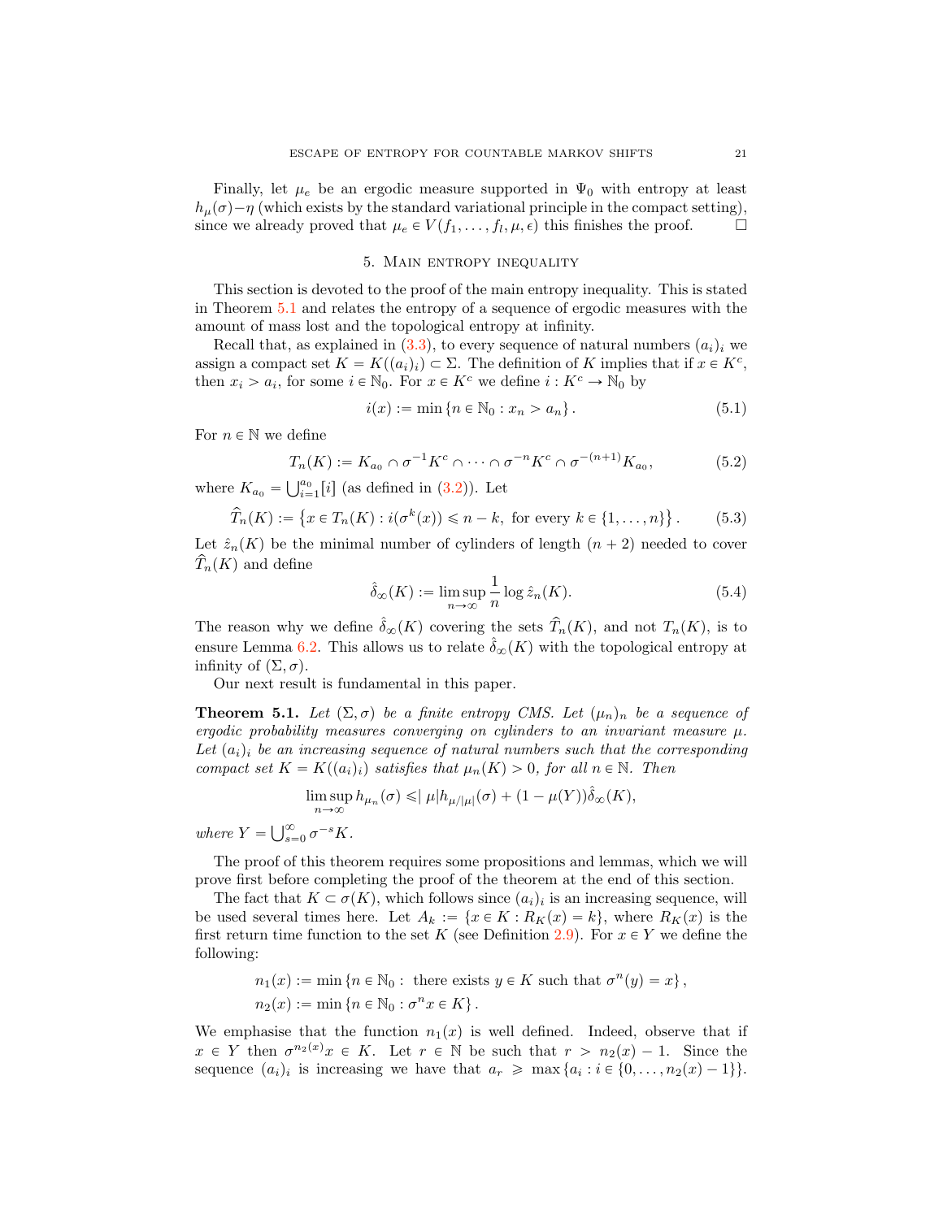Finally, let $\mu_e$ be an ergodic measure supported in $\Psi_0$ with entropy at least $h_\mu(\sigma) - \eta$ (which exists by the standard variational principle in the compact setting), since we already proved that $\mu_e \in V(f_1, \ldots, f_l, \mu, \epsilon)$ this finishes the proof. □

## 5. Main entropy inequality

This section is devoted to the proof of the main entropy inequality. This is stated in Theorem 5.1 and relates the entropy of a sequence of ergodic measures with the amount of mass lost and the topological entropy at infinity.

Recall that, as explained in (3.3), to every sequence of natural numbers $(a_i)_i$ we assign a compact set $K = K((a_i)_i) \subset \Sigma$. The definition of $K$ implies that if $x \in K^c$, then $x_i > a_i$, for some $i \in \mathbb{N}_0$. For $x \in K^c$ we define $i : K^c \to \mathbb{N}_0$ by

$$i(x) := \min \{n \in \mathbb{N}_0 : x_n > a_n\}. \tag{5.1}$$

For $n \in \mathbb{N}$ we define

$$T_n(K) := K_{a_0} \cap \sigma^{-1}K^c \cap \cdots \cap \sigma^{-n}K^c \cap \sigma^{-(n+1)}K_{a_0}, \tag{5.2}$$

where $K_{a_0} = \bigcup_{i=1}^{a_0}[i]$ (as defined in (3.2)). Let

$$\widehat{T}_n(K) := \left\{x \in T_n(K) : i(\sigma^k(x)) \leqslant n - k, \text{ for every } k \in \{1, \ldots, n\}\right\}. \tag{5.3}$$

Let $\hat{z}_n(K)$ be the minimal number of cylinders of length $(n+2)$ needed to cover $\widehat{T}_n(K)$ and define

$$\hat{\delta}_\infty(K) := \limsup_{n \to \infty} \frac{1}{n} \log \hat{z}_n(K). \tag{5.4}$$

The reason why we define $\hat{\delta}_\infty(K)$ covering the sets $\widehat{T}_n(K)$, and not $T_n(K)$, is to ensure Lemma 6.2. This allows us to relate $\hat{\delta}_\infty(K)$ with the topological entropy at infinity of $(\Sigma, \sigma)$.

Our next result is fundamental in this paper.

**Theorem 5.1.** *Let $(\Sigma, \sigma)$ be a finite entropy CMS. Let $(\mu_n)_n$ be a sequence of ergodic probability measures converging on cylinders to an invariant measure $\mu$. Let $(a_i)_i$ be an increasing sequence of natural numbers such that the corresponding compact set $K = K((a_i)_i)$ satisfies that $\mu_n(K) > 0$, for all $n \in \mathbb{N}$. Then*

$$\limsup_{n \to \infty} h_{\mu_n}(\sigma) \leqslant |\mu| h_{\mu/|\mu|}(\sigma) + (1 - \mu(Y))\hat{\delta}_\infty(K),$$

*where $Y = \bigcup_{s=0}^\infty \sigma^{-s}K$.*

The proof of this theorem requires some propositions and lemmas, which we will prove first before completing the proof of the theorem at the end of this section.

The fact that $K \subset \sigma(K)$, which follows since $(a_i)_i$ is an increasing sequence, will be used several times here. Let $A_k := \{x \in K : R_K(x) = k\}$, where $R_K(x)$ is the first return time function to the set $K$ (see Definition 2.9). For $x \in Y$ we define the following:

$$n_1(x) := \min \{n \in \mathbb{N}_0 : \text{ there exists } y \in K \text{ such that } \sigma^n(y) = x\},$$
$$n_2(x) := \min \{n \in \mathbb{N}_0 : \sigma^n x \in K\}.$$

We emphasise that the function $n_1(x)$ is well defined. Indeed, observe that if $x \in Y$ then $\sigma^{n_2(x)}x \in K$. Let $r \in \mathbb{N}$ be such that $r > n_2(x) - 1$. Since the sequence $(a_i)_i$ is increasing we have that $a_r \geqslant \max\{a_i : i \in \{0, \ldots, n_2(x) - 1\}\}$.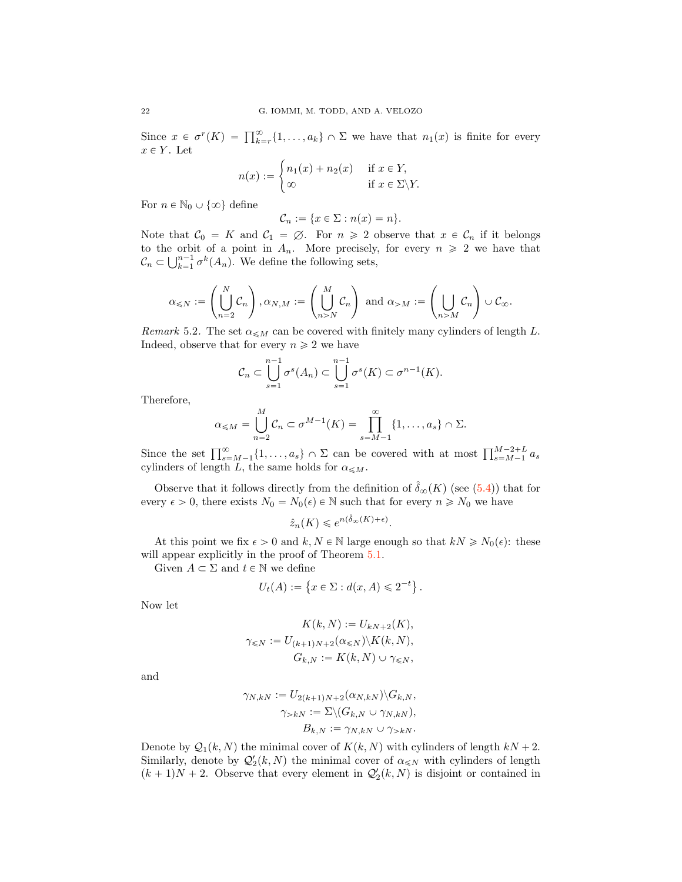Since $x \in \sigma^r(K) = \prod_{k=r}^{\infty}\{1, \ldots, a_k\} \cap \Sigma$ we have that $n_1(x)$ is finite for every $x \in Y$. Let

$$n(x) := \begin{cases} n_1(x) + n_2(x) & \text{if } x \in Y, \\ \infty & \text{if } x \in \Sigma \backslash Y. \end{cases}$$

For $n \in \mathbb{N}_0 \cup \{\infty\}$ define

$$\mathcal{C}_n := \{x \in \Sigma : n(x) = n\}.$$

Note that $\mathcal{C}_0 = K$ and $\mathcal{C}_1 = \emptyset$. For $n \geqslant 2$ observe that $x \in \mathcal{C}_n$ if it belongs to the orbit of a point in $A_n$. More precisely, for every $n \geqslant 2$ we have that $\mathcal{C}_n \subset \bigcup_{k=1}^{n-1} \sigma^k(A_n)$. We define the following sets,

$$\alpha_{\leqslant N} := \left( \bigcup_{n=2}^{N} \mathcal{C}_n \right), \alpha_{N,M} := \left( \bigcup_{n>N}^{M} \mathcal{C}_n \right) \text{ and } \alpha_{>M} := \left( \bigcup_{n>M} \mathcal{C}_n \right) \cup \mathcal{C}_\infty.$$

*Remark* 5.2. The set $\alpha_{\leqslant M}$ can be covered with finitely many cylinders of length $L$. Indeed, observe that for every $n \geqslant 2$ we have

$$\mathcal{C}_n \subset \bigcup_{s=1}^{n-1} \sigma^s(A_n) \subset \bigcup_{s=1}^{n-1} \sigma^s(K) \subset \sigma^{n-1}(K).$$

Therefore,

$$\alpha_{\leqslant M} = \bigcup_{n=2}^{M} \mathcal{C}_n \subset \sigma^{M-1}(K) = \prod_{s=M-1}^{\infty} \{1, \ldots, a_s\} \cap \Sigma.$$

Since the set $\prod_{s=M-1}^{\infty}\{1, \ldots, a_s\} \cap \Sigma$ can be covered with at most $\prod_{s=M-1}^{M-2+L} a_s$ cylinders of length $L$, the same holds for $\alpha_{\leqslant M}$.

Observe that it follows directly from the definition of $\hat{\delta}_\infty(K)$ (see (5.4)) that for every $\epsilon > 0$, there exists $N_0 = N_0(\epsilon) \in \mathbb{N}$ such that for every $n \geqslant N_0$ we have

$$\hat{z}_n(K) \leqslant e^{n(\hat{\delta}_\infty(K)+\epsilon)}.$$

At this point we fix $\epsilon > 0$ and $k, N \in \mathbb{N}$ large enough so that $kN \geqslant N_0(\epsilon)$: these will appear explicitly in the proof of Theorem 5.1.

Given $A \subset \Sigma$ and $t \in \mathbb{N}$ we define

$$U_t(A) := \left\{x \in \Sigma : d(x, A) \leqslant 2^{-t}\right\}.$$

Now let

$$\begin{aligned} K(k, N) &:= U_{kN+2}(K), \\ \gamma_{\leqslant N} &:= U_{(k+1)N+2}(\alpha_{\leqslant N}) \backslash K(k, N), \\ G_{k,N} &:= K(k, N) \cup \gamma_{\leqslant N}, \end{aligned}$$

and

$$\begin{aligned} \gamma_{N,kN} &:= U_{2(k+1)N+2}(\alpha_{N,kN}) \backslash G_{k,N}, \\ \gamma_{>kN} &:= \Sigma \backslash (G_{k,N} \cup \gamma_{N,kN}), \\ B_{k,N} &:= \gamma_{N,kN} \cup \gamma_{>kN}. \end{aligned}$$

Denote by $\mathcal{Q}_1(k, N)$ the minimal cover of $K(k, N)$ with cylinders of length $kN + 2$. Similarly, denote by $\mathcal{Q}'_2(k, N)$ the minimal cover of $\alpha_{\leqslant N}$ with cylinders of length $(k + 1)N + 2$. Observe that every element in $\mathcal{Q}'_2(k, N)$ is disjoint or contained in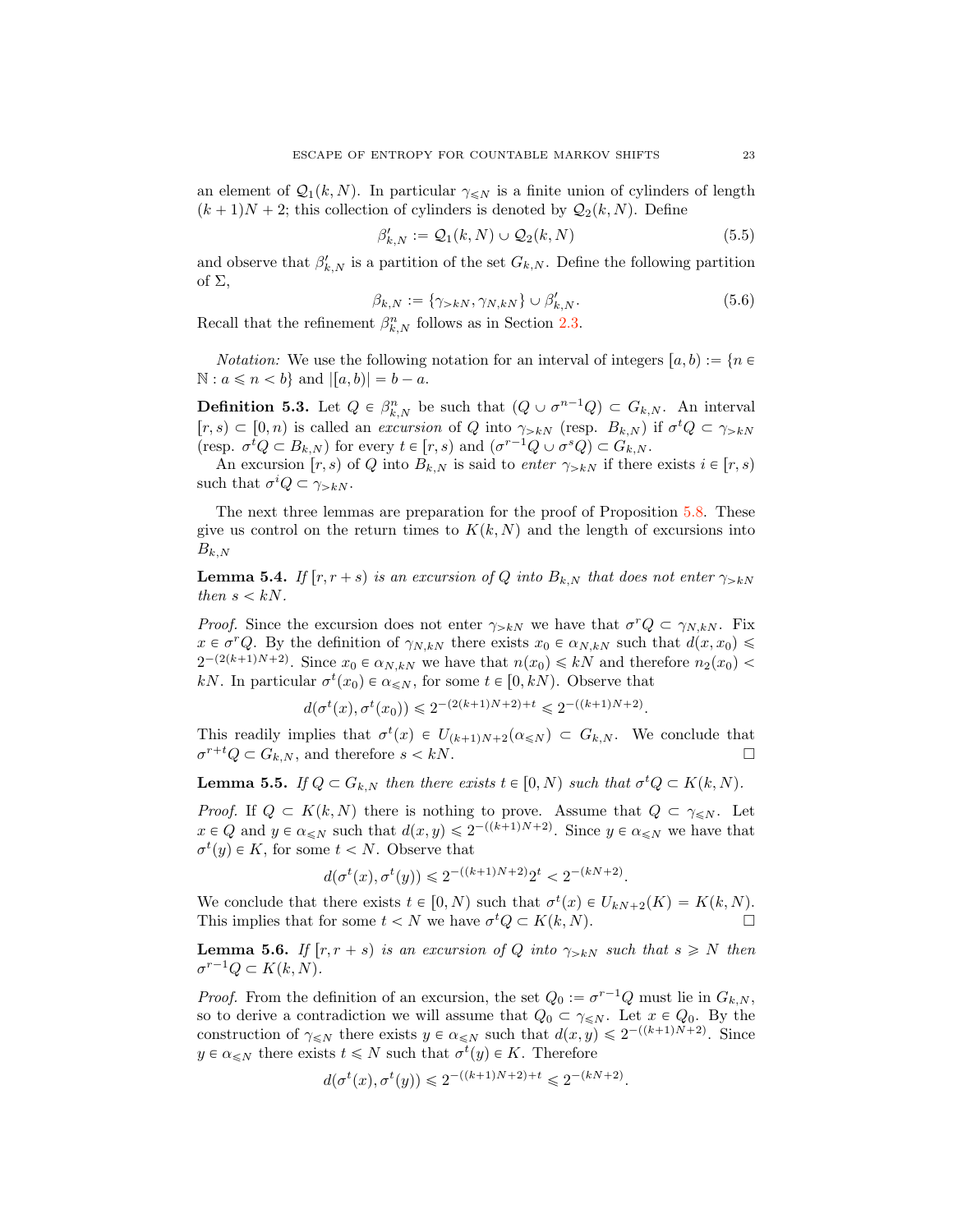an element of $\mathcal{Q}_1(k,N)$. In particular $\gamma_{\leqslant N}$ is a finite union of cylinders of length $(k+1)N+2$; this collection of cylinders is denoted by $\mathcal{Q}_2(k,N)$. Define

$$\beta'_{k,N} := \mathcal{Q}_1(k,N) \cup \mathcal{Q}_2(k,N) \tag{5.5}$$

and observe that $\beta'_{k,N}$ is a partition of the set $G_{k,N}$. Define the following partition of $\Sigma$,

$$\beta_{k,N} := \{\gamma_{>kN}, \gamma_{N,kN}\} \cup \beta'_{k,N}. \tag{5.6}$$

Recall that the refinement $\beta^n_{k,N}$ follows as in Section 2.3.

*Notation:* We use the following notation for an interval of integers $[a,b) := \{n \in \mathbb{N} : a \leqslant n < b\}$ and $|[a,b)| = b-a$.

**Definition 5.3.** Let $Q \in \beta^n_{k,N}$ be such that $(Q \cup \sigma^{n-1}Q) \subset G_{k,N}$. An interval $[r,s) \subset [0,n)$ is called an *excursion* of $Q$ into $\gamma_{>kN}$ (resp. $B_{k,N}$) if $\sigma^t Q \subset \gamma_{>kN}$ (resp. $\sigma^t Q \subset B_{k,N}$) for every $t \in [r,s)$ and $(\sigma^{r-1}Q \cup \sigma^s Q) \subset G_{k,N}$.

An excursion $[r,s)$ of $Q$ into $B_{k,N}$ is said to *enter* $\gamma_{>kN}$ if there exists $i \in [r,s)$ such that $\sigma^i Q \subset \gamma_{>kN}$.

The next three lemmas are preparation for the proof of Proposition 5.8. These give us control on the return times to $K(k,N)$ and the length of excursions into $B_{k,N}$

**Lemma 5.4.** *If $[r, r+s)$ is an excursion of $Q$ into $B_{k,N}$ that does not enter $\gamma_{>kN}$ then $s < kN$.*

*Proof.* Since the excursion does not enter $\gamma_{>kN}$ we have that $\sigma^r Q \subset \gamma_{N,kN}$. Fix $x \in \sigma^r Q$. By the definition of $\gamma_{N,kN}$ there exists $x_0 \in \alpha_{N,kN}$ such that $d(x,x_0) \leqslant 2^{-(2(k+1)N+2)}$. Since $x_0 \in \alpha_{N,kN}$ we have that $n(x_0) \leqslant kN$ and therefore $n_2(x_0) < kN$. In particular $\sigma^t(x_0) \in \alpha_{\leqslant N}$, for some $t \in [0,kN)$. Observe that

$$d(\sigma^t(x), \sigma^t(x_0)) \leqslant 2^{-(2(k+1)N+2)+t} \leqslant 2^{-((k+1)N+2)}.$$

This readily implies that $\sigma^t(x) \in U_{(k+1)N+2}(\alpha_{\leqslant N}) \subset G_{k,N}$. We conclude that $\sigma^{r+t}Q \subset G_{k,N}$, and therefore $s < kN$. □

**Lemma 5.5.** *If $Q \subset G_{k,N}$ then there exists $t \in [0,N)$ such that $\sigma^t Q \subset K(k,N)$.*

*Proof.* If $Q \subset K(k,N)$ there is nothing to prove. Assume that $Q \subset \gamma_{\leqslant N}$. Let $x \in Q$ and $y \in \alpha_{\leqslant N}$ such that $d(x,y) \leqslant 2^{-((k+1)N+2)}$. Since $y \in \alpha_{\leqslant N}$ we have that $\sigma^t(y) \in K$, for some $t < N$. Observe that

$$d(\sigma^t(x), \sigma^t(y)) \leqslant 2^{-((k+1)N+2)}2^t < 2^{-(kN+2)}.$$

We conclude that there exists $t \in [0,N)$ such that $\sigma^t(x) \in U_{kN+2}(K) = K(k,N)$. This implies that for some $t < N$ we have $\sigma^t Q \subset K(k,N)$. □

**Lemma 5.6.** *If $[r, r+s)$ is an excursion of $Q$ into $\gamma_{>kN}$ such that $s \geqslant N$ then $\sigma^{r-1}Q \subset K(k,N)$.*

*Proof.* From the definition of an excursion, the set $Q_0 := \sigma^{r-1}Q$ must lie in $G_{k,N}$, so to derive a contradiction we will assume that $Q_0 \subset \gamma_{\leqslant N}$. Let $x \in Q_0$. By the construction of $\gamma_{\leqslant N}$ there exists $y \in \alpha_{\leqslant N}$ such that $d(x,y) \leqslant 2^{-((k+1)N+2)}$. Since $y \in \alpha_{\leqslant N}$ there exists $t \leqslant N$ such that $\sigma^t(y) \in K$. Therefore

$$d(\sigma^t(x), \sigma^t(y)) \leqslant 2^{-((k+1)N+2)+t} \leqslant 2^{-(kN+2)}.$$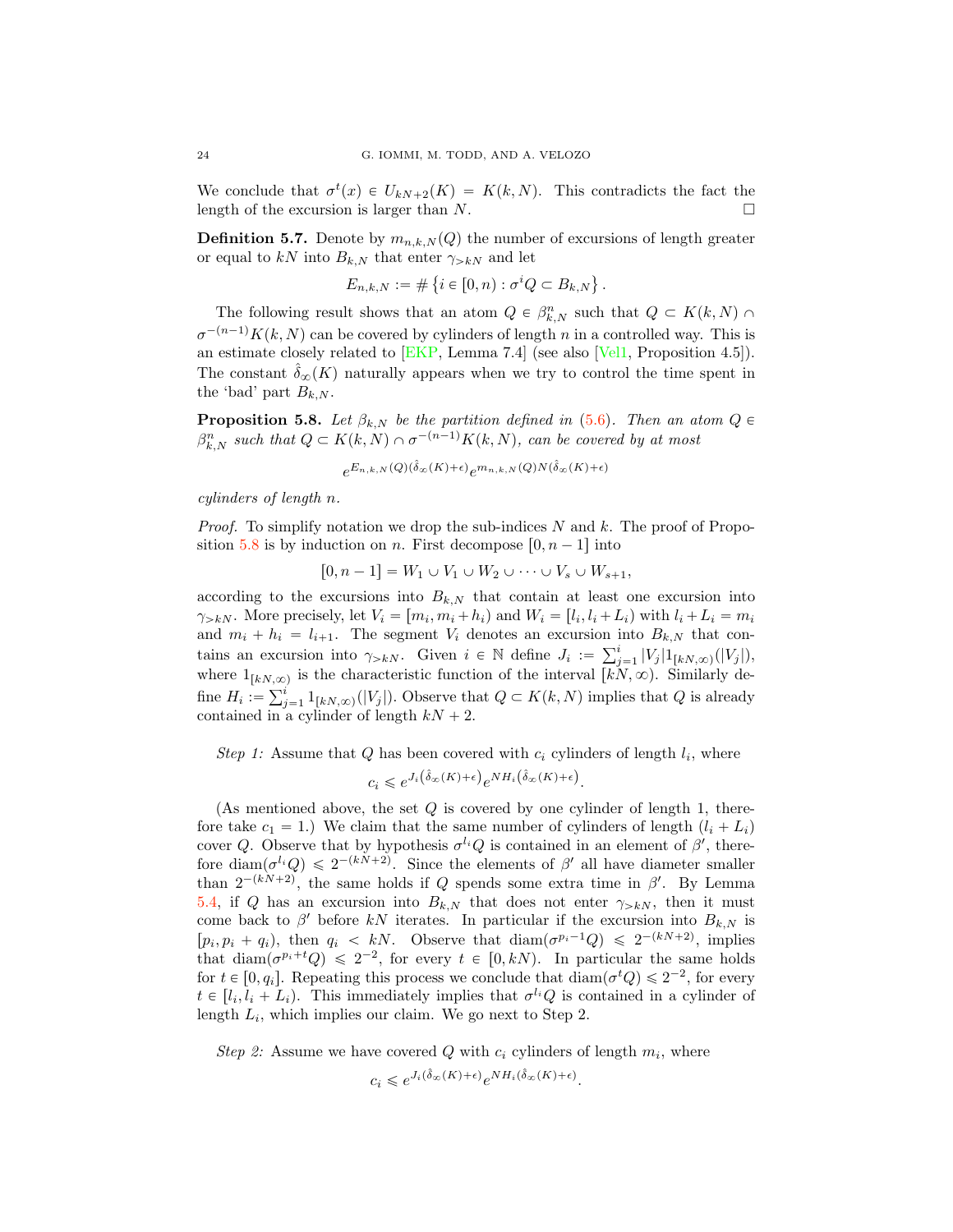We conclude that $\sigma^t(x) \in U_{kN+2}(K) = K(k,N)$. This contradicts the fact the length of the excursion is larger than $N$. □

**Definition 5.7.** Denote by $m_{n,k,N}(Q)$ the number of excursions of length greater or equal to $kN$ into $B_{k,N}$ that enter $\gamma_{>kN}$ and let

$$E_{n,k,N} := \#\left\{i \in [0,n) : \sigma^i Q \subset B_{k,N}\right\}.$$

The following result shows that an atom $Q \in \beta^n_{k,N}$ such that $Q \subset K(k,N) \cap \sigma^{-(n-1)}K(k,N)$ can be covered by cylinders of length $n$ in a controlled way. This is an estimate closely related to [EKP, Lemma 7.4] (see also [Vel1, Proposition 4.5]). The constant $\hat{\delta}_\infty(K)$ naturally appears when we try to control the time spent in the 'bad' part $B_{k,N}$.

**Proposition 5.8.** *Let $\beta_{k,N}$ be the partition defined in (5.6). Then an atom $Q \in \beta^n_{k,N}$ such that $Q \subset K(k,N) \cap \sigma^{-(n-1)}K(k,N)$, can be covered by at most*

$$e^{E_{n,k,N}(Q)(\hat{\delta}_\infty(K)+\epsilon)}e^{m_{n,k,N}(Q)N(\hat{\delta}_\infty(K)+\epsilon)}$$

*cylinders of length $n$.*

*Proof.* To simplify notation we drop the sub-indices $N$ and $k$. The proof of Proposition 5.8 is by induction on $n$. First decompose $[0, n-1]$ into

$$[0, n-1] = W_1 \cup V_1 \cup W_2 \cup \cdots \cup V_s \cup W_{s+1},$$

according to the excursions into $B_{k,N}$ that contain at least one excursion into $\gamma_{>kN}$. More precisely, let $V_i = [m_i, m_i + h_i)$ and $W_i = [l_i, l_i + L_i)$ with $l_i + L_i = m_i$ and $m_i + h_i = l_{i+1}$. The segment $V_i$ denotes an excursion into $B_{k,N}$ that contains an excursion into $\gamma_{>kN}$. Given $i \in \mathbb{N}$ define $J_i := \sum_{j=1}^{i} |V_j| 1_{[kN,\infty)}(|V_j|)$, where $1_{[kN,\infty)}$ is the characteristic function of the interval $[kN,\infty)$. Similarly define $H_i := \sum_{j=1}^{i} 1_{[kN,\infty)}(|V_j|)$. Observe that $Q \subset K(k,N)$ implies that $Q$ is already contained in a cylinder of length $kN+2$.

*Step 1:* Assume that $Q$ has been covered with $c_i$ cylinders of length $l_i$, where

$$c_i \leqslant e^{J_i\left(\hat{\delta}_\infty(K)+\epsilon\right)}e^{NH_i\left(\hat{\delta}_\infty(K)+\epsilon\right)}.$$

(As mentioned above, the set $Q$ is covered by one cylinder of length 1, therefore take $c_1 = 1$.) We claim that the same number of cylinders of length $(l_i + L_i)$ cover $Q$. Observe that by hypothesis $\sigma^{l_i}Q$ is contained in an element of $\beta'$, therefore $\text{diam}(\sigma^{l_i}Q) \leqslant 2^{-(kN+2)}$. Since the elements of $\beta'$ all have diameter smaller than $2^{-(kN+2)}$, the same holds if $Q$ spends some extra time in $\beta'$. By Lemma 5.4, if $Q$ has an excursion into $B_{k,N}$ that does not enter $\gamma_{>kN}$, then it must come back to $\beta'$ before $kN$ iterates. In particular if the excursion into $B_{k,N}$ is $[p_i, p_i + q_i)$, then $q_i < kN$. Observe that $\text{diam}(\sigma^{p_i-1}Q) \leqslant 2^{-(kN+2)}$, implies that $\text{diam}(\sigma^{p_i+t}Q) \leqslant 2^{-2}$, for every $t \in [0, kN)$. In particular the same holds for $t \in [0, q_i]$. Repeating this process we conclude that $\text{diam}(\sigma^t Q) \leqslant 2^{-2}$, for every $t \in [l_i, l_i + L_i)$. This immediately implies that $\sigma^{l_i}Q$ is contained in a cylinder of length $L_i$, which implies our claim. We go next to Step 2.

*Step 2:* Assume we have covered $Q$ with $c_i$ cylinders of length $m_i$, where

$$c_i \leqslant e^{J_i(\hat{\delta}_\infty(K)+\epsilon)}e^{NH_i(\hat{\delta}_\infty(K)+\epsilon)}.$$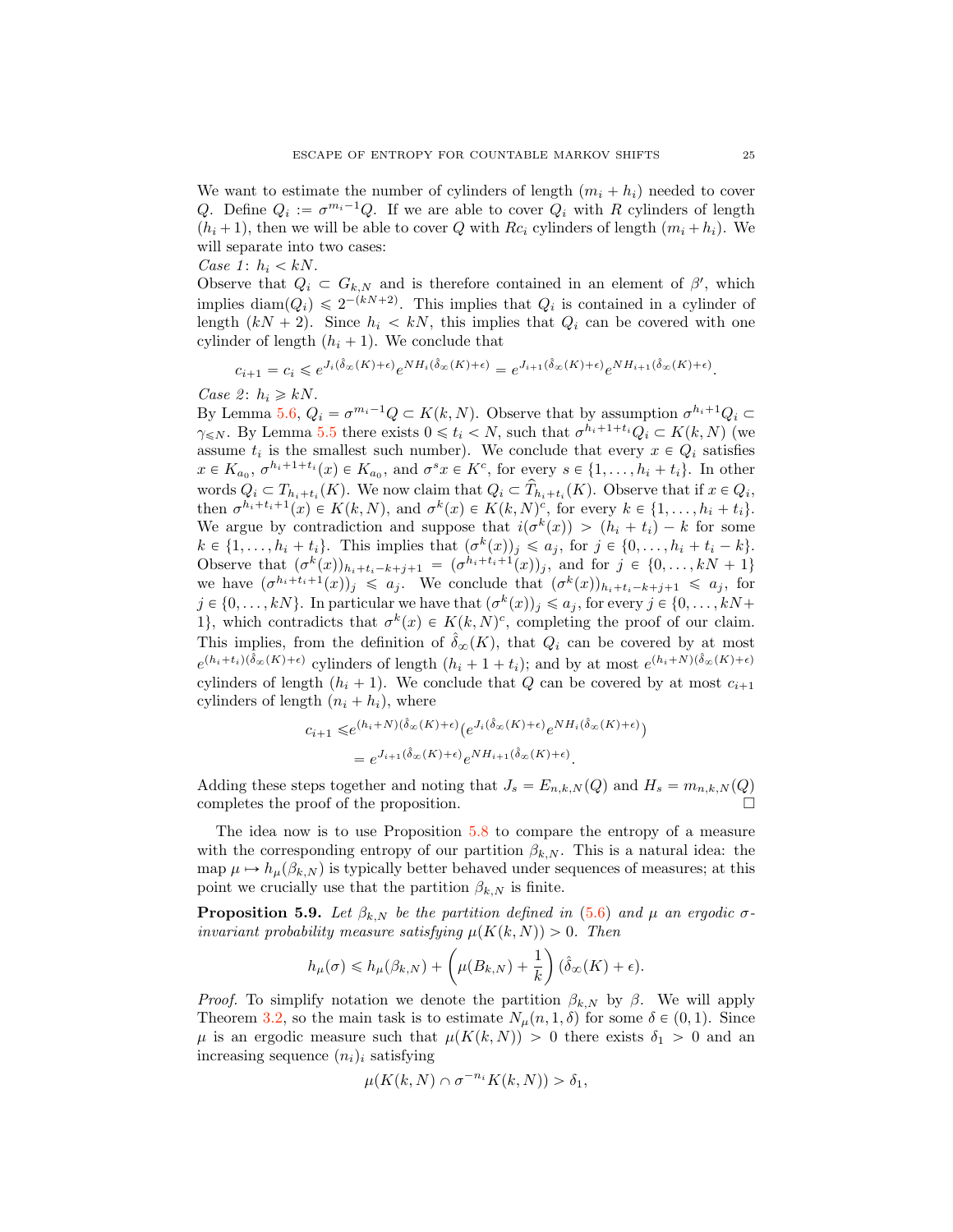We want to estimate the number of cylinders of length $(m_i + h_i)$ needed to cover $Q$. Define $Q_i := \sigma^{m_i - 1}Q$. If we are able to cover $Q_i$ with $R$ cylinders of length $(h_i + 1)$, then we will be able to cover $Q$ with $Rc_i$ cylinders of length $(m_i + h_i)$. We will separate into two cases:

*Case 1*: $h_i < kN$.

Observe that $Q_i \subset G_{k,N}$ and is therefore contained in an element of $\beta'$, which implies $\operatorname{diam}(Q_i) \leqslant 2^{-(kN+2)}$. This implies that $Q_i$ is contained in a cylinder of length $(kN + 2)$. Since $h_i < kN$, this implies that $Q_i$ can be covered with one cylinder of length $(h_i + 1)$. We conclude that

$$c_{i+1} = c_i \leqslant e^{J_i(\hat{\delta}_\infty(K)+\epsilon)} e^{NH_i(\hat{\delta}_\infty(K)+\epsilon)} = e^{J_{i+1}(\hat{\delta}_\infty(K)+\epsilon)} e^{NH_{i+1}(\hat{\delta}_\infty(K)+\epsilon)}.$$

*Case 2*: $h_i \geqslant kN$.

By Lemma 5.6, $Q_i = \sigma^{m_i-1}Q \subset K(k,N)$. Observe that by assumption $\sigma^{h_i+1}Q_i \subset \gamma_{\leqslant N}$. By Lemma 5.5 there exists $0 \leqslant t_i < N$, such that $\sigma^{h_i+1+t_i}Q_i \subset K(k,N)$ (we assume $t_i$ is the smallest such number). We conclude that every $x \in Q_i$ satisfies $x \in K_{a_0}$, $\sigma^{h_i+1+t_i}(x) \in K_{a_0}$, and $\sigma^s x \in K^c$, for every $s \in \{1, \ldots, h_i + t_i\}$. In other words $Q_i \subset T_{h_i+t_i}(K)$. We now claim that $Q_i \subset \widehat{T}_{h_i+t_i}(K)$. Observe that if $x \in Q_i$, then $\sigma^{h_i+t_i+1}(x) \in K(k,N)$, and $\sigma^k(x) \in K(k,N)^c$, for every $k \in \{1, \ldots, h_i + t_i\}$. We argue by contradiction and suppose that $i(\sigma^k(x)) > (h_i + t_i) - k$ for some $k \in \{1, \ldots, h_i + t_i\}$. This implies that $(\sigma^k(x))_j \leqslant a_j$, for $j \in \{0, \ldots, h_i + t_i - k\}$. Observe that $(\sigma^k(x))_{h_i+t_i-k+j+1} = (\sigma^{h_i+t_i+1}(x))_j$, and for $j \in \{0, \ldots, kN + 1\}$ we have $(\sigma^{h_i+t_i+1}(x))_j \leqslant a_j$. We conclude that $(\sigma^k(x))_{h_i+t_i-k+j+1} \leqslant a_j$, for $j \in \{0, \ldots, kN\}$. In particular we have that $(\sigma^k(x))_j \leqslant a_j$, for every $j \in \{0, \ldots, kN + 1\}$, which contradicts that $\sigma^k(x) \in K(k,N)^c$, completing the proof of our claim. This implies, from the definition of $\hat{\delta}_\infty(K)$, that $Q_i$ can be covered by at most $e^{(h_i+t_i)(\hat{\delta}_\infty(K)+\epsilon)}$ cylinders of length $(h_i + 1 + t_i)$; and by at most $e^{(h_i+N)(\hat{\delta}_\infty(K)+\epsilon)}$ cylinders of length $(h_i + 1)$. We conclude that $Q$ can be covered by at most $c_{i+1}$ cylinders of length $(n_i + h_i)$, where

$$\begin{aligned} c_{i+1} \leqslant & e^{(h_i+N)(\hat{\delta}_\infty(K)+\epsilon)} \big( e^{J_i(\hat{\delta}_\infty(K)+\epsilon)} e^{NH_i(\hat{\delta}_\infty(K)+\epsilon)} \big) \\ &= e^{J_{i+1}(\hat{\delta}_\infty(K)+\epsilon)} e^{NH_{i+1}(\hat{\delta}_\infty(K)+\epsilon)}. \end{aligned}$$

Adding these steps together and noting that $J_s = E_{n,k,N}(Q)$ and $H_s = m_{n,k,N}(Q)$ completes the proof of the proposition. $\square$

The idea now is to use Proposition 5.8 to compare the entropy of a measure with the corresponding entropy of our partition $\beta_{k,N}$. This is a natural idea: the map $\mu \mapsto h_\mu(\beta_{k,N})$ is typically better behaved under sequences of measures; at this point we crucially use that the partition $\beta_{k,N}$ is finite.

**Proposition 5.9.** *Let $\beta_{k,N}$ be the partition defined in (5.6) and $\mu$ an ergodic $\sigma$-invariant probability measure satisfying $\mu(K(k,N)) > 0$. Then*

$$h_\mu(\sigma) \leqslant h_\mu(\beta_{k,N}) + \left( \mu(B_{k,N}) + \frac{1}{k} \right) (\hat{\delta}_\infty(K) + \epsilon).$$

*Proof.* To simplify notation we denote the partition $\beta_{k,N}$ by $\beta$. We will apply Theorem 3.2, so the main task is to estimate $N_\mu(n, 1, \delta)$ for some $\delta \in (0,1)$. Since $\mu$ is an ergodic measure such that $\mu(K(k,N)) > 0$ there exists $\delta_1 > 0$ and an increasing sequence $(n_i)_i$ satisfying

$$\mu(K(k,N) \cap \sigma^{-n_i} K(k,N)) > \delta_1,$$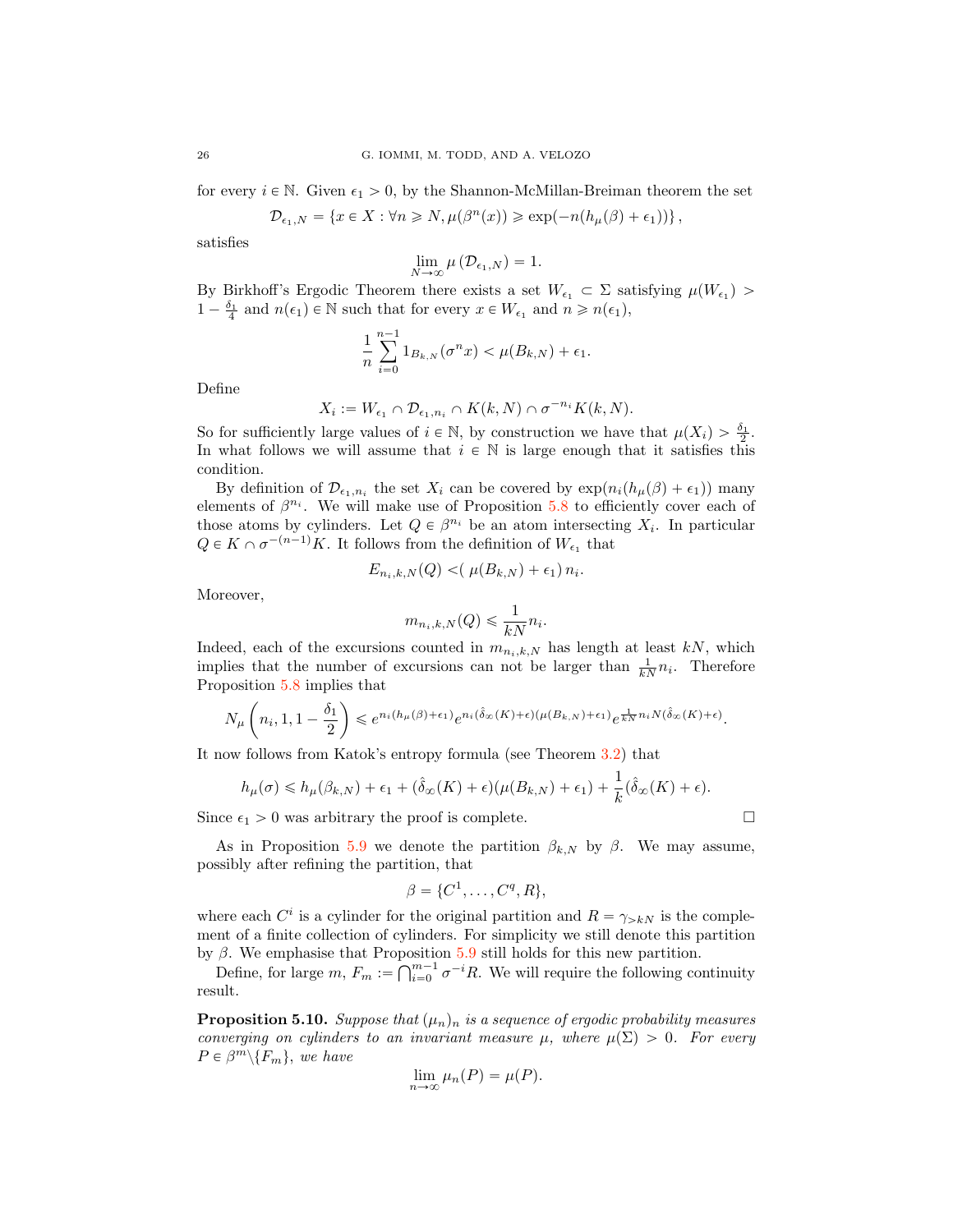for every $i \in \mathbb{N}$. Given $\epsilon_1 > 0$, by the Shannon-McMillan-Breiman theorem the set

$$\mathcal{D}_{\epsilon_1,N} = \{x \in X : \forall n \geqslant N, \mu(\beta^n(x)) \geqslant \exp(-n(h_\mu(\beta)+\epsilon_1))\},$$

satisfies

$$\lim_{N\to\infty} \mu(\mathcal{D}_{\epsilon_1,N}) = 1.$$

By Birkhoff's Ergodic Theorem there exists a set $W_{\epsilon_1} \subset \Sigma$ satisfying $\mu(W_{\epsilon_1}) > 1 - \frac{\delta_1}{4}$ and $n(\epsilon_1) \in \mathbb{N}$ such that for every $x \in W_{\epsilon_1}$ and $n \geqslant n(\epsilon_1)$,

$$\frac{1}{n}\sum_{i=0}^{n-1} 1_{B_{k,N}}(\sigma^n x) < \mu(B_{k,N}) + \epsilon_1.$$

Define

$$X_i := W_{\epsilon_1} \cap \mathcal{D}_{\epsilon_1,n_i} \cap K(k,N) \cap \sigma^{-n_i} K(k,N).$$

So for sufficiently large values of $i \in \mathbb{N}$, by construction we have that $\mu(X_i) > \frac{\delta_1}{2}$. In what follows we will assume that $i \in \mathbb{N}$ is large enough that it satisfies this condition.

By definition of $\mathcal{D}_{\epsilon_1,n_i}$ the set $X_i$ can be covered by $\exp(n_i(h_\mu(\beta)+\epsilon_1))$ many elements of $\beta^{n_i}$. We will make use of Proposition 5.8 to efficiently cover each of those atoms by cylinders. Let $Q \in \beta^{n_i}$ be an atom intersecting $X_i$. In particular $Q \in K \cap \sigma^{-(n-1)}K$. It follows from the definition of $W_{\epsilon_1}$ that

$$E_{n_i,k,N}(Q) <( \mu(B_{k,N}) + \epsilon_1)\, n_i.$$

Moreover,

$$m_{n_i,k,N}(Q) \leqslant \frac{1}{kN} n_i.$$

Indeed, each of the excursions counted in $m_{n_i,k,N}$ has length at least $kN$, which implies that the number of excursions can not be larger than $\frac{1}{kN}n_i$. Therefore Proposition 5.8 implies that

$$N_\mu\left(n_i, 1, 1-\frac{\delta_1}{2}\right) \leqslant e^{n_i(h_\mu(\beta)+\epsilon_1)} e^{n_i(\hat{\delta}_\infty(K)+\epsilon)(\mu(B_{k,N})+\epsilon_1)} e^{\frac{1}{kN}n_i N(\hat{\delta}_\infty(K)+\epsilon)}.$$

It now follows from Katok's entropy formula (see Theorem 3.2) that

$$h_\mu(\sigma) \leqslant h_\mu(\beta_{k,N}) + \epsilon_1 + (\hat{\delta}_\infty(K)+\epsilon)(\mu(B_{k,N})+\epsilon_1) + \frac{1}{k}(\hat{\delta}_\infty(K)+\epsilon).$$

Since $\epsilon_1 > 0$ was arbitrary the proof is complete. □

As in Proposition 5.9 we denote the partition $\beta_{k,N}$ by $\beta$. We may assume, possibly after refining the partition, that

$$\beta = \{C^1, \ldots, C^q, R\},$$

where each $C^i$ is a cylinder for the original partition and $R = \gamma_{>kN}$ is the complement of a finite collection of cylinders. For simplicity we still denote this partition by $\beta$. We emphasise that Proposition 5.9 still holds for this new partition.

Define, for large $m$, $F_m := \bigcap_{i=0}^{m-1} \sigma^{-i} R$. We will require the following continuity result.

**Proposition 5.10.** *Suppose that $(\mu_n)_n$ is a sequence of ergodic probability measures converging on cylinders to an invariant measure $\mu$, where $\mu(\Sigma) > 0$. For every $P \in \beta^m \backslash \{F_m\}$, we have*

$$\lim_{n\to\infty} \mu_n(P) = \mu(P).$$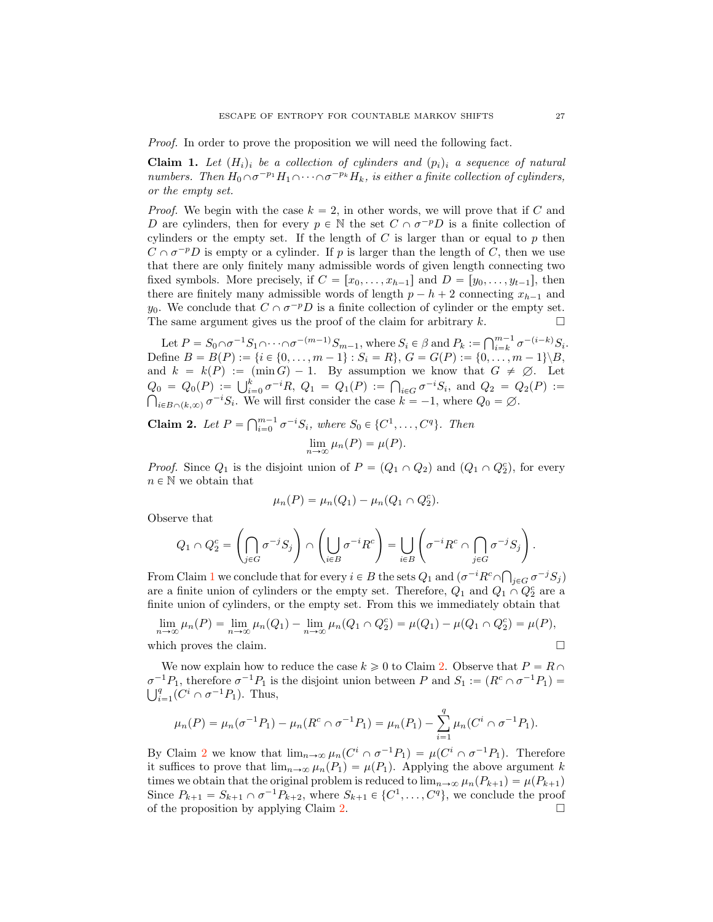*Proof.* In order to prove the proposition we will need the following fact.

**Claim 1.** *Let $(H_i)_i$ be a collection of cylinders and $(p_i)_i$ a sequence of natural numbers. Then $H_0 \cap \sigma^{-p_1} H_1 \cap \cdots \cap \sigma^{-p_k} H_k$, is either a finite collection of cylinders, or the empty set.*

*Proof.* We begin with the case $k = 2$, in other words, we will prove that if $C$ and $D$ are cylinders, then for every $p \in \mathbb{N}$ the set $C \cap \sigma^{-p} D$ is a finite collection of cylinders or the empty set. If the length of $C$ is larger than or equal to $p$ then $C \cap \sigma^{-p} D$ is empty or a cylinder. If $p$ is larger than the length of $C$, then we use that there are only finitely many admissible words of given length connecting two fixed symbols. More precisely, if $C = [x_0, \ldots, x_{h-1}]$ and $D = [y_0, \ldots, y_{t-1}]$, then there are finitely many admissible words of length $p - h + 2$ connecting $x_{h-1}$ and $y_0$. We conclude that $C \cap \sigma^{-p} D$ is a finite collection of cylinder or the empty set. The same argument gives us the proof of the claim for arbitrary $k$. $\square$

Let $P = S_0 \cap \sigma^{-1} S_1 \cap \cdots \cap \sigma^{-(m-1)} S_{m-1}$, where $S_i \in \beta$ and $P_k := \bigcap_{i=k}^{m-1} \sigma^{-(i-k)} S_i$. Define $B = B(P) := \{i \in \{0, \ldots, m-1\} : S_i = R\}$, $G = G(P) := \{0, \ldots, m-1\} \backslash B$, and $k = k(P) := (\min G) - 1$. By assumption we know that $G \neq \varnothing$. Let $Q_0 = Q_0(P) := \bigcup_{i=0}^{k} \sigma^{-i} R$, $Q_1 = Q_1(P) := \bigcap_{i \in G} \sigma^{-i} S_i$, and $Q_2 = Q_2(P) := \bigcap_{i \in B \cap (k, \infty)} \sigma^{-i} S_i$. We will first consider the case $k = -1$, where $Q_0 = \varnothing$.

**Claim 2.** *Let $P = \bigcap_{i=0}^{m-1} \sigma^{-i} S_i$, where $S_0 \in \{C^1, \ldots, C^q\}$. Then*

$$\lim_{n \to \infty} \mu_n(P) = \mu(P).$$

*Proof.* Since $Q_1$ is the disjoint union of $P = (Q_1 \cap Q_2)$ and $(Q_1 \cap Q_2^c)$, for every $n \in \mathbb{N}$ we obtain that

$$\mu_n(P) = \mu_n(Q_1) - \mu_n(Q_1 \cap Q_2^c).$$

Observe that

$$Q_1 \cap Q_2^c = \left( \bigcap_{j \in G} \sigma^{-j} S_j \right) \cap \left( \bigcup_{i \in B} \sigma^{-i} R^c \right) = \bigcup_{i \in B} \left( \sigma^{-i} R^c \cap \bigcap_{j \in G} \sigma^{-j} S_j \right).$$

From Claim 1 we conclude that for every $i \in B$ the sets $Q_1$ and $(\sigma^{-i} R^c \cap \bigcap_{j \in G} \sigma^{-j} S_j)$ are a finite union of cylinders or the empty set. Therefore, $Q_1$ and $Q_1 \cap Q_2^c$ are a finite union of cylinders, or the empty set. From this we immediately obtain that

$$\lim_{n \to \infty} \mu_n(P) = \lim_{n \to \infty} \mu_n(Q_1) - \lim_{n \to \infty} \mu_n(Q_1 \cap Q_2^c) = \mu(Q_1) - \mu(Q_1 \cap Q_2^c) = \mu(P),$$

which proves the claim. $\square$

We now explain how to reduce the case $k \geqslant 0$ to Claim 2. Observe that $P = R \cap \sigma^{-1} P_1$, therefore $\sigma^{-1} P_1$ is the disjoint union between $P$ and $S_1 := (R^c \cap \sigma^{-1} P_1) = \bigcup_{i=1}^{q} (C^i \cap \sigma^{-1} P_1)$. Thus,

$$\mu_n(P) = \mu_n(\sigma^{-1} P_1) - \mu_n(R^c \cap \sigma^{-1} P_1) = \mu_n(P_1) - \sum_{i=1}^{q} \mu_n(C^i \cap \sigma^{-1} P_1).$$

By Claim 2 we know that $\lim_{n \to \infty} \mu_n(C^i \cap \sigma^{-1} P_1) = \mu(C^i \cap \sigma^{-1} P_1)$. Therefore it suffices to prove that $\lim_{n \to \infty} \mu_n(P_1) = \mu(P_1)$. Applying the above argument $k$ times we obtain that the original problem is reduced to $\lim_{n \to \infty} \mu_n(P_{k+1}) = \mu(P_{k+1})$ Since $P_{k+1} = S_{k+1} \cap \sigma^{-1} P_{k+2}$, where $S_{k+1} \in \{C^1, \ldots, C^q\}$, we conclude the proof of the proposition by applying Claim 2. $\square$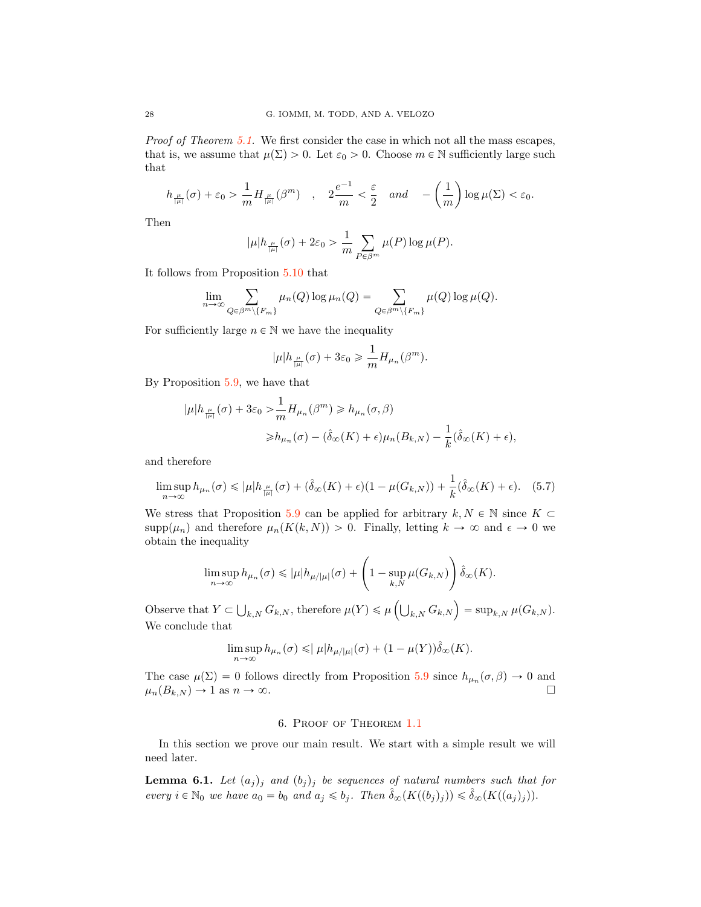*Proof of Theorem 5.1.* We first consider the case in which not all the mass escapes, that is, we assume that $\mu(\Sigma) > 0$. Let $\varepsilon_0 > 0$. Choose $m \in \mathbb{N}$ sufficiently large such that

$$h_{\frac{\mu}{|\mu|}}(\sigma) + \varepsilon_0 > \frac{1}{m} H_{\frac{\mu}{|\mu|}}(\beta^m) \quad , \quad 2\frac{e^{-1}}{m} < \frac{\varepsilon}{2} \quad \textit{and} \quad -\left(\frac{1}{m}\right) \log \mu(\Sigma) < \varepsilon_0.$$

Then

$$|\mu| h_{\frac{\mu}{|\mu|}}(\sigma) + 2\varepsilon_0 > \frac{1}{m} \sum_{P \in \beta^m} \mu(P) \log \mu(P).$$

It follows from Proposition 5.10 that

$$\lim_{n \to \infty} \sum_{Q \in \beta^m \setminus \{F_m\}} \mu_n(Q) \log \mu_n(Q) = \sum_{Q \in \beta^m \setminus \{F_m\}} \mu(Q) \log \mu(Q).$$

For sufficiently large $n \in \mathbb{N}$ we have the inequality

$$|\mu| h_{\frac{\mu}{|\mu|}}(\sigma) + 3\varepsilon_0 \geqslant \frac{1}{m} H_{\mu_n}(\beta^m).$$

By Proposition 5.9, we have that

$$\begin{aligned} |\mu| h_{\frac{\mu}{|\mu|}}(\sigma) + 3\varepsilon_0 > & \frac{1}{m} H_{\mu_n}(\beta^m) \geqslant h_{\mu_n}(\sigma, \beta) \\ \geqslant & h_{\mu_n}(\sigma) - (\hat{\delta}_\infty(K) + \epsilon)\mu_n(B_{k,N}) - \frac{1}{k}(\hat{\delta}_\infty(K) + \epsilon), \end{aligned}$$

and therefore

$$\limsup_{n \to \infty} h_{\mu_n}(\sigma) \leqslant |\mu| h_{\frac{\mu}{|\mu|}}(\sigma) + (\hat{\delta}_\infty(K) + \epsilon)(1 - \mu(G_{k,N})) + \frac{1}{k}(\hat{\delta}_\infty(K) + \epsilon). \tag{5.7}$$

We stress that Proposition 5.9 can be applied for arbitrary $k, N \in \mathbb{N}$ since $K \subset \operatorname{supp}(\mu_n)$ and therefore $\mu_n(K(k,N)) > 0$. Finally, letting $k \to \infty$ and $\epsilon \to 0$ we obtain the inequality

$$\limsup_{n \to \infty} h_{\mu_n}(\sigma) \leqslant |\mu| h_{\mu/|\mu|}(\sigma) + \left(1 - \sup_{k,N} \mu(G_{k,N})\right) \hat{\delta}_\infty(K).$$

Observe that $Y \subset \bigcup_{k,N} G_{k,N}$, therefore $\mu(Y) \leqslant \mu\left(\bigcup_{k,N} G_{k,N}\right) = \sup_{k,N} \mu(G_{k,N})$. We conclude that

$$\limsup_{n \to \infty} h_{\mu_n}(\sigma) \leqslant |\mu| h_{\mu/|\mu|}(\sigma) + (1 - \mu(Y))\hat{\delta}_\infty(K).$$

The case $\mu(\Sigma) = 0$ follows directly from Proposition 5.9 since $h_{\mu_n}(\sigma, \beta) \to 0$ and $\mu_n(B_{k,N}) \to 1$ as $n \to \infty$. □

## 6. Proof of Theorem 1.1

In this section we prove our main result. We start with a simple result we will need later.

**Lemma 6.1.** *Let $(a_j)_j$ and $(b_j)_j$ be sequences of natural numbers such that for every $i \in \mathbb{N}_0$ we have $a_0 = b_0$ and $a_j \leqslant b_j$. Then $\hat{\delta}_\infty(K((b_j)_j)) \leqslant \hat{\delta}_\infty(K((a_j)_j))$.*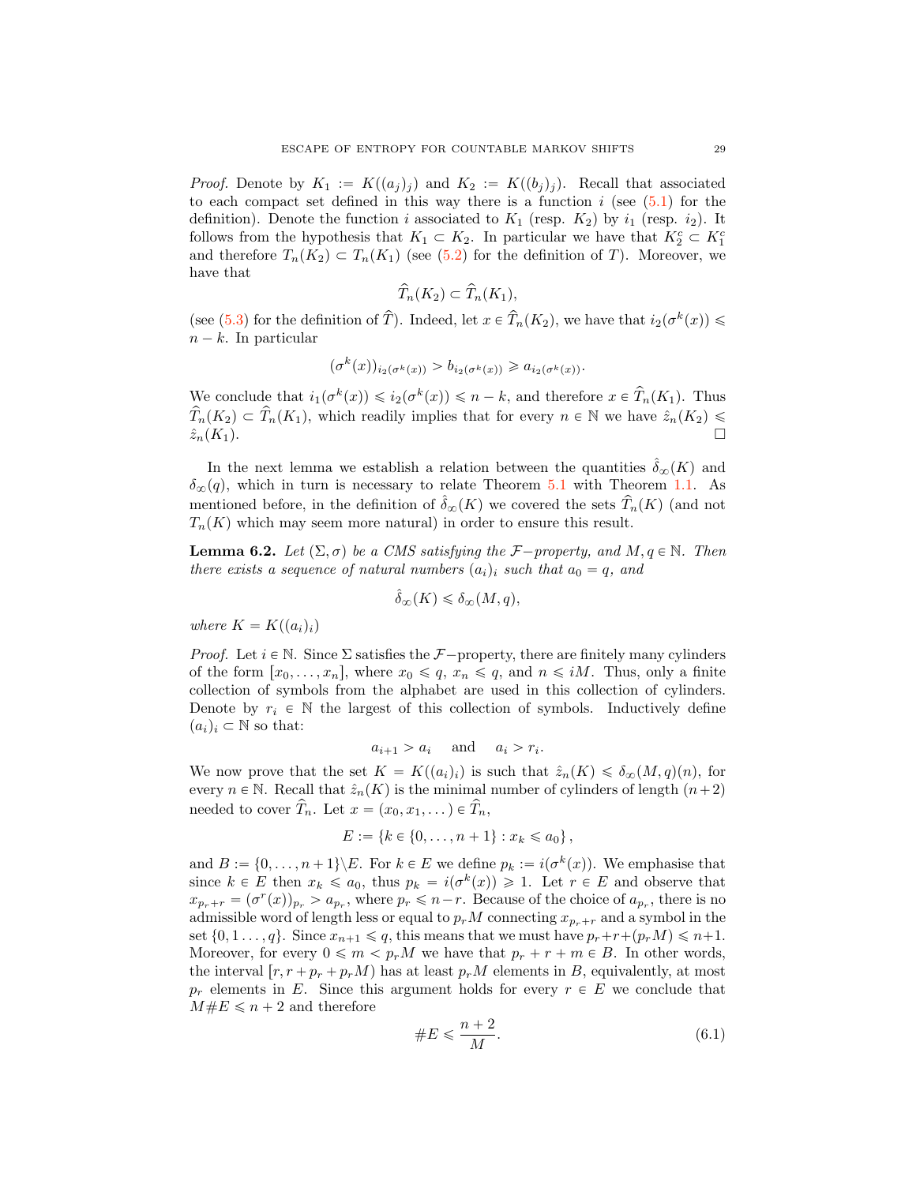*Proof.* Denote by $K_1 := K((a_j)_j)$ and $K_2 := K((b_j)_j)$. Recall that associated to each compact set defined in this way there is a function $i$ (see (5.1) for the definition). Denote the function $i$ associated to $K_1$ (resp. $K_2$) by $i_1$ (resp. $i_2$). It follows from the hypothesis that $K_1 \subset K_2$. In particular we have that $K_2^c \subset K_1^c$ and therefore $T_n(K_2) \subset T_n(K_1)$ (see (5.2) for the definition of $T$). Moreover, we have that

$$\widehat{T}_n(K_2) \subset \widehat{T}_n(K_1),$$

(see (5.3) for the definition of $\widehat{T}$). Indeed, let $x \in \widehat{T}_n(K_2)$, we have that $i_2(\sigma^k(x)) \leqslant n-k$. In particular

$$(\sigma^k(x))_{i_2(\sigma^k(x))} > b_{i_2(\sigma^k(x))} \geqslant a_{i_2(\sigma^k(x))}.$$

We conclude that $i_1(\sigma^k(x)) \leqslant i_2(\sigma^k(x)) \leqslant n-k$, and therefore $x \in \widehat{T}_n(K_1)$. Thus $\widehat{T}_n(K_2) \subset \widehat{T}_n(K_1)$, which readily implies that for every $n \in \mathbb{N}$ we have $\hat{z}_n(K_2) \leqslant \hat{z}_n(K_1)$. □

In the next lemma we establish a relation between the quantities $\hat{\delta}_\infty(K)$ and $\delta_\infty(q)$, which in turn is necessary to relate Theorem 5.1 with Theorem 1.1. As mentioned before, in the definition of $\hat{\delta}_\infty(K)$ we covered the sets $\widehat{T}_n(K)$ (and not $T_n(K)$ which may seem more natural) in order to ensure this result.

**Lemma 6.2.** *Let $(\Sigma, \sigma)$ be a CMS satisfying the $\mathcal{F}-$property, and $M, q \in \mathbb{N}$. Then there exists a sequence of natural numbers $(a_i)_i$ such that $a_0 = q$, and*

$$\hat{\delta}_\infty(K) \leqslant \delta_\infty(M, q),$$

*where $K = K((a_i)_i)$*

*Proof.* Let $i \in \mathbb{N}$. Since $\Sigma$ satisfies the $\mathcal{F}-$property, there are finitely many cylinders of the form $[x_0, \dots, x_n]$, where $x_0 \leqslant q$, $x_n \leqslant q$, and $n \leqslant iM$. Thus, only a finite collection of symbols from the alphabet are used in this collection of cylinders. Denote by $r_i \in \mathbb{N}$ the largest of this collection of symbols. Inductively define $(a_i)_i \subset \mathbb{N}$ so that:

$$a_{i+1} > a_i \quad \text{ and } \quad a_i > r_i.$$

We now prove that the set $K = K((a_i)_i)$ is such that $\hat{z}_n(K) \leqslant \delta_\infty(M, q)(n)$, for every $n \in \mathbb{N}$. Recall that $\hat{z}_n(K)$ is the minimal number of cylinders of length $(n+2)$ needed to cover $\widehat{T}_n$. Let $x = (x_0, x_1, \dots) \in \widehat{T}_n$,

$$E := \{k \in \{0, \dots, n+1\} : x_k \leqslant a_0\},$$

and $B := \{0, \dots, n+1\} \backslash E$. For $k \in E$ we define $p_k := i(\sigma^k(x))$. We emphasise that since $k \in E$ then $x_k \leqslant a_0$, thus $p_k = i(\sigma^k(x)) \geqslant 1$. Let $r \in E$ and observe that $x_{p_r + r} = (\sigma^r(x))_{p_r} > a_{p_r}$, where $p_r \leqslant n - r$. Because of the choice of $a_{p_r}$, there is no admissible word of length less or equal to $p_r M$ connecting $x_{p_r+r}$ and a symbol in the set $\{0, 1 \dots, q\}$. Since $x_{n+1} \leqslant q$, this means that we must have $p_r + r + (p_r M) \leqslant n+1$. Moreover, for every $0 \leqslant m < p_r M$ we have that $p_r + r + m \in B$. In other words, the interval $[r, r + p_r + p_r M)$ has at least $p_r M$ elements in $B$, equivalently, at most $p_r$ elements in $E$. Since this argument holds for every $r \in E$ we conclude that $M \# E \leqslant n+2$ and therefore

$$\# E \leqslant \frac{n+2}{M}. \tag{6.1}$$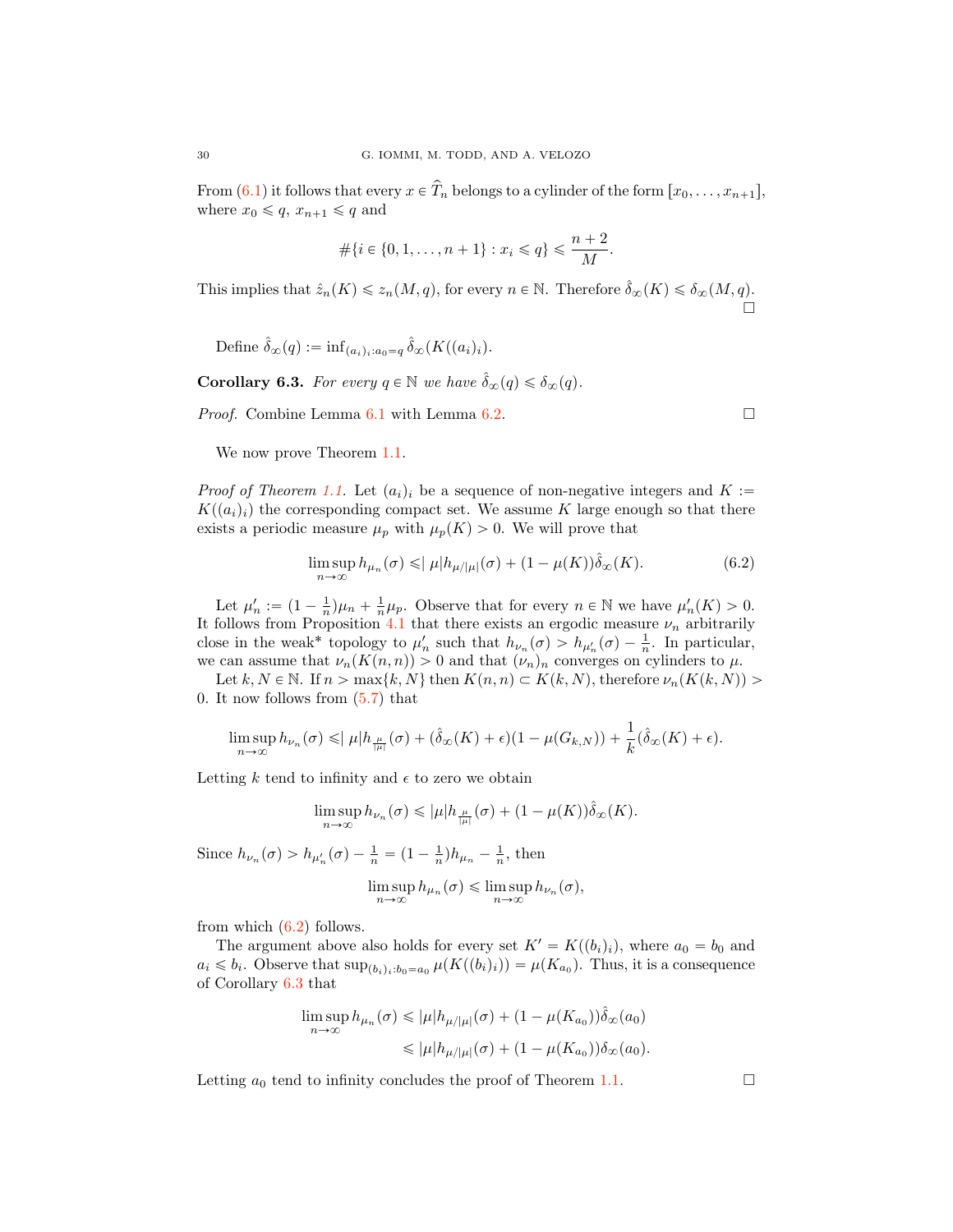From (6.1) it follows that every $x \in \widehat{T}_n$ belongs to a cylinder of the form $[x_0, \ldots, x_{n+1}]$, where $x_0 \leqslant q$, $x_{n+1} \leqslant q$ and

$$\#\{i \in \{0, 1, \ldots, n+1\} : x_i \leqslant q\} \leqslant \frac{n+2}{M}.$$

This implies that $\hat{z}_n(K) \leqslant z_n(M, q)$, for every $n \in \mathbb{N}$. Therefore $\hat{\delta}_\infty(K) \leqslant \delta_\infty(M, q)$. □

Define $\hat{\delta}_\infty(q) := \inf_{(a_i)_i : a_0 = q} \hat{\delta}_\infty(K((a_i)_i))$.

**Corollary 6.3.** *For every $q \in \mathbb{N}$ we have $\hat{\delta}_\infty(q) \leqslant \delta_\infty(q)$.*

*Proof.* Combine Lemma 6.1 with Lemma 6.2. □

We now prove Theorem 1.1.

*Proof of Theorem 1.1.* Let $(a_i)_i$ be a sequence of non-negative integers and $K := K((a_i)_i)$ the corresponding compact set. We assume $K$ large enough so that there exists a periodic measure $\mu_p$ with $\mu_p(K) > 0$. We will prove that

$$\limsup_{n \to \infty} h_{\mu_n}(\sigma) \leqslant |\mu| h_{\mu/|\mu|}(\sigma) + (1 - \mu(K))\hat{\delta}_\infty(K). \tag{6.2}$$

Let $\mu'_n := (1 - \frac{1}{n})\mu_n + \frac{1}{n}\mu_p$. Observe that for every $n \in \mathbb{N}$ we have $\mu'_n(K) > 0$. It follows from Proposition 4.1 that there exists an ergodic measure $\nu_n$ arbitrarily close in the weak* topology to $\mu'_n$ such that $h_{\nu_n}(\sigma) > h_{\mu'_n}(\sigma) - \frac{1}{n}$. In particular, we can assume that $\nu_n(K(n, n)) > 0$ and that $(\nu_n)_n$ converges on cylinders to $\mu$.

Let $k, N \in \mathbb{N}$. If $n > \max\{k, N\}$ then $K(n, n) \subset K(k, N)$, therefore $\nu_n(K(k, N)) > 0$. It now follows from (5.7) that

$$\limsup_{n \to \infty} h_{\nu_n}(\sigma) \leqslant |\mu| h_{\frac{\mu}{|\mu|}}(\sigma) + (\hat{\delta}_\infty(K) + \epsilon)(1 - \mu(G_{k,N})) + \frac{1}{k}(\hat{\delta}_\infty(K) + \epsilon).$$

Letting $k$ tend to infinity and $\epsilon$ to zero we obtain

$$\limsup_{n \to \infty} h_{\nu_n}(\sigma) \leqslant |\mu| h_{\frac{\mu}{|\mu|}}(\sigma) + (1 - \mu(K))\hat{\delta}_\infty(K).$$

Since $h_{\nu_n}(\sigma) > h_{\mu'_n}(\sigma) - \frac{1}{n} = (1 - \frac{1}{n})h_{\mu_n} - \frac{1}{n}$, then

$$\limsup_{n \to \infty} h_{\mu_n}(\sigma) \leqslant \limsup_{n \to \infty} h_{\nu_n}(\sigma),$$

from which (6.2) follows.

The argument above also holds for every set $K' = K((b_i)_i)$, where $a_0 = b_0$ and $a_i \leqslant b_i$. Observe that $\sup_{(b_i)_i : b_0 = a_0} \mu(K((b_i)_i)) = \mu(K_{a_0})$. Thus, it is a consequence of Corollary 6.3 that

$$\begin{aligned}
\limsup_{n \to \infty} h_{\mu_n}(\sigma) &\leqslant |\mu| h_{\mu/|\mu|}(\sigma) + (1 - \mu(K_{a_0}))\hat{\delta}_\infty(a_0) \\
&\leqslant |\mu| h_{\mu/|\mu|}(\sigma) + (1 - \mu(K_{a_0}))\delta_\infty(a_0).
\end{aligned}$$

Letting $a_0$ tend to infinity concludes the proof of Theorem 1.1. □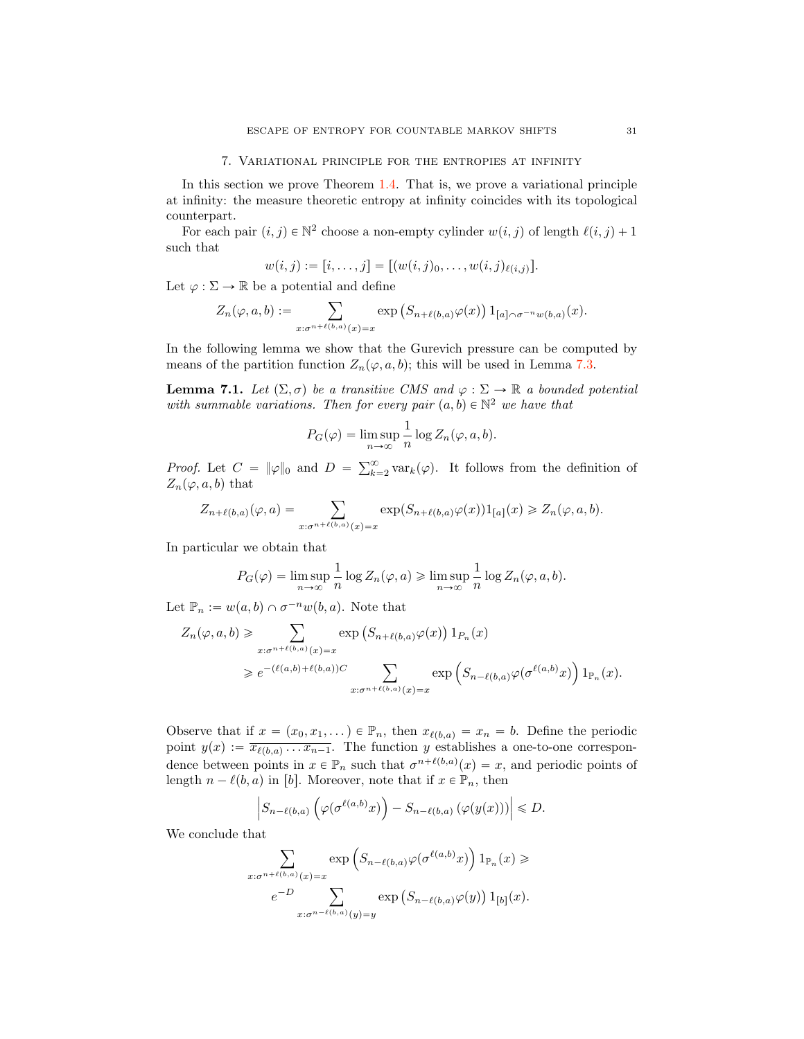## 7. Variational principle for the entropies at infinity

In this section we prove Theorem 1.4. That is, we prove a variational principle at infinity: the measure theoretic entropy at infinity coincides with its topological counterpart.

For each pair $(i,j) \in \mathbb{N}^2$ choose a non-empty cylinder $w(i,j)$ of length $\ell(i,j)+1$ such that

$$w(i,j) := [i, \dots, j] = [(w(i,j)_0, \dots, w(i,j)_{\ell(i,j)}].$$

Let $\varphi : \Sigma \to \mathbb{R}$ be a potential and define

$$Z_n(\varphi, a, b) := \sum_{x: \sigma^{n+\ell(b,a)}(x)=x} \exp\left(S_{n+\ell(b,a)}\varphi(x)\right) 1_{[a]\cap\sigma^{-n}w(b,a)}(x).$$

In the following lemma we show that the Gurevich pressure can be computed by means of the partition function $Z_n(\varphi, a, b)$; this will be used in Lemma 7.3.

**Lemma 7.1.** *Let $(\Sigma, \sigma)$ be a transitive CMS and $\varphi : \Sigma \to \mathbb{R}$ a bounded potential with summable variations. Then for every pair $(a,b) \in \mathbb{N}^2$ we have that*

$$P_G(\varphi) = \limsup_{n\to\infty} \frac{1}{n} \log Z_n(\varphi, a, b).$$

*Proof.* Let $C = \|\varphi\|_0$ and $D = \sum_{k=2}^\infty \mathrm{var}_k(\varphi)$. It follows from the definition of $Z_n(\varphi, a, b)$ that

$$Z_{n+\ell(b,a)}(\varphi, a) = \sum_{x:\sigma^{n+\ell(b,a)}(x)=x} \exp(S_{n+\ell(b,a)}\varphi(x)) 1_{[a]}(x) \geqslant Z_n(\varphi, a, b).$$

In particular we obtain that

$$P_G(\varphi) = \limsup_{n\to\infty} \frac{1}{n} \log Z_n(\varphi, a) \geqslant \limsup_{n\to\infty} \frac{1}{n} \log Z_n(\varphi, a, b).$$

Let $\mathbb{P}_n := w(a,b) \cap \sigma^{-n} w(b,a)$. Note that

$$\begin{aligned}
Z_n(\varphi, a, b) &\geqslant \sum_{x:\sigma^{n+\ell(b,a)}(x)=x} \exp\left(S_{n+\ell(b,a)}\varphi(x)\right) 1_{P_n}(x) \\
&\geqslant e^{-(\ell(a,b)+\ell(b,a))C} \sum_{x:\sigma^{n+\ell(b,a)}(x)=x} \exp\left(S_{n-\ell(b,a)}\varphi(\sigma^{\ell(a,b)}x)\right) 1_{\mathbb{P}_n}(x).
\end{aligned}$$

Observe that if $x = (x_0, x_1, \dots) \in \mathbb{P}_n$, then $x_{\ell(b,a)} = x_n = b$. Define the periodic point $y(x) := \overline{x_{\ell(b,a)} \dots x_{n-1}}$. The function $y$ establishes a one-to-one correspondence between points in $x \in \mathbb{P}_n$ such that $\sigma^{n+\ell(b,a)}(x) = x$, and periodic points of length $n - \ell(b,a)$ in $[b]$. Moreover, note that if $x \in \mathbb{P}_n$, then

$$\left| S_{n-\ell(b,a)} \left(\varphi(\sigma^{\ell(a,b)}x)\right) - S_{n-\ell(b,a)} \left(\varphi(y(x))\right) \right| \leqslant D.$$

We conclude that

$$\begin{aligned}
&\sum_{x:\sigma^{n+\ell(b,a)}(x)=x} \exp\left(S_{n-\ell(b,a)}\varphi(\sigma^{\ell(a,b)}x)\right) 1_{\mathbb{P}_n}(x) \geqslant \\
&\qquad e^{-D} \sum_{x:\sigma^{n-\ell(b,a)}(y)=y} \exp\left(S_{n-\ell(b,a)}\varphi(y)\right) 1_{[b]}(x).
\end{aligned}$$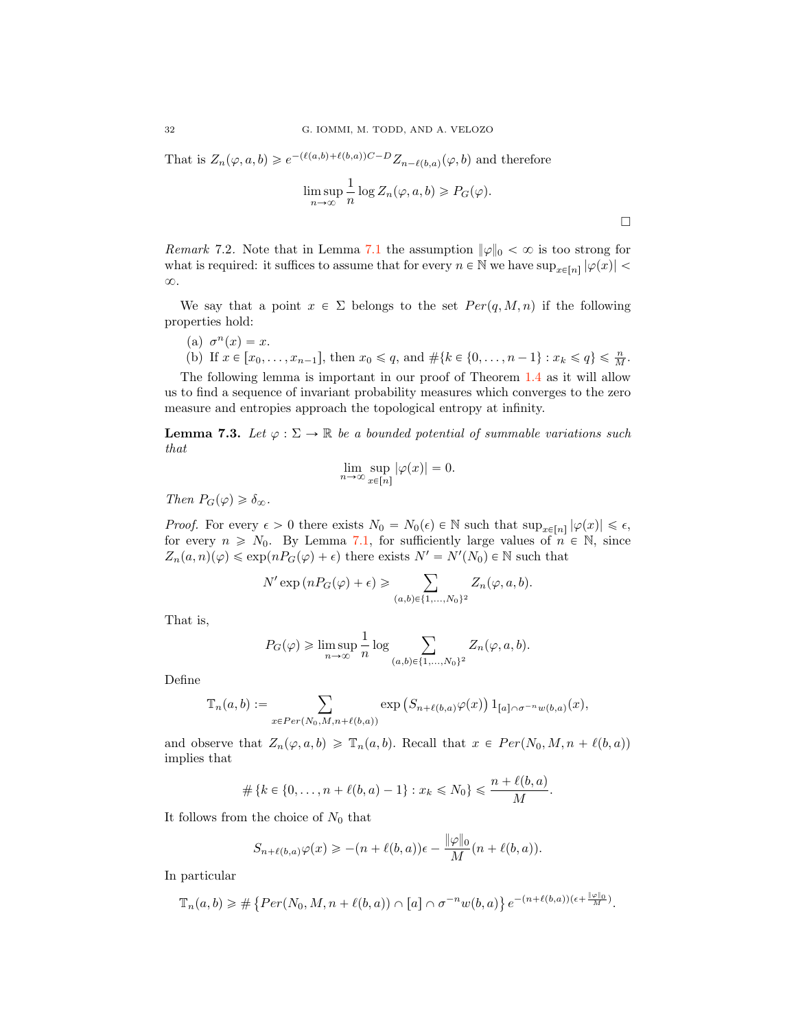That is $Z_n(\varphi, a, b) \geqslant e^{-(\ell(a,b)+\ell(b,a))C-D} Z_{n-\ell(b,a)}(\varphi, b)$ and therefore

$$\limsup_{n\to\infty} \frac{1}{n} \log Z_n(\varphi, a, b) \geqslant P_G(\varphi).$$

□

*Remark* 7.2. Note that in Lemma 7.1 the assumption $\|\varphi\|_0 < \infty$ is too strong for what is required: it suffices to assume that for every $n \in \mathbb{N}$ we have $\sup_{x\in[n]} |\varphi(x)| < \infty$.

We say that a point $x \in \Sigma$ belongs to the set $Per(q, M, n)$ if the following properties hold:

(a) $\sigma^n(x) = x$.
(b) If $x \in [x_0, \ldots, x_{n-1}]$, then $x_0 \leqslant q$, and $\#\{k \in \{0, \ldots, n-1\} : x_k \leqslant q\} \leqslant \frac{n}{M}$.

The following lemma is important in our proof of Theorem 1.4 as it will allow us to find a sequence of invariant probability measures which converges to the zero measure and entropies approach the topological entropy at infinity.

**Lemma 7.3.** *Let $\varphi : \Sigma \to \mathbb{R}$ be a bounded potential of summable variations such that*

$$\lim_{n\to\infty} \sup_{x\in[n]} |\varphi(x)| = 0.$$

*Then $P_G(\varphi) \geqslant \delta_\infty$.*

*Proof.* For every $\epsilon > 0$ there exists $N_0 = N_0(\epsilon) \in \mathbb{N}$ such that $\sup_{x\in[n]} |\varphi(x)| \leqslant \epsilon$, for every $n \geqslant N_0$. By Lemma 7.1, for sufficiently large values of $n \in \mathbb{N}$, since $Z_n(a, n)(\varphi) \leqslant \exp(nP_G(\varphi) + \epsilon)$ there exists $N' = N'(N_0) \in \mathbb{N}$ such that

$$N' \exp\left(nP_G(\varphi) + \epsilon\right) \geqslant \sum_{(a,b)\in\{1,\ldots,N_0\}^2} Z_n(\varphi, a, b).$$

That is,

$$P_G(\varphi) \geqslant \limsup_{n\to\infty} \frac{1}{n} \log \sum_{(a,b)\in\{1,\ldots,N_0\}^2} Z_n(\varphi, a, b).$$

Define

$$\mathbb{T}_n(a, b) := \sum_{x\in Per(N_0, M, n+\ell(b,a))} \exp\left(S_{n+\ell(b,a)}\varphi(x)\right) 1_{[a]\cap\sigma^{-n}w(b,a)}(x),$$

and observe that $Z_n(\varphi, a, b) \geqslant \mathbb{T}_n(a, b)$. Recall that $x \in Per(N_0, M, n + \ell(b, a))$ implies that

$$\#\left\{k \in \{0, \ldots, n + \ell(b, a) - 1\} : x_k \leqslant N_0\right\} \leqslant \frac{n + \ell(b, a)}{M}.$$

It follows from the choice of $N_0$ that

$$S_{n+\ell(b,a)}\varphi(x) \geqslant -(n + \ell(b, a))\epsilon - \frac{\|\varphi\|_0}{M}(n + \ell(b, a)).$$

In particular

$$\mathbb{T}_n(a, b) \geqslant \#\left\{Per(N_0, M, n + \ell(b, a)) \cap [a] \cap \sigma^{-n}w(b, a)\right\} e^{-(n+\ell(b,a))(\epsilon+\frac{\|\varphi\|_0}{M})}.$$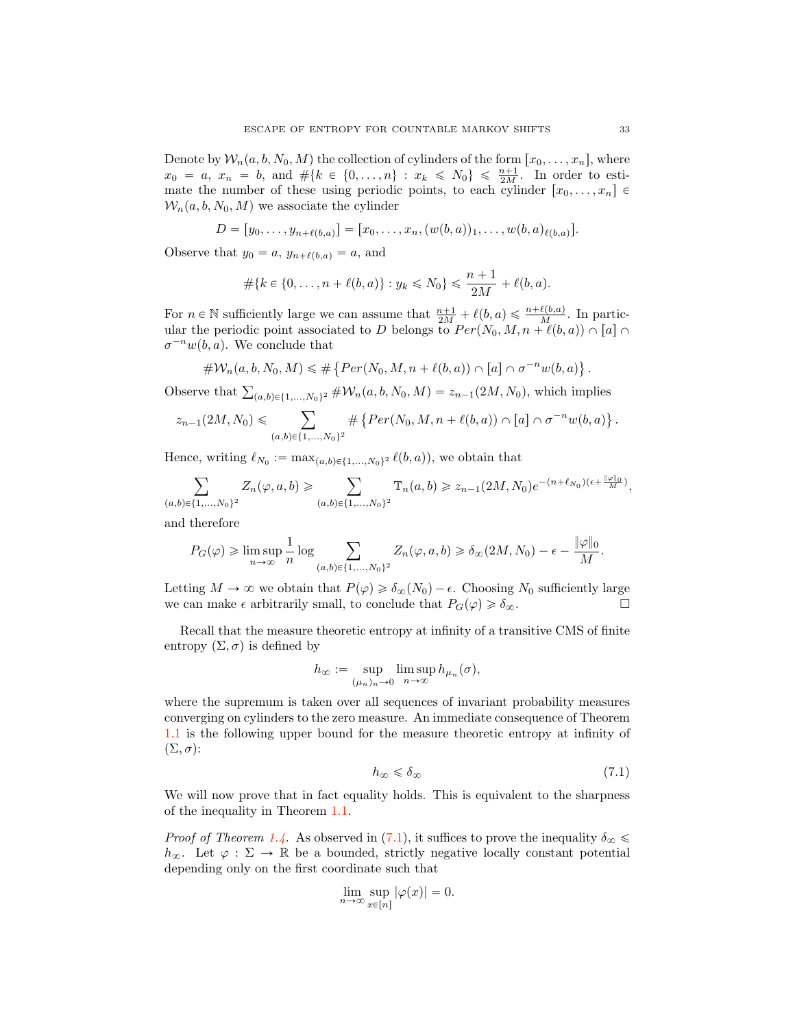Denote by $\mathcal{W}_n(a,b,N_0,M)$ the collection of cylinders of the form $[x_0,\ldots,x_n]$, where $x_0 = a$, $x_n = b$, and $\#\{k \in \{0,\ldots,n\} : x_k \leqslant N_0\} \leqslant \frac{n+1}{2M}$. In order to estimate the number of these using periodic points, to each cylinder $[x_0,\ldots,x_n] \in \mathcal{W}_n(a,b,N_0,M)$ we associate the cylinder

$$D = [y_0,\ldots,y_{n+\ell(b,a)}] = [x_0,\ldots,x_n,(w(b,a))_1,\ldots,w(b,a)_{\ell(b,a)}].$$

Observe that $y_0 = a$, $y_{n+\ell(b,a)} = a$, and

$$\#\{k \in \{0,\ldots,n+\ell(b,a)\} : y_k \leqslant N_0\} \leqslant \frac{n+1}{2M} + \ell(b,a).$$

For $n \in \mathbb{N}$ sufficiently large we can assume that $\frac{n+1}{2M} + \ell(b,a) \leqslant \frac{n+\ell(b,a)}{M}$. In particular the periodic point associated to $D$ belongs to $Per(N_0,M,n+\ell(b,a)) \cap [a] \cap \sigma^{-n}w(b,a)$. We conclude that

$$\#\mathcal{W}_n(a,b,N_0,M) \leqslant \#\left\{Per(N_0,M,n+\ell(b,a)) \cap [a] \cap \sigma^{-n}w(b,a)\right\}.$$

Observe that $\sum_{(a,b)\in\{1,\ldots,N_0\}^2} \#\mathcal{W}_n(a,b,N_0,M) = z_{n-1}(2M,N_0)$, which implies

$$z_{n-1}(2M,N_0) \leqslant \sum_{(a,b)\in\{1,\ldots,N_0\}^2} \#\left\{Per(N_0,M,n+\ell(b,a)) \cap [a] \cap \sigma^{-n}w(b,a)\right\}.$$

Hence, writing $\ell_{N_0} := \max_{(a,b)\in\{1,\ldots,N_0\}^2} \ell(b,a)$, we obtain that

$$\sum_{(a,b)\in\{1,\ldots,N_0\}^2} Z_n(\varphi,a,b) \geqslant \sum_{(a,b)\in\{1,\ldots,N_0\}^2} \mathbb{T}_n(a,b) \geqslant z_{n-1}(2M,N_0)e^{-(n+\ell_{N_0})(\epsilon+\frac{\|\varphi\|_0}{M})},$$

and therefore

$$P_G(\varphi) \geqslant \limsup_{n\to\infty} \frac{1}{n} \log \sum_{(a,b)\in\{1,\ldots,N_0\}^2} Z_n(\varphi,a,b) \geqslant \delta_\infty(2M,N_0) - \epsilon - \frac{\|\varphi\|_0}{M}.$$

Letting $M \to \infty$ we obtain that $P(\varphi) \geqslant \delta_\infty(N_0) - \epsilon$. Choosing $N_0$ sufficiently large we can make $\epsilon$ arbitrarily small, to conclude that $P_G(\varphi) \geqslant \delta_\infty$. □

Recall that the measure theoretic entropy at infinity of a transitive CMS of finite entropy $(\Sigma,\sigma)$ is defined by

$$h_\infty := \sup_{(\mu_n)_n \to 0} \limsup_{n\to\infty} h_{\mu_n}(\sigma),$$

where the supremum is taken over all sequences of invariant probability measures converging on cylinders to the zero measure. An immediate consequence of Theorem 1.1 is the following upper bound for the measure theoretic entropy at infinity of $(\Sigma,\sigma)$:

$$h_\infty \leqslant \delta_\infty \tag{7.1}$$

We will now prove that in fact equality holds. This is equivalent to the sharpness of the inequality in Theorem 1.1.

*Proof of Theorem 1.4.* As observed in (7.1), it suffices to prove the inequality $\delta_\infty \leqslant h_\infty$. Let $\varphi : \Sigma \to \mathbb{R}$ be a bounded, strictly negative locally constant potential depending only on the first coordinate such that

$$\lim_{n\to\infty} \sup_{x\in[n]} |\varphi(x)| = 0.$$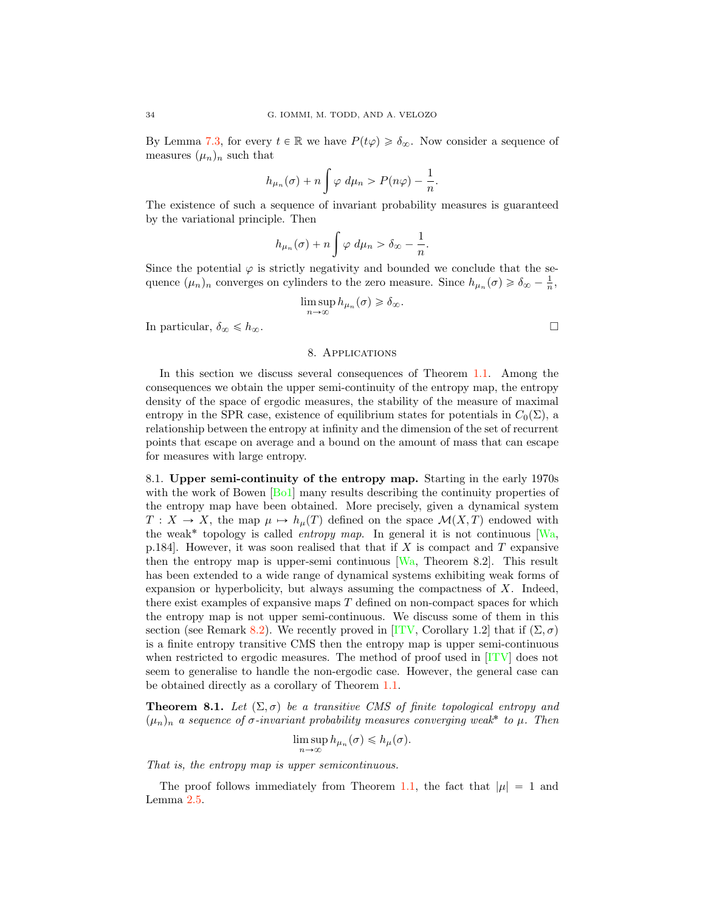By Lemma 7.3, for every $t \in \mathbb{R}$ we have $P(t\varphi) \geqslant \delta_\infty$. Now consider a sequence of measures $(\mu_n)_n$ such that

$$h_{\mu_n}(\sigma) + n \int \varphi \, d\mu_n > P(n\varphi) - \frac{1}{n}.$$

The existence of such a sequence of invariant probability measures is guaranteed by the variational principle. Then

$$h_{\mu_n}(\sigma) + n \int \varphi \, d\mu_n > \delta_\infty - \frac{1}{n}.$$

Since the potential $\varphi$ is strictly negativity and bounded we conclude that the sequence $(\mu_n)_n$ converges on cylinders to the zero measure. Since $h_{\mu_n}(\sigma) \geqslant \delta_\infty - \frac{1}{n}$,

$$\limsup_{n \to \infty} h_{\mu_n}(\sigma) \geqslant \delta_\infty.$$

In particular, $\delta_\infty \leqslant h_\infty$. □

## 8. Applications

In this section we discuss several consequences of Theorem 1.1. Among the consequences we obtain the upper semi-continuity of the entropy map, the entropy density of the space of ergodic measures, the stability of the measure of maximal entropy in the SPR case, existence of equilibrium states for potentials in $C_0(\Sigma)$, a relationship between the entropy at infinity and the dimension of the set of recurrent points that escape on average and a bound on the amount of mass that can escape for measures with large entropy.

### 8.1. Upper semi-continuity of the entropy map.

Starting in the early 1970s with the work of Bowen [Bo1] many results describing the continuity properties of the entropy map have been obtained. More precisely, given a dynamical system $T : X \to X$, the map $\mu \mapsto h_\mu(T)$ defined on the space $\mathcal{M}(X, T)$ endowed with the weak* topology is called *entropy map*. In general it is not continuous [Wa, p.184]. However, it was soon realised that that if $X$ is compact and $T$ expansive then the entropy map is upper-semi continuous [Wa, Theorem 8.2]. This result has been extended to a wide range of dynamical systems exhibiting weak forms of expansion or hyperbolicity, but always assuming the compactness of $X$. Indeed, there exist examples of expansive maps $T$ defined on non-compact spaces for which the entropy map is not upper semi-continuous. We discuss some of them in this section (see Remark 8.2). We recently proved in [ITV, Corollary 1.2] that if $(\Sigma, \sigma)$ is a finite entropy transitive CMS then the entropy map is upper semi-continuous when restricted to ergodic measures. The method of proof used in [ITV] does not seem to generalise to handle the non-ergodic case. However, the general case can be obtained directly as a corollary of Theorem 1.1.

**Theorem 8.1.** *Let $(\Sigma, \sigma)$ be a transitive CMS of finite topological entropy and $(\mu_n)_n$ a sequence of $\sigma$-invariant probability measures converging weak* to $\mu$. Then*

$$\limsup_{n \to \infty} h_{\mu_n}(\sigma) \leqslant h_\mu(\sigma).$$

*That is, the entropy map is upper semicontinuous.*

The proof follows immediately from Theorem 1.1, the fact that $|\mu| = 1$ and Lemma 2.5.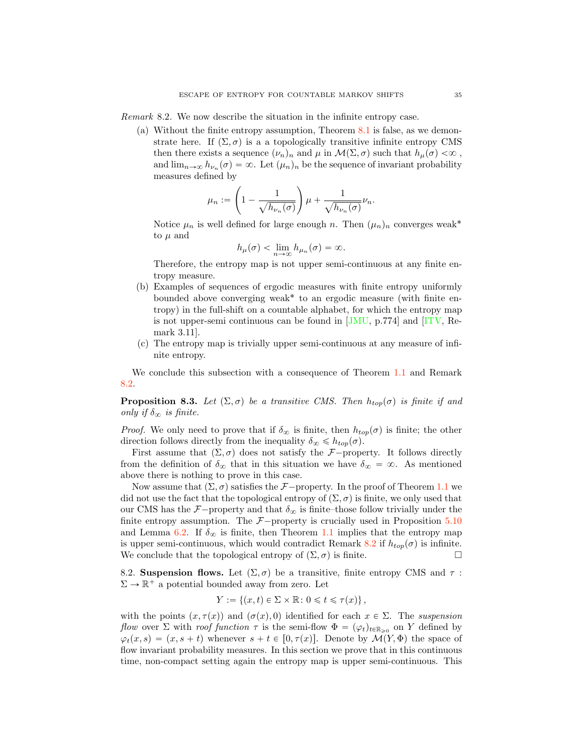*Remark* 8.2. We now describe the situation in the infinite entropy case.

(a) Without the finite entropy assumption, Theorem 8.1 is false, as we demonstrate here. If $(\Sigma, \sigma)$ is a a topologically transitive infinite entropy CMS then there exists a sequence $(\nu_n)_n$ and $\mu$ in $\mathcal{M}(\Sigma, \sigma)$ such that $h_\mu(\sigma) < \infty$ , and $\lim_{n\to\infty} h_{\nu_n}(\sigma) = \infty$. Let $(\mu_n)_n$ be the sequence of invariant probability measures defined by

$$\mu_n := \left(1 - \frac{1}{\sqrt{h_{\nu_n}(\sigma)}}\right)\mu + \frac{1}{\sqrt{h_{\nu_n}(\sigma)}}\nu_n.$$

Notice $\mu_n$ is well defined for large enough $n$. Then $(\mu_n)_n$ converges weak* to $\mu$ and

$$h_\mu(\sigma) < \lim_{n\to\infty} h_{\mu_n}(\sigma) = \infty.$$

Therefore, the entropy map is not upper semi-continuous at any finite entropy measure.

(b) Examples of sequences of ergodic measures with finite entropy uniformly bounded above converging weak* to an ergodic measure (with finite entropy) in the full-shift on a countable alphabet, for which the entropy map is not upper-semi continuous can be found in [JMU, p.774] and [ITV, Remark 3.11].

(c) The entropy map is trivially upper semi-continuous at any measure of infinite entropy.

We conclude this subsection with a consequence of Theorem 1.1 and Remark 8.2.

**Proposition 8.3.** *Let $(\Sigma, \sigma)$ be a transitive CMS. Then $h_{top}(\sigma)$ is finite if and only if $\delta_\infty$ is finite.*

*Proof.* We only need to prove that if $\delta_\infty$ is finite, then $h_{top}(\sigma)$ is finite; the other direction follows directly from the inequality $\delta_\infty \leqslant h_{top}(\sigma)$.

First assume that $(\Sigma, \sigma)$ does not satisfy the $\mathcal{F}-$property. It follows directly from the definition of $\delta_\infty$ that in this situation we have $\delta_\infty = \infty$. As mentioned above there is nothing to prove in this case.

Now assume that $(\Sigma, \sigma)$ satisfies the $\mathcal{F}-$property. In the proof of Theorem 1.1 we did not use the fact that the topological entropy of $(\Sigma, \sigma)$ is finite, we only used that our CMS has the $\mathcal{F}-$property and that $\delta_\infty$ is finite–those follow trivially under the finite entropy assumption. The $\mathcal{F}-$property is crucially used in Proposition 5.10 and Lemma 6.2. If $\delta_\infty$ is finite, then Theorem 1.1 implies that the entropy map is upper semi-continuous, which would contradict Remark 8.2 if $h_{top}(\sigma)$ is infinite. We conclude that the topological entropy of $(\Sigma, \sigma)$ is finite. □

8.2. **Suspension flows.** Let $(\Sigma, \sigma)$ be a transitive, finite entropy CMS and $\tau : \Sigma \to \mathbb{R}^+$ a potential bounded away from zero. Let

$$Y := \{(x, t) \in \Sigma \times \mathbb{R} \colon 0 \leqslant t \leqslant \tau(x)\},$$

with the points $(x, \tau(x))$ and $(\sigma(x), 0)$ identified for each $x \in \Sigma$. The *suspension flow* over $\Sigma$ with *roof function* $\tau$ is the semi-flow $\Phi = (\varphi_t)_{t\in\mathbb{R}_{\geqslant 0}}$ on $Y$ defined by $\varphi_t(x, s) = (x, s + t)$ whenever $s + t \in [0, \tau(x)]$. Denote by $\mathcal{M}(Y, \Phi)$ the space of flow invariant probability measures. In this section we prove that in this continuous time, non-compact setting again the entropy map is upper semi-continuous. This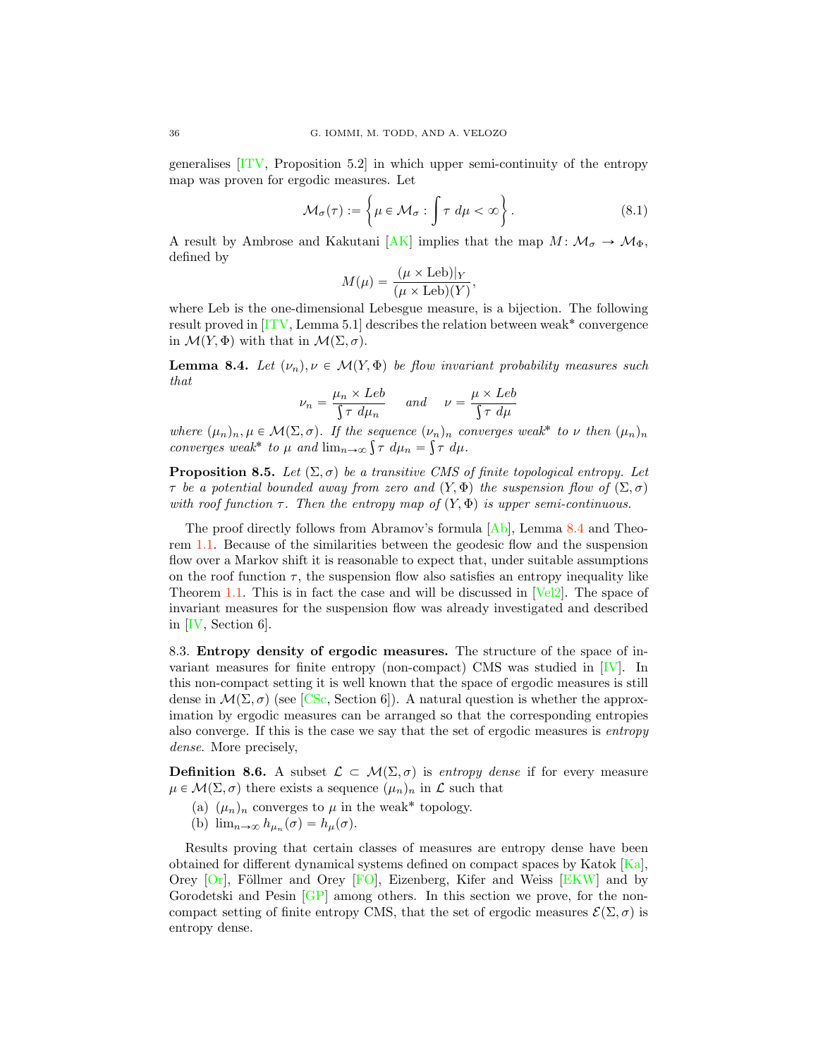generalises [ITV, Proposition 5.2] in which upper semi-continuity of the entropy map was proven for ergodic measures. Let

$$\mathcal{M}_\sigma(\tau) := \left\{ \mu \in \mathcal{M}_\sigma : \int \tau \, d\mu < \infty \right\}. \tag{8.1}$$

A result by Ambrose and Kakutani [AK] implies that the map $M \colon \mathcal{M}_\sigma \to \mathcal{M}_\Phi$, defined by

$$M(\mu) = \frac{(\mu \times \mathrm{Leb})|_Y}{(\mu \times \mathrm{Leb})(Y)},$$

where Leb is the one-dimensional Lebesgue measure, is a bijection. The following result proved in [ITV, Lemma 5.1] describes the relation between weak* convergence in $\mathcal{M}(Y, \Phi)$ with that in $\mathcal{M}(\Sigma, \sigma)$.

**Lemma 8.4.** *Let $(\nu_n), \nu \in \mathcal{M}(Y, \Phi)$ be flow invariant probability measures such that*

$$\nu_n = \frac{\mu_n \times Leb}{\int \tau \, d\mu_n} \quad \text{and} \quad \nu = \frac{\mu \times Leb}{\int \tau \, d\mu}$$

*where $(\mu_n)_n, \mu \in \mathcal{M}(\Sigma, \sigma)$. If the sequence $(\nu_n)_n$ converges weak* to $\nu$ then $(\mu_n)_n$ converges weak* to $\mu$ and $\lim_{n \to \infty} \int \tau \, d\mu_n = \int \tau \, d\mu$.*

**Proposition 8.5.** *Let $(\Sigma, \sigma)$ be a transitive CMS of finite topological entropy. Let $\tau$ be a potential bounded away from zero and $(Y, \Phi)$ the suspension flow of $(\Sigma, \sigma)$ with roof function $\tau$. Then the entropy map of $(Y, \Phi)$ is upper semi-continuous.*

The proof directly follows from Abramov's formula [Ab], Lemma 8.4 and Theorem 1.1. Because of the similarities between the geodesic flow and the suspension flow over a Markov shift it is reasonable to expect that, under suitable assumptions on the roof function $\tau$, the suspension flow also satisfies an entropy inequality like Theorem 1.1. This is in fact the case and will be discussed in [Vel2]. The space of invariant measures for the suspension flow was already investigated and described in [IV, Section 6].

8.3. **Entropy density of ergodic measures.** The structure of the space of invariant measures for finite entropy (non-compact) CMS was studied in [IV]. In this non-compact setting it is well known that the space of ergodic measures is still dense in $\mathcal{M}(\Sigma, \sigma)$ (see [CSc, Section 6]). A natural question is whether the approximation by ergodic measures can be arranged so that the corresponding entropies also converge. If this is the case we say that the set of ergodic measures is *entropy dense*. More precisely,

**Definition 8.6.** A subset $\mathcal{L} \subset \mathcal{M}(\Sigma, \sigma)$ is *entropy dense* if for every measure $\mu \in \mathcal{M}(\Sigma, \sigma)$ there exists a sequence $(\mu_n)_n$ in $\mathcal{L}$ such that

(a) $(\mu_n)_n$ converges to $\mu$ in the weak* topology.
(b) $\lim_{n \to \infty} h_{\mu_n}(\sigma) = h_\mu(\sigma)$.

Results proving that certain classes of measures are entropy dense have been obtained for different dynamical systems defined on compact spaces by Katok [Ka], Orey [Or], Föllmer and Orey [FO], Eizenberg, Kifer and Weiss [EKW] and by Gorodetski and Pesin [GP] among others. In this section we prove, for the non-compact setting of finite entropy CMS, that the set of ergodic measures $\mathcal{E}(\Sigma, \sigma)$ is entropy dense.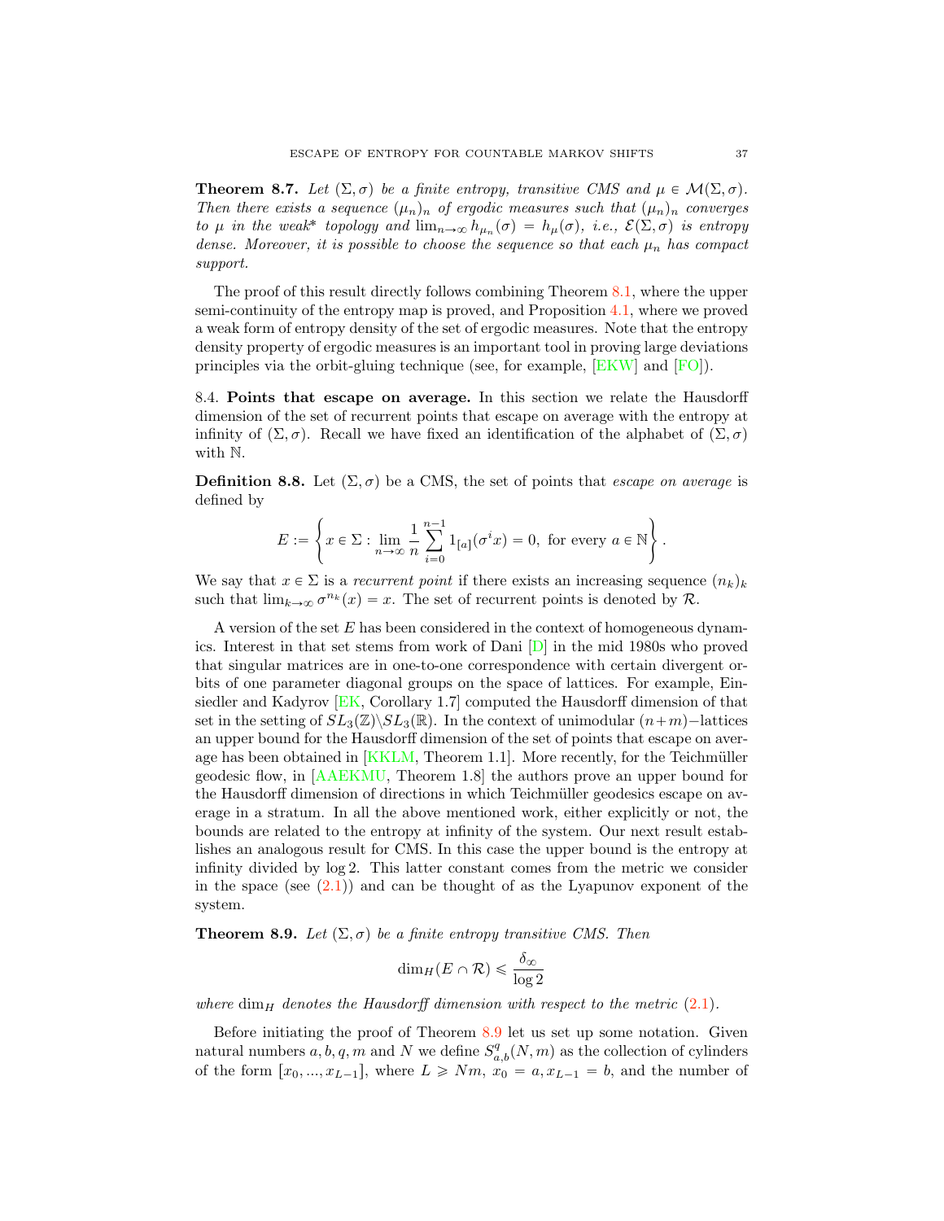**Theorem 8.7.** *Let $(\Sigma, \sigma)$ be a finite entropy, transitive CMS and $\mu \in \mathcal{M}(\Sigma, \sigma)$. Then there exists a sequence $(\mu_n)_n$ of ergodic measures such that $(\mu_n)_n$ converges to $\mu$ in the weak\* topology and $\lim_{n\to\infty} h_{\mu_n}(\sigma) = h_\mu(\sigma)$, i.e., $\mathcal{E}(\Sigma, \sigma)$ is entropy dense. Moreover, it is possible to choose the sequence so that each $\mu_n$ has compact support.*

The proof of this result directly follows combining Theorem 8.1, where the upper semi-continuity of the entropy map is proved, and Proposition 4.1, where we proved a weak form of entropy density of the set of ergodic measures. Note that the entropy density property of ergodic measures is an important tool in proving large deviations principles via the orbit-gluing technique (see, for example, [EKW] and [FO]).

8.4. **Points that escape on average.** In this section we relate the Hausdorff dimension of the set of recurrent points that escape on average with the entropy at infinity of $(\Sigma, \sigma)$. Recall we have fixed an identification of the alphabet of $(\Sigma, \sigma)$ with $\mathbb{N}$.

**Definition 8.8.** Let $(\Sigma, \sigma)$ be a CMS, the set of points that *escape on average* is defined by

$$E := \left\{ x \in \Sigma : \lim_{n\to\infty} \frac{1}{n} \sum_{i=0}^{n-1} 1_{[a]}(\sigma^i x) = 0, \text{ for every } a \in \mathbb{N} \right\}.$$

We say that $x \in \Sigma$ is a *recurrent point* if there exists an increasing sequence $(n_k)_k$ such that $\lim_{k\to\infty} \sigma^{n_k}(x) = x$. The set of recurrent points is denoted by $\mathcal{R}$.

A version of the set $E$ has been considered in the context of homogeneous dynamics. Interest in that set stems from work of Dani [D] in the mid 1980s who proved that singular matrices are in one-to-one correspondence with certain divergent orbits of one parameter diagonal groups on the space of lattices. For example, Einsiedler and Kadyrov [EK, Corollary 1.7] computed the Hausdorff dimension of that set in the setting of $SL_3(\mathbb{Z})\backslash SL_3(\mathbb{R})$. In the context of unimodular $(n+m)-$lattices an upper bound for the Hausdorff dimension of the set of points that escape on average has been obtained in [KKLM, Theorem 1.1]. More recently, for the Teichmüller geodesic flow, in [AAEKMU, Theorem 1.8] the authors prove an upper bound for the Hausdorff dimension of directions in which Teichmüller geodesics escape on average in a stratum. In all the above mentioned work, either explicitly or not, the bounds are related to the entropy at infinity of the system. Our next result establishes an analogous result for CMS. In this case the upper bound is the entropy at infinity divided by $\log 2$. This latter constant comes from the metric we consider in the space (see (2.1)) and can be thought of as the Lyapunov exponent of the system.

**Theorem 8.9.** *Let $(\Sigma, \sigma)$ be a finite entropy transitive CMS. Then*

$$\dim_H(E \cap \mathcal{R}) \leqslant \frac{\delta_\infty}{\log 2}$$

*where $\dim_H$ denotes the Hausdorff dimension with respect to the metric (2.1).*

Before initiating the proof of Theorem 8.9 let us set up some notation. Given natural numbers $a, b, q, m$ and $N$ we define $S^q_{a,b}(N, m)$ as the collection of cylinders of the form $[x_0, ..., x_{L-1}]$, where $L \geqslant Nm$, $x_0 = a, x_{L-1} = b$, and the number of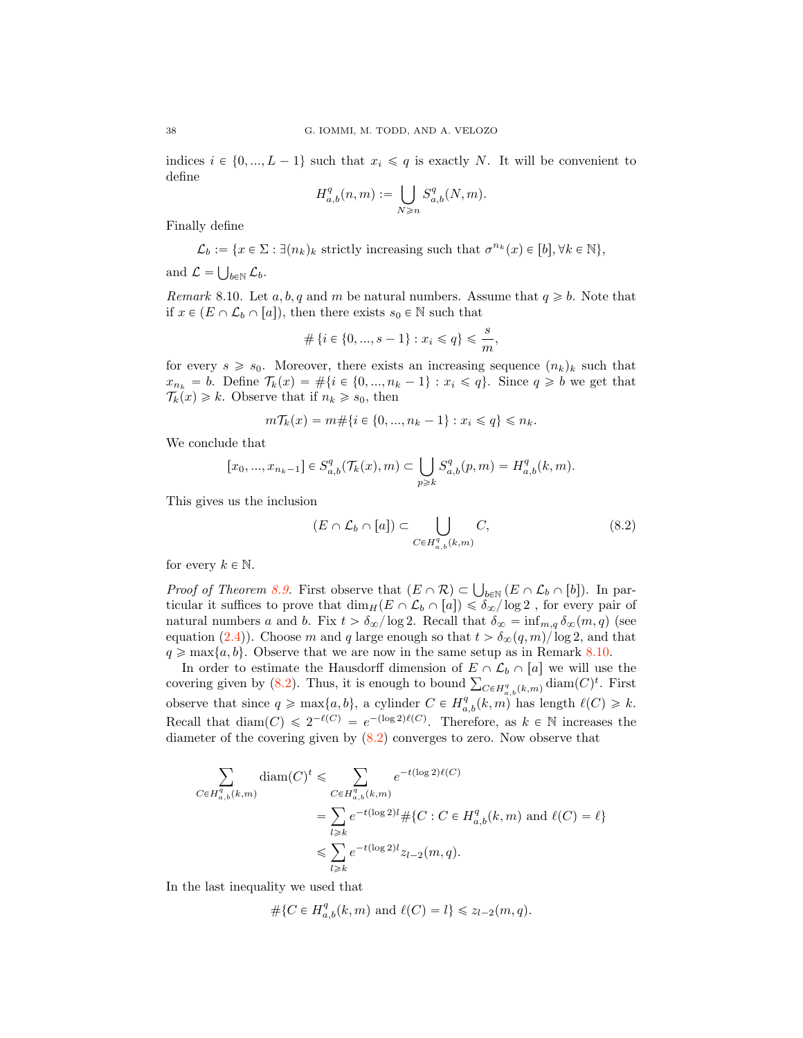indices $i \in \{0, ..., L-1\}$ such that $x_i \leqslant q$ is exactly $N$. It will be convenient to define

$$H^q_{a,b}(n, m) := \bigcup_{N \geqslant n} S^q_{a,b}(N, m).$$

Finally define

$$\mathcal{L}_b := \{x \in \Sigma : \exists (n_k)_k \text{ strictly increasing such that } \sigma^{n_k}(x) \in [b], \forall k \in \mathbb{N}\},$$

and $\mathcal{L} = \bigcup_{b \in \mathbb{N}} \mathcal{L}_b$.

*Remark* 8.10. Let $a, b, q$ and $m$ be natural numbers. Assume that $q \geqslant b$. Note that if $x \in (E \cap \mathcal{L}_b \cap [a])$, then there exists $s_0 \in \mathbb{N}$ such that

$$\#\{i \in \{0, ..., s-1\} : x_i \leqslant q\} \leqslant \frac{s}{m},$$

for every $s \geqslant s_0$. Moreover, there exists an increasing sequence $(n_k)_k$ such that $x_{n_k} = b$. Define $\mathcal{T}_k(x) = \#\{i \in \{0, ..., n_k - 1\} : x_i \leqslant q\}$. Since $q \geqslant b$ we get that $\mathcal{T}_k(x) \geqslant k$. Observe that if $n_k \geqslant s_0$, then

$$m\mathcal{T}_k(x) = m\#\{i \in \{0, ..., n_k - 1\} : x_i \leqslant q\} \leqslant n_k.$$

We conclude that

$$[x_0, ..., x_{n_k - 1}] \in S^q_{a,b}(\mathcal{T}_k(x), m) \subset \bigcup_{p \geqslant k} S^q_{a,b}(p, m) = H^q_{a,b}(k, m).$$

This gives us the inclusion

$$(E \cap \mathcal{L}_b \cap [a]) \subset \bigcup_{C \in H^q_{a,b}(k,m)} C, \tag{8.2}$$

for every $k \in \mathbb{N}$.

*Proof of Theorem 8.9.* First observe that $(E \cap \mathcal{R}) \subset \bigcup_{b \in \mathbb{N}} (E \cap \mathcal{L}_b \cap [b])$. In particular it suffices to prove that $\dim_H(E \cap \mathcal{L}_b \cap [a]) \leqslant \delta_\infty / \log 2$ , for every pair of natural numbers $a$ and $b$. Fix $t > \delta_\infty / \log 2$. Recall that $\delta_\infty = \inf_{m,q} \delta_\infty(m, q)$ (see equation (2.4)). Choose $m$ and $q$ large enough so that $t > \delta_\infty(q, m)/\log 2$, and that $q \geqslant \max\{a, b\}$. Observe that we are now in the same setup as in Remark 8.10.

In order to estimate the Hausdorff dimension of $E \cap \mathcal{L}_b \cap [a]$ we will use the covering given by (8.2). Thus, it is enough to bound $\sum_{C \in H^q_{a,b}(k,m)} \operatorname{diam}(C)^t$. First observe that since $q \geqslant \max\{a, b\}$, a cylinder $C \in H^q_{a,b}(k, m)$ has length $\ell(C) \geqslant k$. Recall that $\operatorname{diam}(C) \leqslant 2^{-\ell(C)} = e^{-(\log 2)\ell(C)}$. Therefore, as $k \in \mathbb{N}$ increases the diameter of the covering given by (8.2) converges to zero. Now observe that

$$\begin{aligned}
\sum_{C \in H^q_{a,b}(k,m)} \operatorname{diam}(C)^t &\leqslant \sum_{C \in H^q_{a,b}(k,m)} e^{-t(\log 2)\ell(C)} \\
&= \sum_{l \geqslant k} e^{-t(\log 2)l} \#\{C : C \in H^q_{a,b}(k, m) \text{ and } \ell(C) = \ell\} \\
&\leqslant \sum_{l \geqslant k} e^{-t(\log 2)l} z_{l-2}(m, q).
\end{aligned}$$

In the last inequality we used that

$$\#\{C \in H^q_{a,b}(k, m) \text{ and } \ell(C) = l\} \leqslant z_{l-2}(m, q).$$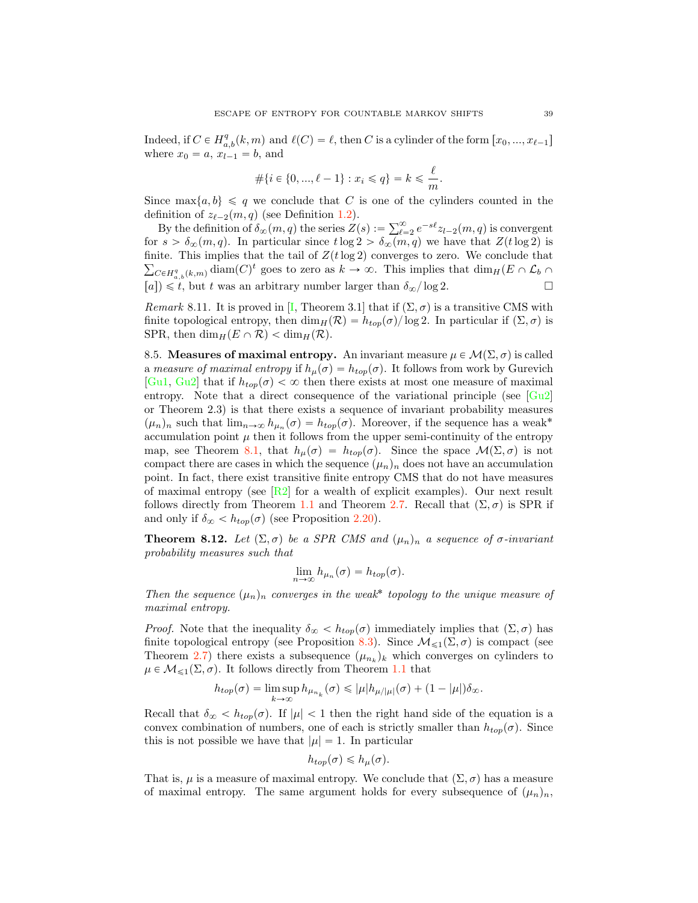Indeed, if $C \in H^q_{a,b}(k,m)$ and $\ell(C) = \ell$, then $C$ is a cylinder of the form $[x_0, ..., x_{\ell-1}]$ where $x_0 = a$, $x_{l-1} = b$, and

$$\#\{i \in \{0, ..., \ell-1\} : x_i \leqslant q\} = k \leqslant \frac{\ell}{m}.$$

Since $\max\{a, b\} \leqslant q$ we conclude that $C$ is one of the cylinders counted in the definition of $z_{\ell-2}(m,q)$ (see Definition 1.2).

By the definition of $\delta_\infty(m,q)$ the series $Z(s) := \sum_{\ell=2}^{\infty} e^{-s\ell} z_{l-2}(m,q)$ is convergent for $s > \delta_\infty(m,q)$. In particular since $t \log 2 > \delta_\infty(m,q)$ we have that $Z(t\log 2)$ is finite. This implies that the tail of $Z(t \log 2)$ converges to zero. We conclude that $\sum_{C \in H^q_{a,b}(k,m)} \operatorname{diam}(C)^t$ goes to zero as $k \to \infty$. This implies that $\dim_H(E \cap \mathcal{L}_b \cap [a]) \leqslant t$, but $t$ was an arbitrary number larger than $\delta_\infty / \log 2$. □

*Remark* 8.11. It is proved in [I, Theorem 3.1] that if $(\Sigma, \sigma)$ is a transitive CMS with finite topological entropy, then $\dim_H(\mathcal{R}) = h_{top}(\sigma)/\log 2$. In particular if $(\Sigma, \sigma)$ is SPR, then $\dim_H(E \cap \mathcal{R}) < \dim_H(\mathcal{R})$.

8.5. **Measures of maximal entropy.** An invariant measure $\mu \in \mathcal{M}(\Sigma, \sigma)$ is called a *measure of maximal entropy* if $h_\mu(\sigma) = h_{top}(\sigma)$. It follows from work by Gurevich [Gu1, Gu2] that if $h_{top}(\sigma) < \infty$ then there exists at most one measure of maximal entropy. Note that a direct consequence of the variational principle (see [Gu2] or Theorem 2.3) is that there exists a sequence of invariant probability measures $(\mu_n)_n$ such that $\lim_{n\to\infty} h_{\mu_n}(\sigma) = h_{top}(\sigma)$. Moreover, if the sequence has a weak* accumulation point $\mu$ then it follows from the upper semi-continuity of the entropy map, see Theorem 8.1, that $h_\mu(\sigma) = h_{top}(\sigma)$. Since the space $\mathcal{M}(\Sigma, \sigma)$ is not compact there are cases in which the sequence $(\mu_n)_n$ does not have an accumulation point. In fact, there exist transitive finite entropy CMS that do not have measures of maximal entropy (see [R2] for a wealth of explicit examples). Our next result follows directly from Theorem 1.1 and Theorem 2.7. Recall that $(\Sigma, \sigma)$ is SPR if and only if $\delta_\infty < h_{top}(\sigma)$ (see Proposition 2.20).

**Theorem 8.12.** *Let $(\Sigma, \sigma)$ be a SPR CMS and $(\mu_n)_n$ a sequence of $\sigma$-invariant probability measures such that*

$$\lim_{n\to\infty} h_{\mu_n}(\sigma) = h_{top}(\sigma).$$

*Then the sequence $(\mu_n)_n$ converges in the weak* topology to the unique measure of maximal entropy.*

*Proof.* Note that the inequality $\delta_\infty < h_{top}(\sigma)$ immediately implies that $(\Sigma, \sigma)$ has finite topological entropy (see Proposition 8.3). Since $\mathcal{M}_{\leqslant 1}(\Sigma, \sigma)$ is compact (see Theorem 2.7) there exists a subsequence $(\mu_{n_k})_k$ which converges on cylinders to $\mu \in \mathcal{M}_{\leqslant 1}(\Sigma, \sigma)$. It follows directly from Theorem 1.1 that

$$h_{top}(\sigma) = \limsup_{k\to\infty} h_{\mu_{n_k}}(\sigma) \leqslant |\mu| h_{\mu/|\mu|}(\sigma) + (1 - |\mu|)\delta_\infty.$$

Recall that $\delta_\infty < h_{top}(\sigma)$. If $|\mu| < 1$ then the right hand side of the equation is a convex combination of numbers, one of each is strictly smaller than $h_{top}(\sigma)$. Since this is not possible we have that $|\mu| = 1$. In particular

$$h_{top}(\sigma) \leqslant h_\mu(\sigma).$$

That is, $\mu$ is a measure of maximal entropy. We conclude that $(\Sigma, \sigma)$ has a measure of maximal entropy. The same argument holds for every subsequence of $(\mu_n)_n$,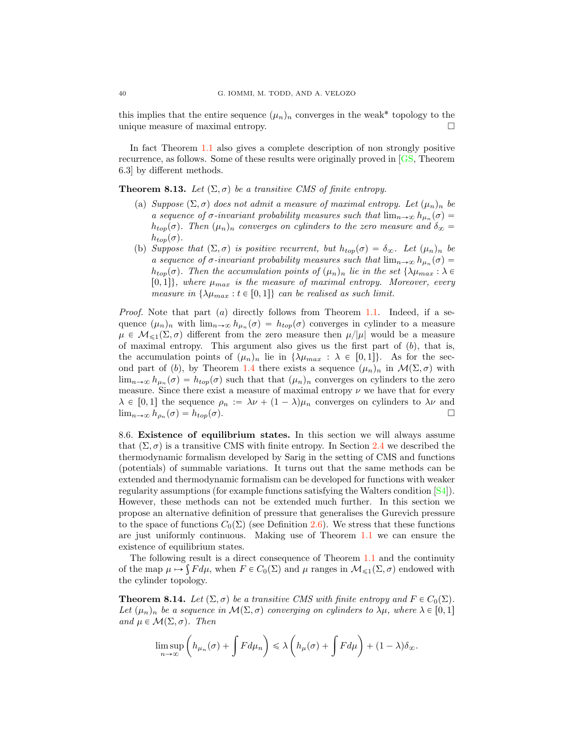this implies that the entire sequence $(\mu_n)_n$ converges in the weak* topology to the unique measure of maximal entropy. $\square$

In fact Theorem 1.1 also gives a complete description of non strongly positive recurrence, as follows. Some of these results were originally proved in [GS, Theorem 6.3] by different methods.

**Theorem 8.13.** *Let $(\Sigma, \sigma)$ be a transitive CMS of finite entropy.*

(a) *Suppose $(\Sigma, \sigma)$ does not admit a measure of maximal entropy. Let $(\mu_n)_n$ be a sequence of $\sigma$-invariant probability measures such that $\lim_{n\to\infty} h_{\mu_n}(\sigma) = h_{top}(\sigma)$. Then $(\mu_n)_n$ converges on cylinders to the zero measure and $\delta_\infty = h_{top}(\sigma)$.*

(b) *Suppose that $(\Sigma, \sigma)$ is positive recurrent, but $h_{top}(\sigma) = \delta_\infty$. Let $(\mu_n)_n$ be a sequence of $\sigma$-invariant probability measures such that $\lim_{n\to\infty} h_{\mu_n}(\sigma) = h_{top}(\sigma)$. Then the accumulation points of $(\mu_n)_n$ lie in the set $\{\lambda\mu_{max} : \lambda \in [0,1]\}$, where $\mu_{max}$ is the measure of maximal entropy. Moreover, every measure in $\{\lambda\mu_{max} : t \in [0,1]\}$ can be realised as such limit.*

*Proof.* Note that part $(a)$ directly follows from Theorem 1.1. Indeed, if a sequence $(\mu_n)_n$ with $\lim_{n\to\infty} h_{\mu_n}(\sigma) = h_{top}(\sigma)$ converges in cylinder to a measure $\mu \in \mathcal{M}_{\leqslant 1}(\Sigma, \sigma)$ different from the zero measure then $\mu/|\mu|$ would be a measure of maximal entropy. This argument also gives us the first part of $(b)$, that is, the accumulation points of $(\mu_n)_n$ lie in $\{\lambda\mu_{max} : \lambda \in [0,1]\}$. As for the second part of $(b)$, by Theorem 1.4 there exists a sequence $(\mu_n)_n$ in $\mathcal{M}(\Sigma, \sigma)$ with $\lim_{n\to\infty} h_{\mu_n}(\sigma) = h_{top}(\sigma)$ such that that $(\mu_n)_n$ converges on cylinders to the zero measure. Since there exist a measure of maximal entropy $\nu$ we have that for every $\lambda \in [0,1]$ the sequence $\rho_n := \lambda\nu + (1-\lambda)\mu_n$ converges on cylinders to $\lambda\nu$ and $\lim_{n\to\infty} h_{\rho_n}(\sigma) = h_{top}(\sigma)$. $\square$

8.6. **Existence of equilibrium states.** In this section we will always assume that $(\Sigma, \sigma)$ is a transitive CMS with finite entropy. In Section 2.4 we described the thermodynamic formalism developed by Sarig in the setting of CMS and functions (potentials) of summable variations. It turns out that the same methods can be extended and thermodynamic formalism can be developed for functions with weaker regularity assumptions (for example functions satisfying the Walters condition [S4]). However, these methods can not be extended much further. In this section we propose an alternative definition of pressure that generalises the Gurevich pressure to the space of functions $C_0(\Sigma)$ (see Definition 2.6). We stress that these functions are just uniformly continuous. Making use of Theorem 1.1 we can ensure the existence of equilibrium states.

The following result is a direct consequence of Theorem 1.1 and the continuity of the map $\mu \mapsto \int F d\mu$, when $F \in C_0(\Sigma)$ and $\mu$ ranges in $\mathcal{M}_{\leqslant 1}(\Sigma, \sigma)$ endowed with the cylinder topology.

**Theorem 8.14.** *Let $(\Sigma, \sigma)$ be a transitive CMS with finite entropy and $F \in C_0(\Sigma)$. Let $(\mu_n)_n$ be a sequence in $\mathcal{M}(\Sigma, \sigma)$ converging on cylinders to $\lambda\mu$, where $\lambda \in [0,1]$ and $\mu \in \mathcal{M}(\Sigma, \sigma)$. Then*

$$\limsup_{n\to\infty} \left( h_{\mu_n}(\sigma) + \int F d\mu_n \right) \leqslant \lambda \left( h_\mu(\sigma) + \int F d\mu \right) + (1-\lambda)\delta_\infty.$$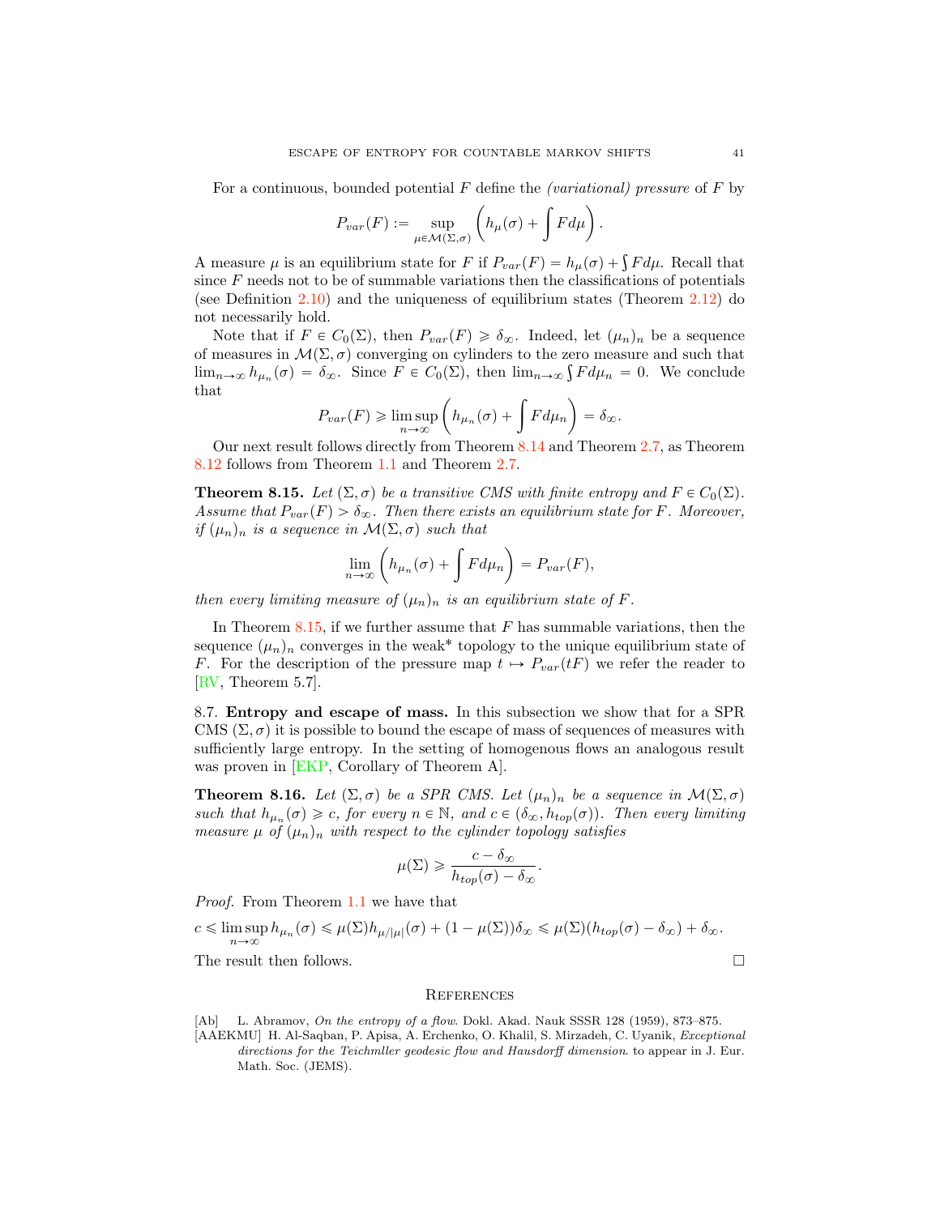For a continuous, bounded potential $F$ define the *(variational) pressure* of $F$ by

$$P_{var}(F) := \sup_{\mu \in \mathcal{M}(\Sigma,\sigma)} \left( h_\mu(\sigma) + \int F d\mu \right).$$

A measure $\mu$ is an equilibrium state for $F$ if $P_{var}(F) = h_\mu(\sigma) + \int F d\mu$. Recall that since $F$ needs not to be of summable variations then the classifications of potentials (see Definition 2.10) and the uniqueness of equilibrium states (Theorem 2.12) do not necessarily hold.

Note that if $F \in C_0(\Sigma)$, then $P_{var}(F) \geqslant \delta_\infty$. Indeed, let $(\mu_n)_n$ be a sequence of measures in $\mathcal{M}(\Sigma,\sigma)$ converging on cylinders to the zero measure and such that $\lim_{n\to\infty} h_{\mu_n}(\sigma) = \delta_\infty$. Since $F \in C_0(\Sigma)$, then $\lim_{n\to\infty} \int F d\mu_n = 0$. We conclude that

$$P_{var}(F) \geqslant \limsup_{n\to\infty} \left( h_{\mu_n}(\sigma) + \int F d\mu_n \right) = \delta_\infty.$$

Our next result follows directly from Theorem 8.14 and Theorem 2.7, as Theorem 8.12 follows from Theorem 1.1 and Theorem 2.7.

**Theorem 8.15.** *Let $(\Sigma,\sigma)$ be a transitive CMS with finite entropy and $F \in C_0(\Sigma)$. Assume that $P_{var}(F) > \delta_\infty$. Then there exists an equilibrium state for $F$. Moreover, if $(\mu_n)_n$ is a sequence in $\mathcal{M}(\Sigma,\sigma)$ such that*

$$\lim_{n\to\infty} \left( h_{\mu_n}(\sigma) + \int F d\mu_n \right) = P_{var}(F),$$

*then every limiting measure of $(\mu_n)_n$ is an equilibrium state of $F$.*

In Theorem 8.15, if we further assume that $F$ has summable variations, then the sequence $(\mu_n)_n$ converges in the weak* topology to the unique equilibrium state of $F$. For the description of the pressure map $t \mapsto P_{var}(tF)$ we refer the reader to [RV, Theorem 5.7].

8.7. **Entropy and escape of mass.** In this subsection we show that for a SPR CMS $(\Sigma,\sigma)$ it is possible to bound the escape of mass of sequences of measures with sufficiently large entropy. In the setting of homogenous flows an analogous result was proven in [EKP, Corollary of Theorem A].

**Theorem 8.16.** *Let $(\Sigma,\sigma)$ be a SPR CMS. Let $(\mu_n)_n$ be a sequence in $\mathcal{M}(\Sigma,\sigma)$ such that $h_{\mu_n}(\sigma) \geqslant c$, for every $n \in \mathbb{N}$, and $c \in (\delta_\infty, h_{top}(\sigma))$. Then every limiting measure $\mu$ of $(\mu_n)_n$ with respect to the cylinder topology satisfies*

$$\mu(\Sigma) \geqslant \frac{c - \delta_\infty}{h_{top}(\sigma) - \delta_\infty}.$$

*Proof.* From Theorem 1.1 we have that

$$c \leqslant \limsup_{n\to\infty} h_{\mu_n}(\sigma) \leqslant \mu(\Sigma) h_{\mu/|\mu|}(\sigma) + (1-\mu(\Sigma))\delta_\infty \leqslant \mu(\Sigma)(h_{top}(\sigma) - \delta_\infty) + \delta_\infty.$$

The result then follows. □

## References

[Ab] L. Abramov, *On the entropy of a flow*. Dokl. Akad. Nauk SSSR 128 (1959), 873–875.

[AAEKMU] H. Al-Saqban, P. Apisa, A. Erchenko, O. Khalil, S. Mirzadeh, C. Uyanik, *Exceptional directions for the Teichmller geodesic flow and Hausdorff dimension*. to appear in J. Eur. Math. Soc. (JEMS).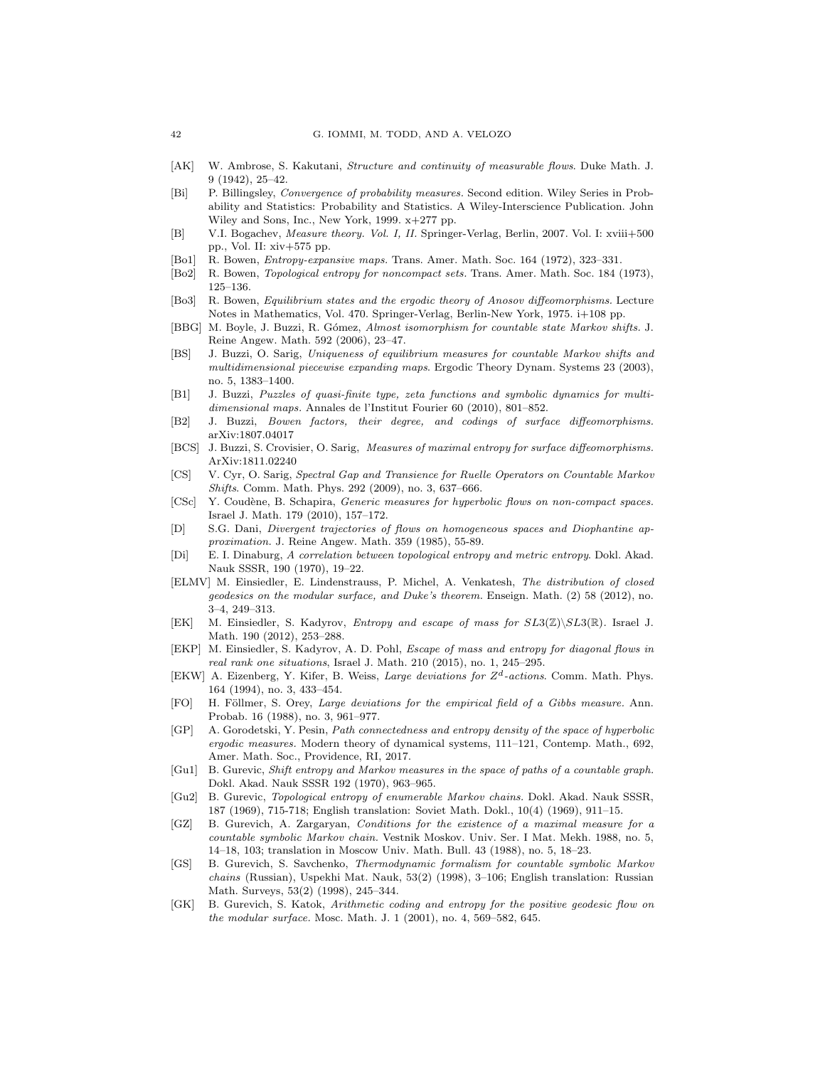- [AK] W. Ambrose, S. Kakutani, *Structure and continuity of measurable flows*. Duke Math. J. 9 (1942), 25–42.
- [Bi] P. Billingsley, *Convergence of probability measures*. Second edition. Wiley Series in Probability and Statistics: Probability and Statistics. A Wiley-Interscience Publication. John Wiley and Sons, Inc., New York, 1999. x+277 pp.
- [B] V.I. Bogachev, *Measure theory. Vol. I, II*. Springer-Verlag, Berlin, 2007. Vol. I: xviii+500 pp., Vol. II: xiv+575 pp.
- [Bo1] R. Bowen, *Entropy-expansive maps*. Trans. Amer. Math. Soc. 164 (1972), 323–331.
- [Bo2] R. Bowen, *Topological entropy for noncompact sets*. Trans. Amer. Math. Soc. 184 (1973), 125–136.
- [Bo3] R. Bowen, *Equilibrium states and the ergodic theory of Anosov diffeomorphisms*. Lecture Notes in Mathematics, Vol. 470. Springer-Verlag, Berlin-New York, 1975. i+108 pp.
- [BBG] M. Boyle, J. Buzzi, R. Gómez, *Almost isomorphism for countable state Markov shifts*. J. Reine Angew. Math. 592 (2006), 23–47.
- [BS] J. Buzzi, O. Sarig, *Uniqueness of equilibrium measures for countable Markov shifts and multidimensional piecewise expanding maps*. Ergodic Theory Dynam. Systems 23 (2003), no. 5, 1383–1400.
- [B1] J. Buzzi, *Puzzles of quasi-finite type, zeta functions and symbolic dynamics for multidimensional maps*. Annales de l'Institut Fourier 60 (2010), 801–852.
- [B2] J. Buzzi, *Bowen factors, their degree, and codings of surface diffeomorphisms*. arXiv:1807.04017
- [BCS] J. Buzzi, S. Crovisier, O. Sarig, *Measures of maximal entropy for surface diffeomorphisms*. ArXiv:1811.02240
- [CS] V. Cyr, O. Sarig, *Spectral Gap and Transience for Ruelle Operators on Countable Markov Shifts*. Comm. Math. Phys. 292 (2009), no. 3, 637–666.
- [CSc] Y. Coudène, B. Schapira, *Generic measures for hyperbolic flows on non-compact spaces*. Israel J. Math. 179 (2010), 157–172.
- [D] S.G. Dani, *Divergent trajectories of flows on homogeneous spaces and Diophantine approximation*. J. Reine Angew. Math. 359 (1985), 55-89.
- [Di] E. I. Dinaburg, *A correlation between topological entropy and metric entropy*. Dokl. Akad. Nauk SSSR, 190 (1970), 19–22.
- [ELMV] M. Einsiedler, E. Lindenstrauss, P. Michel, A. Venkatesh, *The distribution of closed geodesics on the modular surface, and Duke's theorem*. Enseign. Math. (2) 58 (2012), no. 3–4, 249–313.
- [EK] M. Einsiedler, S. Kadyrov, *Entropy and escape of mass for $SL3(\mathbb{Z})\backslash SL3(\mathbb{R})$*. Israel J. Math. 190 (2012), 253–288.
- [EKP] M. Einsiedler, S. Kadyrov, A. D. Pohl, *Escape of mass and entropy for diagonal flows in real rank one situations*, Israel J. Math. 210 (2015), no. 1, 245–295.
- [EKW] A. Eizenberg, Y. Kifer, B. Weiss, *Large deviations for $Z^d$-actions*. Comm. Math. Phys. 164 (1994), no. 3, 433–454.
- [FO] H. Föllmer, S. Orey, *Large deviations for the empirical field of a Gibbs measure*. Ann. Probab. 16 (1988), no. 3, 961–977.
- [GP] A. Gorodetski, Y. Pesin, *Path connectedness and entropy density of the space of hyperbolic ergodic measures*. Modern theory of dynamical systems, 111–121, Contemp. Math., 692, Amer. Math. Soc., Providence, RI, 2017.
- [Gu1] B. Gurevic, *Shift entropy and Markov measures in the space of paths of a countable graph*. Dokl. Akad. Nauk SSSR 192 (1970), 963–965.
- [Gu2] B. Gurevic, *Topological entropy of enumerable Markov chains*. Dokl. Akad. Nauk SSSR, 187 (1969), 715-718; English translation: Soviet Math. Dokl., 10(4) (1969), 911–15.
- [GZ] B. Gurevich, A. Zargaryan, *Conditions for the existence of a maximal measure for a countable symbolic Markov chain*. Vestnik Moskov. Univ. Ser. I Mat. Mekh. 1988, no. 5, 14–18, 103; translation in Moscow Univ. Math. Bull. 43 (1988), no. 5, 18–23.
- [GS] B. Gurevich, S. Savchenko, *Thermodynamic formalism for countable symbolic Markov chains* (Russian), Uspekhi Mat. Nauk, 53(2) (1998), 3–106; English translation: Russian Math. Surveys, 53(2) (1998), 245–344.
- [GK] B. Gurevich, S. Katok, *Arithmetic coding and entropy for the positive geodesic flow on the modular surface*. Mosc. Math. J. 1 (2001), no. 4, 569–582, 645.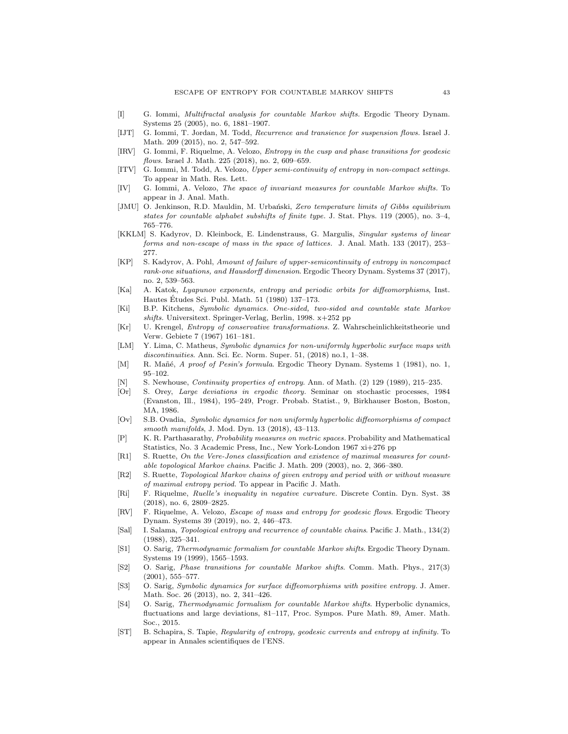- [I] G. Iommi, *Multifractal analysis for countable Markov shifts*. Ergodic Theory Dynam. Systems 25 (2005), no. 6, 1881–1907.
- [IJT] G. Iommi, T. Jordan, M. Todd, *Recurrence and transience for suspension flows*. Israel J. Math. 209 (2015), no. 2, 547–592.
- [IRV] G. Iommi, F. Riquelme, A. Velozo, *Entropy in the cusp and phase transitions for geodesic flows*. Israel J. Math. 225 (2018), no. 2, 609–659.
- [ITV] G. Iommi, M. Todd, A. Velozo, *Upper semi-continuity of entropy in non-compact settings.* To appear in Math. Res. Lett.
- [IV] G. Iommi, A. Velozo, *The space of invariant measures for countable Markov shifts.* To appear in J. Anal. Math.
- [JMU] O. Jenkinson, R.D. Mauldin, M. Urbański, *Zero temperature limits of Gibbs equilibrium states for countable alphabet subshifts of finite type.* J. Stat. Phys. 119 (2005), no. 3–4, 765–776.
- [KKLM] S. Kadyrov, D. Kleinbock, E. Lindenstrauss, G. Margulis, *Singular systems of linear forms and non-escape of mass in the space of lattices.* J. Anal. Math. 133 (2017), 253–277.
- [KP] S. Kadyrov, A. Pohl, *Amount of failure of upper-semicontinuity of entropy in noncompact rank-one situations, and Hausdorff dimension*. Ergodic Theory Dynam. Systems 37 (2017), no. 2, 539–563.
- [Ka] A. Katok, *Lyapunov exponents, entropy and periodic orbits for diffeomorphisms*, Inst. Hautes Études Sci. Publ. Math. 51 (1980) 137–173.
- [Ki] B.P. Kitchens, *Symbolic dynamics. One-sided, two-sided and countable state Markov shifts.* Universitext. Springer-Verlag, Berlin, 1998. x+252 pp
- [Kr] U. Krengel, *Entropy of conservative transformations.* Z. Wahrscheinlichkeitstheorie und Verw. Gebiete 7 (1967) 161–181.
- [LM] Y. Lima, C. Matheus, *Symbolic dynamics for non-uniformly hyperbolic surface maps with discontinuities*. Ann. Sci. Ec. Norm. Super. 51, (2018) no.1, 1–38.
- [M] R. Mañé, *A proof of Pesin's formula*. Ergodic Theory Dynam. Systems 1 (1981), no. 1, 95–102.
- [N] S. Newhouse, *Continuity properties of entropy.* Ann. of Math. (2) 129 (1989), 215–235.
- [Or] S. Orey, *Large deviations in ergodic theory.* Seminar on stochastic processes, 1984 (Evanston, Ill., 1984), 195–249, Progr. Probab. Statist., 9, Birkhauser Boston, Boston, MA, 1986.
- [Ov] S.B. Ovadia, *Symbolic dynamics for non uniformly hyperbolic diffeomorphisms of compact smooth manifolds*, J. Mod. Dyn. 13 (2018), 43–113.
- [P] K. R. Parthasarathy, *Probability measures on metric spaces*. Probability and Mathematical Statistics, No. 3 Academic Press, Inc., New York-London 1967 xi+276 pp
- [R1] S. Ruette, *On the Vere-Jones classification and existence of maximal measures for countable topological Markov chains*. Pacific J. Math. 209 (2003), no. 2, 366–380.
- [R2] S. Ruette, *Topological Markov chains of given entropy and period with or without measure of maximal entropy period*. To appear in Pacific J. Math.
- [Ri] F. Riquelme, *Ruelle's inequality in negative curvature.* Discrete Contin. Dyn. Syst. 38 (2018), no. 6, 2809–2825.
- [RV] F. Riquelme, A. Velozo, *Escape of mass and entropy for geodesic flows*. Ergodic Theory Dynam. Systems 39 (2019), no. 2, 446–473.
- [Sal] I. Salama, *Topological entropy and recurrence of countable chains*. Pacific J. Math., 134(2) (1988), 325–341.
- [S1] O. Sarig, *Thermodynamic formalism for countable Markov shifts*. Ergodic Theory Dynam. Systems 19 (1999), 1565–1593.
- [S2] O. Sarig, *Phase transitions for countable Markov shifts*. Comm. Math. Phys., 217(3) (2001), 555–577.
- [S3] O. Sarig, *Symbolic dynamics for surface diffeomorphisms with positive entropy*. J. Amer. Math. Soc. 26 (2013), no. 2, 341–426.
- [S4] O. Sarig, *Thermodynamic formalism for countable Markov shifts*. Hyperbolic dynamics, fluctuations and large deviations, 81–117, Proc. Sympos. Pure Math. 89, Amer. Math. Soc., 2015.
- [ST] B. Schapira, S. Tapie, *Regularity of entropy, geodesic currents and entropy at infinity.* To appear in Annales scientifiques de l'ENS.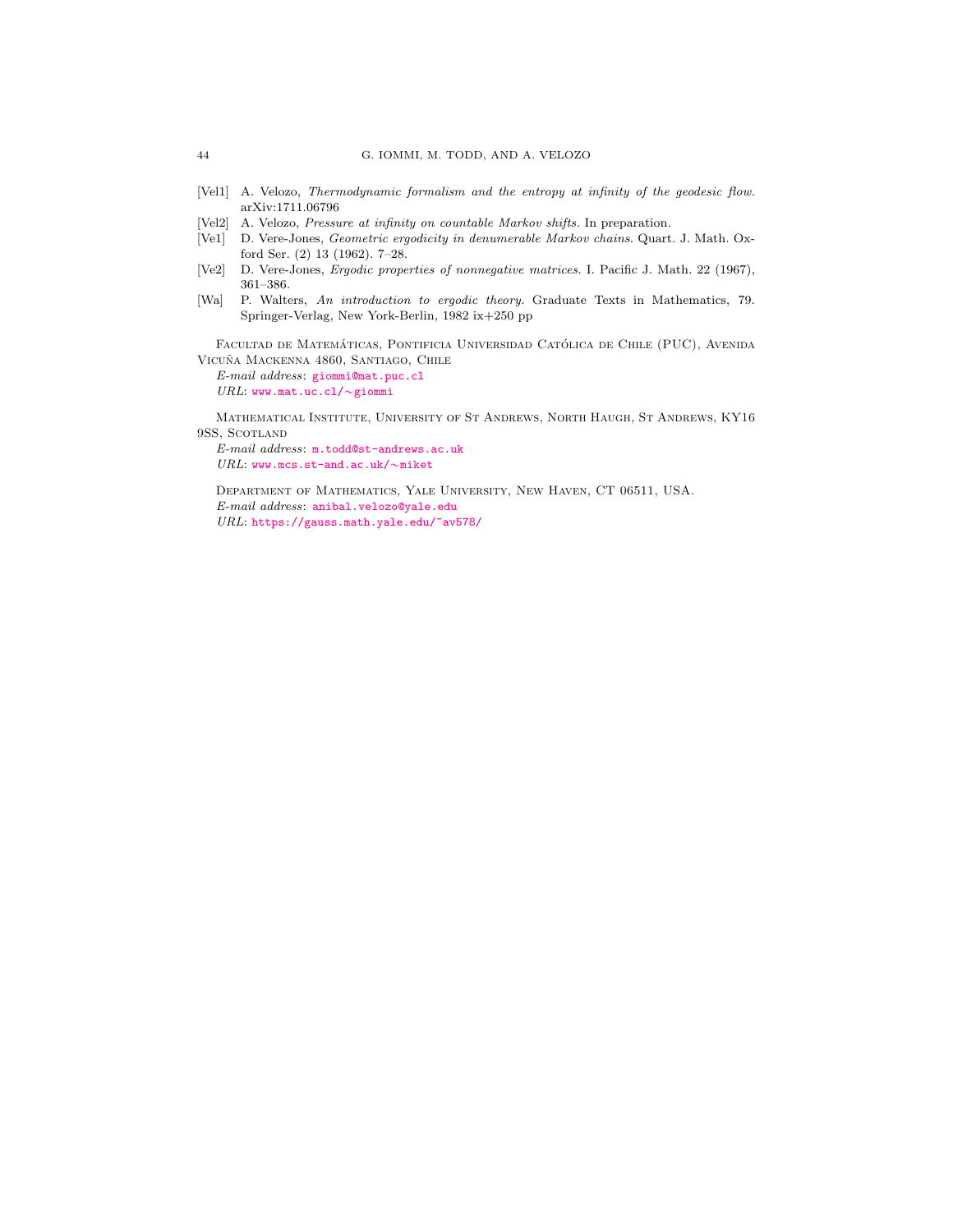- [Vel1] A. Velozo, *Thermodynamic formalism and the entropy at infinity of the geodesic flow.* arXiv:1711.06796
- [Vel2] A. Velozo, *Pressure at infinity on countable Markov shifts.* In preparation.
- [Ve1] D. Vere-Jones, *Geometric ergodicity in denumerable Markov chains.* Quart. J. Math. Oxford Ser. (2) 13 (1962). 7–28.
- [Ve2] D. Vere-Jones, *Ergodic properties of nonnegative matrices.* I. Pacific J. Math. 22 (1967), 361–386.
- [Wa] P. Walters, *An introduction to ergodic theory.* Graduate Texts in Mathematics, 79. Springer-Verlag, New York-Berlin, 1982 ix+250 pp

Facultad de Matemáticas, Pontificia Universidad Católica de Chile (PUC), Avenida Vicuña Mackenna 4860, Santiago, Chile

*E-mail address*: giommi@mat.puc.cl

*URL*: www.mat.uc.cl/∼giommi

Mathematical Institute, University of St Andrews, North Haugh, St Andrews, KY16 9SS, Scotland

*E-mail address*: m.todd@st-andrews.ac.uk

*URL*: www.mcs.st-and.ac.uk/∼miket

Department of Mathematics, Yale University, New Haven, CT 06511, USA.

*E-mail address*: anibal.velozo@yale.edu

*URL*: https://gauss.math.yale.edu/~av578/